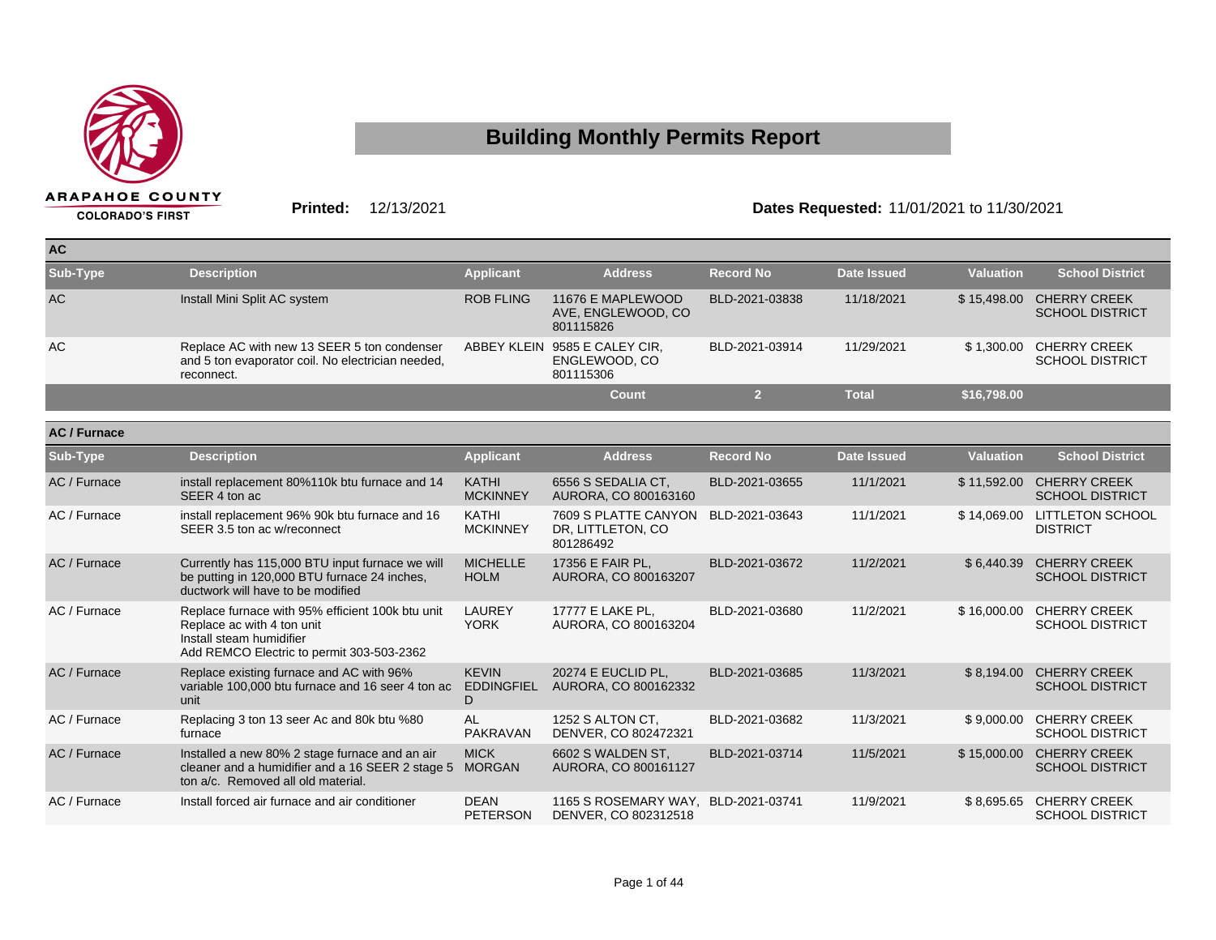ARAPAHOE COUNTY
COLORADO'S FIRST

# Building Monthly Permits Report

**Printed:** 12/13/2021

**Dates Requested:** 11/01/2021 to 11/30/2021

## AC

| Sub-Type | Description | Applicant | Address | Record No | Date Issued | Valuation | School District |
|---|---|---|---|---|---|---|---|
| AC | Install Mini Split AC system | ROB FLING | 11676 E MAPLEWOOD AVE, ENGLEWOOD, CO 801115826 | BLD-2021-03838 | 11/18/2021 | $ 15,498.00 | CHERRY CREEK SCHOOL DISTRICT |
| AC | Replace AC with new 13 SEER 5 ton condenser and 5 ton evaporator coil. No electrician needed, reconnect. | ABBEY KLEIN | 9585 E CALEY CIR, ENGLEWOOD, CO 801115306 | BLD-2021-03914 | 11/29/2021 | $ 1,300.00 | CHERRY CREEK SCHOOL DISTRICT |
| | | | Count | 2 | Total | $16,798.00 | |

## AC / Furnace

| Sub-Type | Description | Applicant | Address | Record No | Date Issued | Valuation | School District |
|---|---|---|---|---|---|---|---|
| AC / Furnace | install replacement 80%110k btu furnace and 14 SEER 4 ton ac | KATHI MCKINNEY | 6556 S SEDALIA CT, AURORA, CO 800163160 | BLD-2021-03655 | 11/1/2021 | $ 11,592.00 | CHERRY CREEK SCHOOL DISTRICT |
| AC / Furnace | install replacement 96% 90k btu furnace and 16 SEER 3.5 ton ac w/reconnect | KATHI MCKINNEY | 7609 S PLATTE CANYON DR, LITTLETON, CO 801286492 | BLD-2021-03643 | 11/1/2021 | $ 14,069.00 | LITTLETON SCHOOL DISTRICT |
| AC / Furnace | Currently has 115,000 BTU input furnace we will be putting in 120,000 BTU furnace 24 inches, ductwork will have to be modified | MICHELLE HOLM | 17356 E FAIR PL, AURORA, CO 800163207 | BLD-2021-03672 | 11/2/2021 | $ 6,440.39 | CHERRY CREEK SCHOOL DISTRICT |
| AC / Furnace | Replace furnace with 95% efficient 100k btu unit Replace ac with 4 ton unit Install steam humidifier Add REMCO Electric to permit 303-503-2362 | LAUREY YORK | 17777 E LAKE PL, AURORA, CO 800163204 | BLD-2021-03680 | 11/2/2021 | $ 16,000.00 | CHERRY CREEK SCHOOL DISTRICT |
| AC / Furnace | Replace existing furnace and AC with 96% variable 100,000 btu furnace and 16 seer 4 ton ac unit | KEVIN EDDINGFIELD | 20274 E EUCLID PL, AURORA, CO 800162332 | BLD-2021-03685 | 11/3/2021 | $ 8,194.00 | CHERRY CREEK SCHOOL DISTRICT |
| AC / Furnace | Replacing 3 ton 13 seer Ac and 80k btu %80 furnace | AL PAKRAVAN | 1252 S ALTON CT, DENVER, CO 802472321 | BLD-2021-03682 | 11/3/2021 | $ 9,000.00 | CHERRY CREEK SCHOOL DISTRICT |
| AC / Furnace | Installed a new 80% 2 stage furnace and an air cleaner and a humidifier and a 16 SEER 2 stage 5 ton a/c. Removed all old material. | MICK MORGAN | 6602 S WALDEN ST, AURORA, CO 800161127 | BLD-2021-03714 | 11/5/2021 | $ 15,000.00 | CHERRY CREEK SCHOOL DISTRICT |
| AC / Furnace | Install forced air furnace and air conditioner | DEAN PETERSON | 1165 S ROSEMARY WAY, DENVER, CO 802312518 | BLD-2021-03741 | 11/9/2021 | $ 8,695.65 | CHERRY CREEK SCHOOL DISTRICT |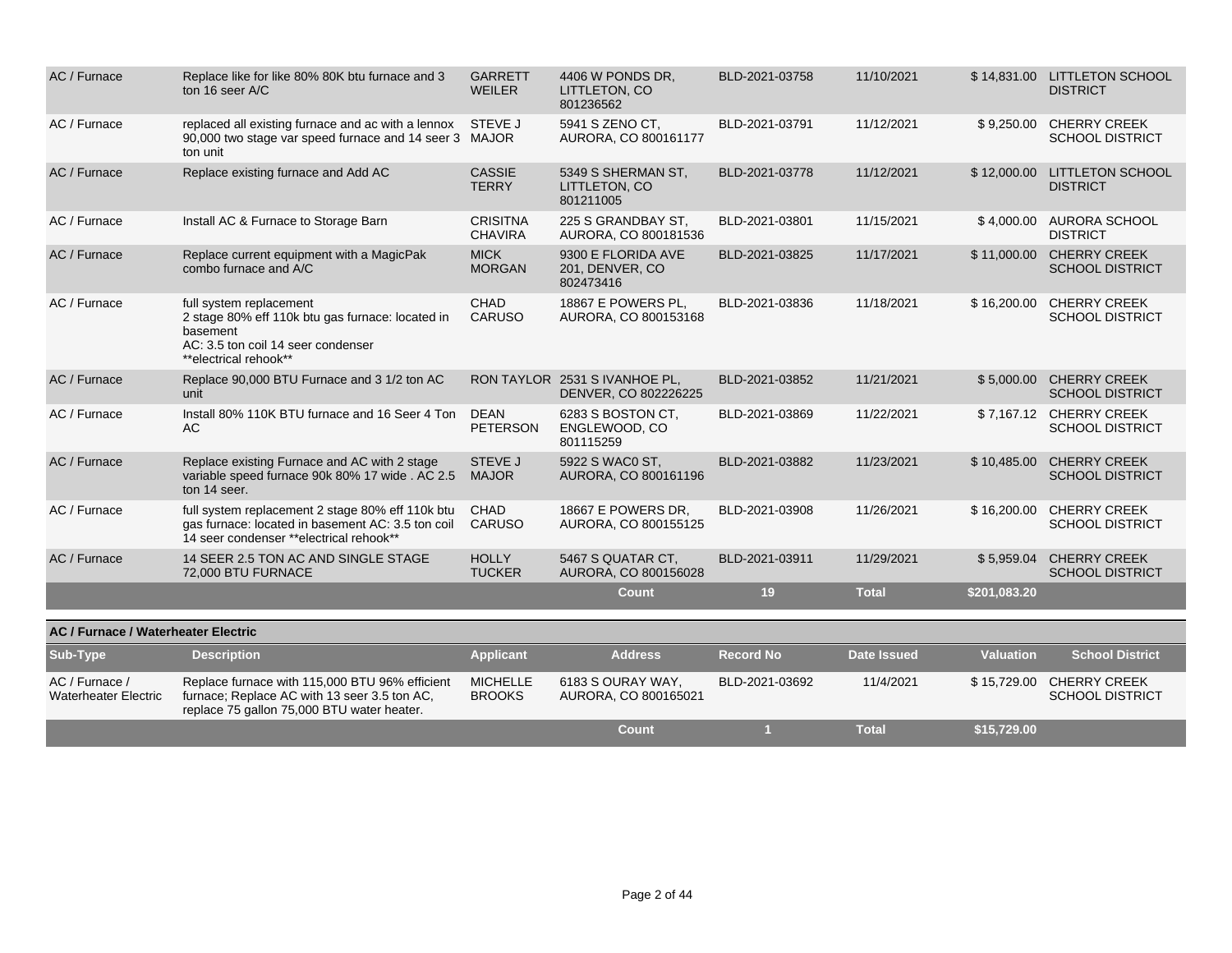| Sub-Type | Description | Applicant | Address | Record No | Date Issued | Valuation | School District |
|---|---|---|---|---|---|---|---|
| AC / Furnace | Replace like for like 80% 80K btu furnace and 3 ton 16 seer A/C | GARRETT WEILER | 4406 W PONDS DR, LITTLETON, CO 801236562 | BLD-2021-03758 | 11/10/2021 | $ 14,831.00 | LITTLETON SCHOOL DISTRICT |
| AC / Furnace | replaced all existing furnace and ac with a lennox 90,000 two stage var speed furnace and 14 seer 3 ton unit | STEVE J MAJOR | 5941 S ZENO CT, AURORA, CO 800161177 | BLD-2021-03791 | 11/12/2021 | $ 9,250.00 | CHERRY CREEK SCHOOL DISTRICT |
| AC / Furnace | Replace existing furnace and Add AC | CASSIE TERRY | 5349 S SHERMAN ST, LITTLETON, CO 801211005 | BLD-2021-03778 | 11/12/2021 | $ 12,000.00 | LITTLETON SCHOOL DISTRICT |
| AC / Furnace | Install AC & Furnace to Storage Barn | CRISITNA CHAVIRA | 225 S GRANDBAY ST, AURORA, CO 800181536 | BLD-2021-03801 | 11/15/2021 | $ 4,000.00 | AURORA SCHOOL DISTRICT |
| AC / Furnace | Replace current equipment with a MagicPak combo furnace and A/C | MICK MORGAN | 9300 E FLORIDA AVE 201, DENVER, CO 802473416 | BLD-2021-03825 | 11/17/2021 | $ 11,000.00 | CHERRY CREEK SCHOOL DISTRICT |
| AC / Furnace | full system replacement 2 stage 80% eff 110k btu gas furnace: located in basement AC: 3.5 ton coil 14 seer condenser **electrical rehook** | CHAD CARUSO | 18867 E POWERS PL, AURORA, CO 800153168 | BLD-2021-03836 | 11/18/2021 | $ 16,200.00 | CHERRY CREEK SCHOOL DISTRICT |
| AC / Furnace | Replace 90,000 BTU Furnace and 3 1/2 ton AC unit | RON TAYLOR | 2531 S IVANHOE PL, DENVER, CO 802226225 | BLD-2021-03852 | 11/21/2021 | $ 5,000.00 | CHERRY CREEK SCHOOL DISTRICT |
| AC / Furnace | Install 80% 110K BTU furnace and 16 Seer 4 Ton AC | DEAN PETERSON | 6283 S BOSTON CT, ENGLEWOOD, CO 801115259 | BLD-2021-03869 | 11/22/2021 | $ 7,167.12 | CHERRY CREEK SCHOOL DISTRICT |
| AC / Furnace | Replace existing Furnace and AC with 2 stage variable speed furnace 90k 80% 17 wide . AC 2.5 ton 14 seer. | STEVE J MAJOR | 5922 S WAC0 ST, AURORA, CO 800161196 | BLD-2021-03882 | 11/23/2021 | $ 10,485.00 | CHERRY CREEK SCHOOL DISTRICT |
| AC / Furnace | full system replacement 2 stage 80% eff 110k btu gas furnace: located in basement AC: 3.5 ton coil 14 seer condenser **electrical rehook** | CHAD CARUSO | 18667 E POWERS DR, AURORA, CO 800155125 | BLD-2021-03908 | 11/26/2021 | $ 16,200.00 | CHERRY CREEK SCHOOL DISTRICT |
| AC / Furnace | 14 SEER 2.5 TON AC AND SINGLE STAGE 72,000 BTU FURNACE | HOLLY TUCKER | 5467 S QUATAR CT, AURORA, CO 800156028 | BLD-2021-03911 | 11/29/2021 | $ 5,959.04 | CHERRY CREEK SCHOOL DISTRICT |
| | | | Count | 19 | Total | $201,083.20 | |

**AC / Furnace / Waterheater Electric**

| Sub-Type | Description | Applicant | Address | Record No | Date Issued | Valuation | School District |
|---|---|---|---|---|---|---|---|
| AC / Furnace / Waterheater Electric | Replace furnace with 115,000 BTU 96% efficient furnace; Replace AC with 13 seer 3.5 ton AC, replace 75 gallon 75,000 BTU water heater. | MICHELLE BROOKS | 6183 S OURAY WAY, AURORA, CO 800165021 | BLD-2021-03692 | 11/4/2021 | $ 15,729.00 | CHERRY CREEK SCHOOL DISTRICT |
| | | | Count | 1 | Total | $15,729.00 | |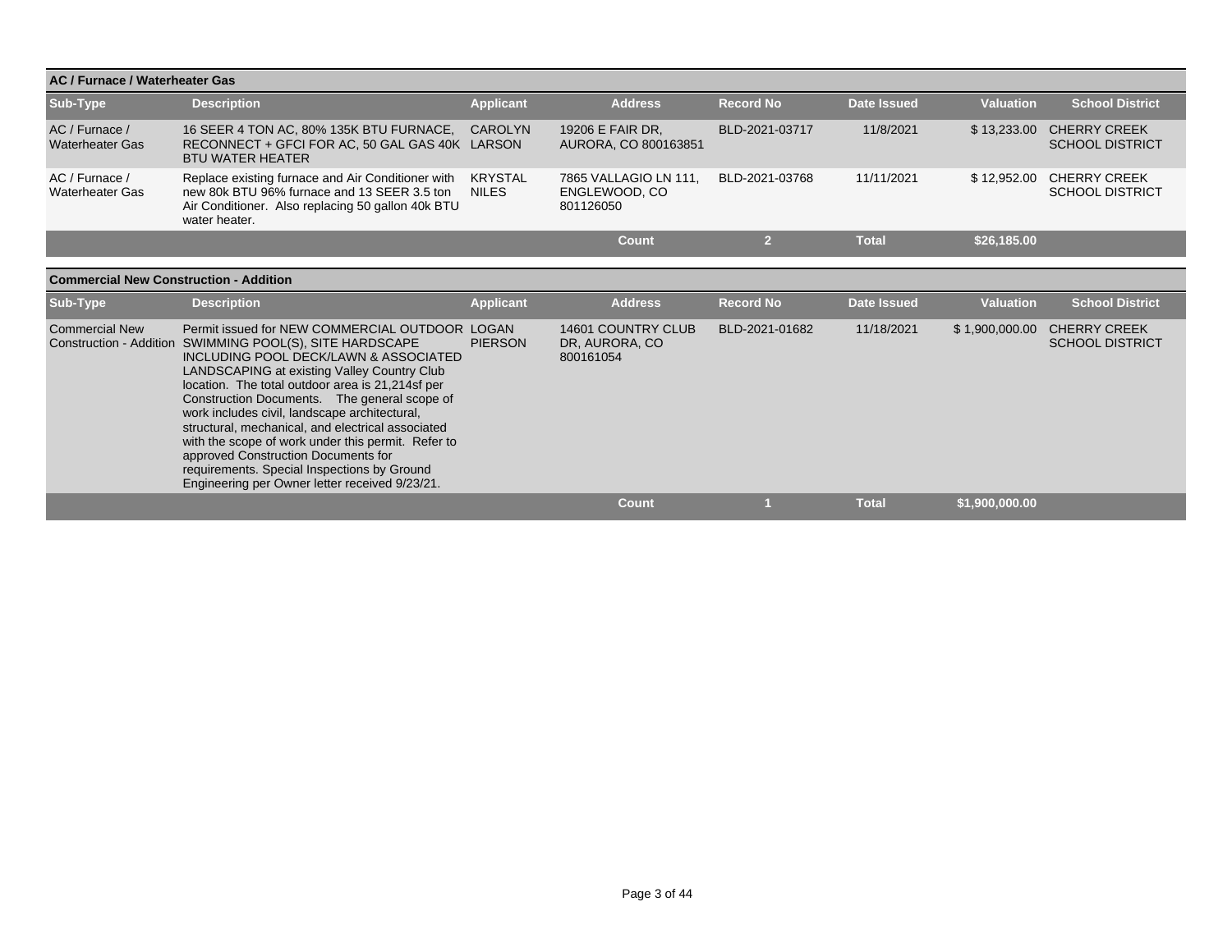## AC / Furnace / Waterheater Gas

| Sub-Type | Description | Applicant | Address | Record No | Date Issued | Valuation | School District |
|---|---|---|---|---|---|---|---|
| AC / Furnace / Waterheater Gas | 16 SEER 4 TON AC, 80% 135K BTU FURNACE, RECONNECT + GFCI FOR AC, 50 GAL GAS 40K BTU WATER HEATER | CAROLYN LARSON | 19206 E FAIR DR, AURORA, CO 800163851 | BLD-2021-03717 | 11/8/2021 | $ 13,233.00 | CHERRY CREEK SCHOOL DISTRICT |
| AC / Furnace / Waterheater Gas | Replace existing furnace and Air Conditioner with new 80k BTU 96% furnace and 13 SEER 3.5 ton Air Conditioner. Also replacing 50 gallon 40k BTU water heater. | KRYSTAL NILES | 7865 VALLAGIO LN 111, ENGLEWOOD, CO 801126050 | BLD-2021-03768 | 11/11/2021 | $ 12,952.00 | CHERRY CREEK SCHOOL DISTRICT |
| | | | Count | 2 | Total | $26,185.00 | |

## Commercial New Construction - Addition

| Sub-Type | Description | Applicant | Address | Record No | Date Issued | Valuation | School District |
|---|---|---|---|---|---|---|---|
| Commercial New Construction - Addition | Permit issued for NEW COMMERCIAL OUTDOOR SWIMMING POOL(S), SITE HARDSCAPE INCLUDING POOL DECK/LAWN & ASSOCIATED LANDSCAPING at existing Valley Country Club location. The total outdoor area is 21,214sf per Construction Documents. The general scope of work includes civil, landscape architectural, structural, mechanical, and electrical associated with the scope of work under this permit. Refer to approved Construction Documents for requirements. Special Inspections by Ground Engineering per Owner letter received 9/23/21. | LOGAN PIERSON | 14601 COUNTRY CLUB DR, AURORA, CO 800161054 | BLD-2021-01682 | 11/18/2021 | $ 1,900,000.00 | CHERRY CREEK SCHOOL DISTRICT |
| | | | Count | 1 | Total | $1,900,000.00 | |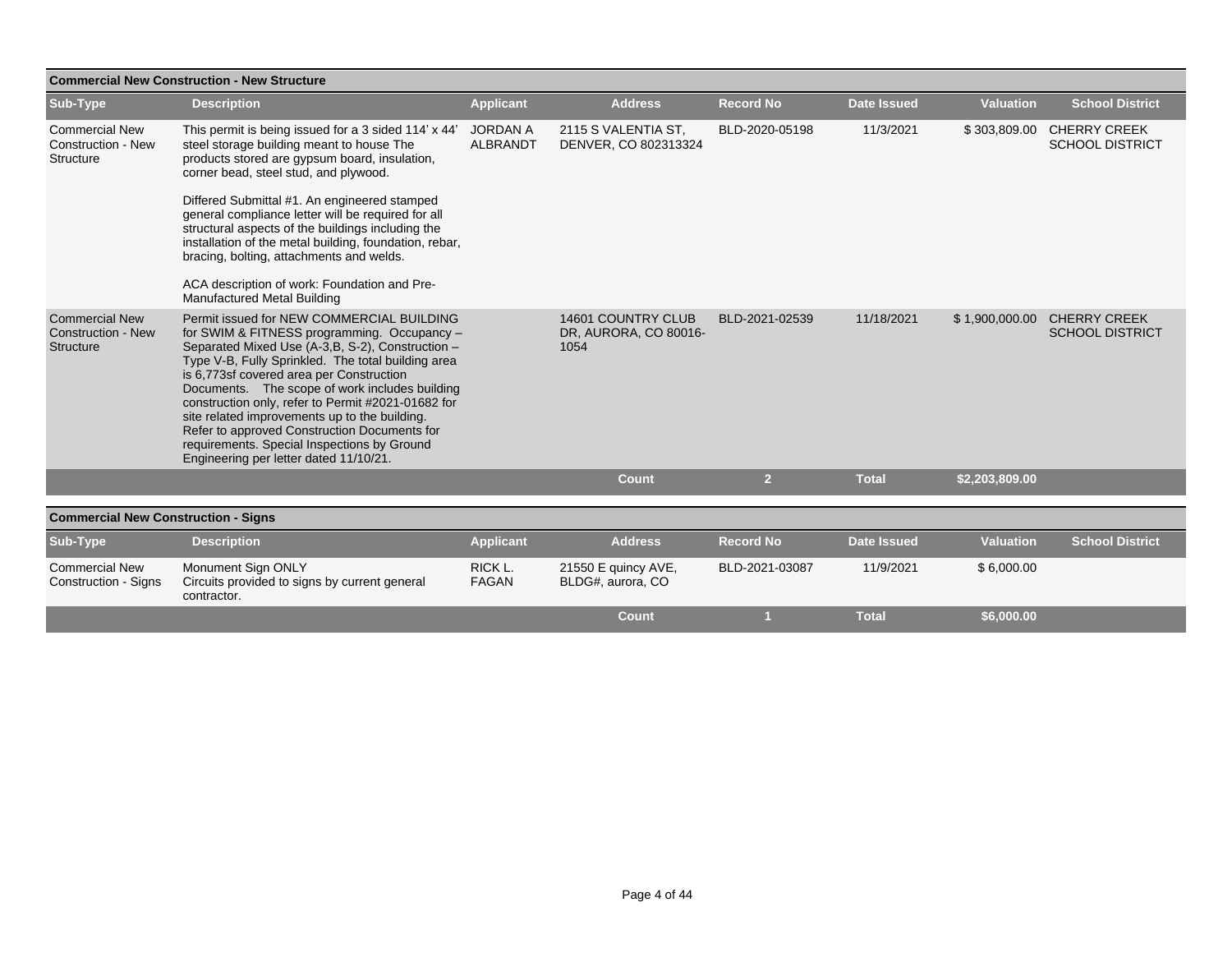## Commercial New Construction - New Structure

| Sub-Type | Description | Applicant | Address | Record No | Date Issued | Valuation | School District |
|---|---|---|---|---|---|---|---|
| Commercial New Construction - New Structure | This permit is being issued for a 3 sided 114' x 44' steel storage building meant to house The products stored are gypsum board, insulation, corner bead, steel stud, and plywood.<br><br>Differed Submittal #1. An engineered stamped general compliance letter will be required for all structural aspects of the buildings including the installation of the metal building, foundation, rebar, bracing, bolting, attachments and welds.<br><br>ACA description of work: Foundation and Pre-Manufactured Metal Building | JORDAN A ALBRANDT | 2115 S VALENTIA ST, DENVER, CO 802313324 | BLD-2020-05198 | 11/3/2021 | $ 303,809.00 | CHERRY CREEK SCHOOL DISTRICT |
| Commercial New Construction - New Structure | Permit issued for NEW COMMERCIAL BUILDING for SWIM & FITNESS programming. Occupancy – Separated Mixed Use (A-3,B, S-2), Construction – Type V-B, Fully Sprinkled. The total building area is 6,773sf covered area per Construction Documents. The scope of work includes building construction only, refer to Permit #2021-01682 for site related improvements up to the building. Refer to approved Construction Documents for requirements. Special Inspections by Ground Engineering per letter dated 11/10/21. | | 14601 COUNTRY CLUB DR, AURORA, CO 80016-1054 | BLD-2021-02539 | 11/18/2021 | $ 1,900,000.00 | CHERRY CREEK SCHOOL DISTRICT |
| | | | Count | 2 | Total | $2,203,809.00 | |

## Commercial New Construction - Signs

| Sub-Type | Description | Applicant | Address | Record No | Date Issued | Valuation | School District |
|---|---|---|---|---|---|---|---|
| Commercial New Construction - Signs | Monument Sign ONLY<br>Circuits provided to signs by current general contractor. | RICK L. FAGAN | 21550 E quincy AVE, BLDG#, aurora, CO | BLD-2021-03087 | 11/9/2021 | $ 6,000.00 | |
| | | | Count | 1 | Total | $6,000.00 | |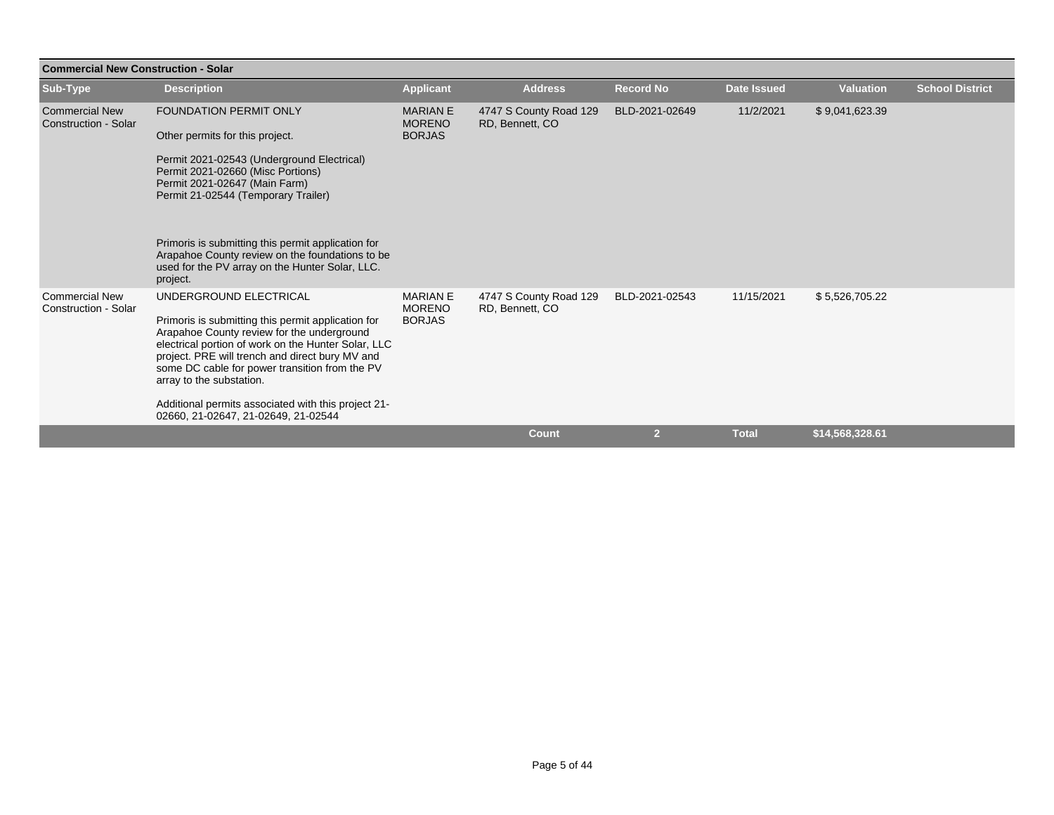**Commercial New Construction - Solar**

| Sub-Type | Description | Applicant | Address | Record No | Date Issued | Valuation | School District |
|---|---|---|---|---|---|---|---|
| Commercial New Construction - Solar | FOUNDATION PERMIT ONLY<br><br>Other permits for this project.<br><br>Permit 2021-02543 (Underground Electrical)<br>Permit 2021-02660 (Misc Portions)<br>Permit 2021-02647 (Main Farm)<br>Permit 21-02544 (Temporary Trailer)<br><br>Primoris is submitting this permit application for Arapahoe County review on the foundations to be used for the PV array on the Hunter Solar, LLC. project. | MARIAN E MORENO BORJAS | 4747 S County Road 129 RD, Bennett, CO | BLD-2021-02649 | 11/2/2021 | $ 9,041,623.39 | |
| Commercial New Construction - Solar | UNDERGROUND ELECTRICAL<br><br>Primoris is submitting this permit application for Arapahoe County review for the underground electrical portion of work on the Hunter Solar, LLC project. PRE will trench and direct bury MV and some DC cable for power transition from the PV array to the substation.<br><br>Additional permits associated with this project 21-02660, 21-02647, 21-02649, 21-02544 | MARIAN E MORENO BORJAS | 4747 S County Road 129 RD, Bennett, CO | BLD-2021-02543 | 11/15/2021 | $ 5,526,705.22 | |
| | | | **Count** | **2** | **Total** | **$14,568,328.61** | |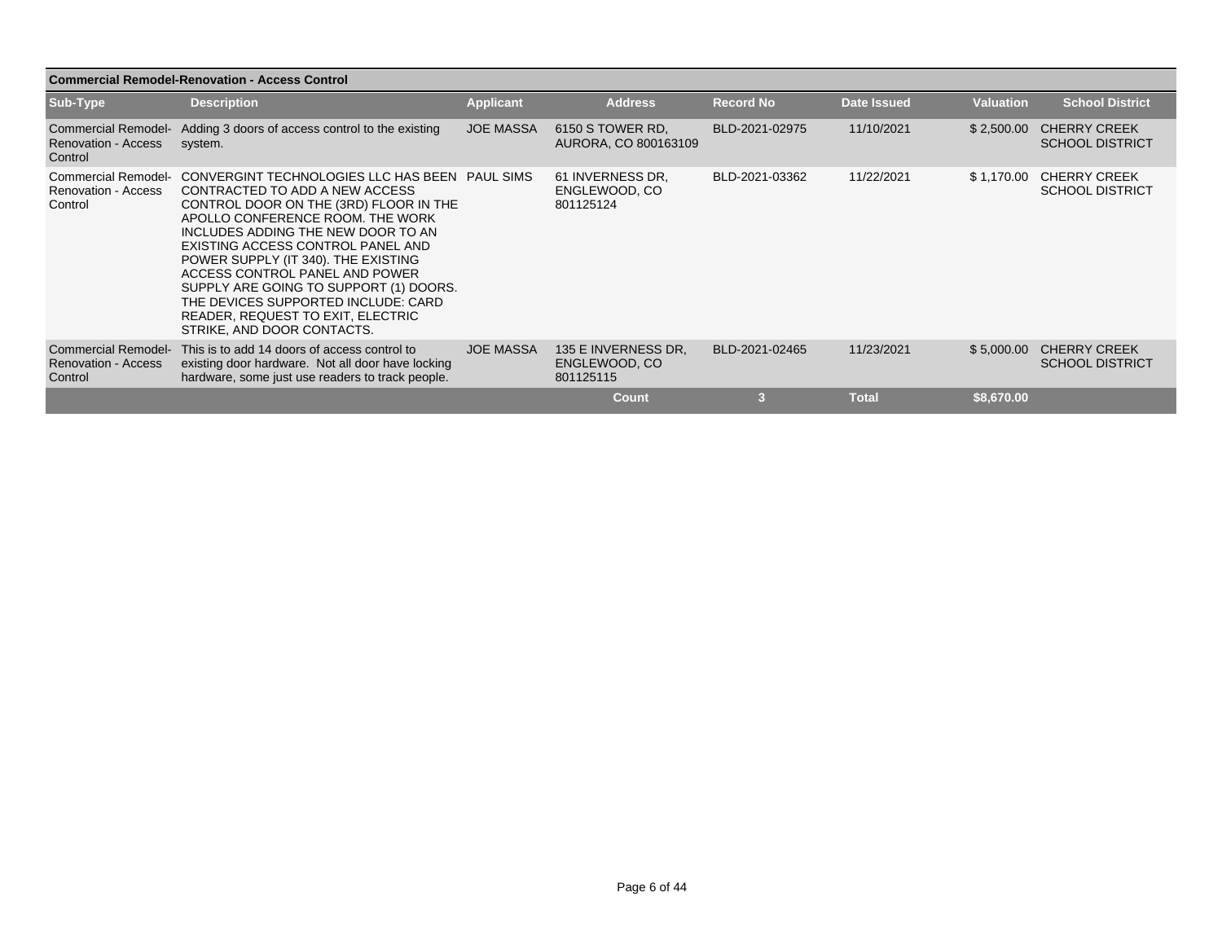**Commercial Remodel-Renovation - Access Control**

| Sub-Type | Description | Applicant | Address | Record No | Date Issued | Valuation | School District |
|---|---|---|---|---|---|---|---|
| Commercial Remodel-Renovation - Access Control | Adding 3 doors of access control to the existing system. | JOE MASSA | 6150 S TOWER RD, AURORA, CO 800163109 | BLD-2021-02975 | 11/10/2021 | $ 2,500.00 | CHERRY CREEK SCHOOL DISTRICT |
| Commercial Remodel-Renovation - Access Control | CONVERGINT TECHNOLOGIES LLC HAS BEEN CONTRACTED TO ADD A NEW ACCESS CONTROL DOOR ON THE (3RD) FLOOR IN THE APOLLO CONFERENCE ROOM. THE WORK INCLUDES ADDING THE NEW DOOR TO AN EXISTING ACCESS CONTROL PANEL AND POWER SUPPLY (IT 340). THE EXISTING ACCESS CONTROL PANEL AND POWER SUPPLY ARE GOING TO SUPPORT (1) DOORS. THE DEVICES SUPPORTED INCLUDE: CARD READER, REQUEST TO EXIT, ELECTRIC STRIKE, AND DOOR CONTACTS. | PAUL SIMS | 61 INVERNESS DR, ENGLEWOOD, CO 801125124 | BLD-2021-03362 | 11/22/2021 | $ 1,170.00 | CHERRY CREEK SCHOOL DISTRICT |
| Commercial Remodel-Renovation - Access Control | This is to add 14 doors of access control to existing door hardware. Not all door have locking hardware, some just use readers to track people. | JOE MASSA | 135 E INVERNESS DR, ENGLEWOOD, CO 801125115 | BLD-2021-02465 | 11/23/2021 | $ 5,000.00 | CHERRY CREEK SCHOOL DISTRICT |
| | | | Count | 3 | Total | $8,670.00 | |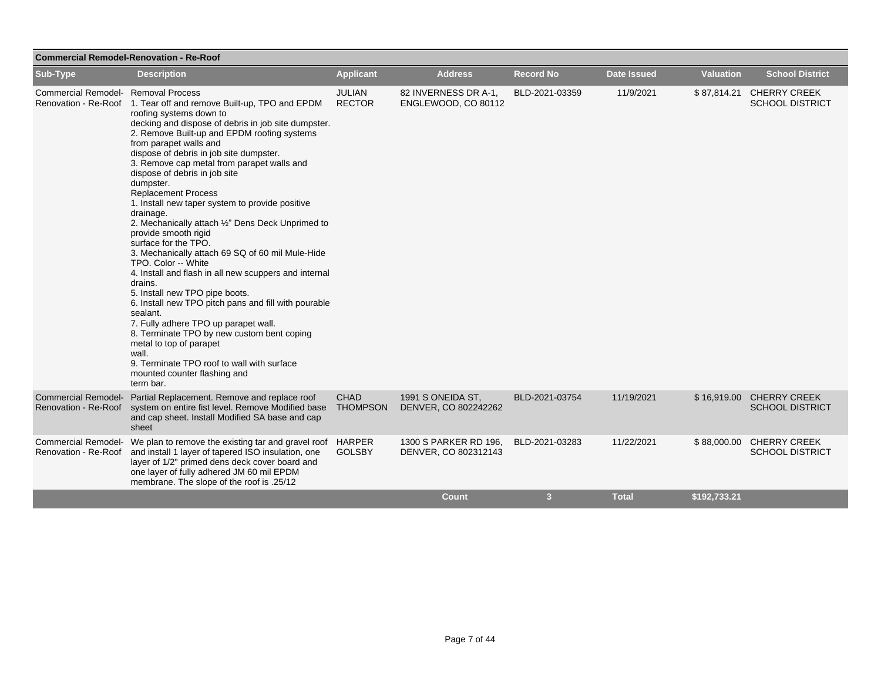## Commercial Remodel-Renovation - Re-Roof

| Sub-Type | Description | Applicant | Address | Record No | Date Issued | Valuation | School District |
|---|---|---|---|---|---|---|---|
| Commercial Remodel-Renovation - Re-Roof | Removal Process<br>1. Tear off and remove Built-up, TPO and EPDM roofing systems down to decking and dispose of debris in job site dumpster.<br>2. Remove Built-up and EPDM roofing systems from parapet walls and dispose of debris in job site dumpster.<br>3. Remove cap metal from parapet walls and dispose of debris in job site dumpster.<br>Replacement Process<br>1. Install new taper system to provide positive drainage.<br>2. Mechanically attach ½" Dens Deck Unprimed to provide smooth rigid surface for the TPO.<br>3. Mechanically attach 69 SQ of 60 mil Mule-Hide TPO. Color -- White<br>4. Install and flash in all new scuppers and internal drains.<br>5. Install new TPO pipe boots.<br>6. Install new TPO pitch pans and fill with pourable sealant.<br>7. Fully adhere TPO up parapet wall.<br>8. Terminate TPO by new custom bent coping metal to top of parapet wall.<br>9. Terminate TPO roof to wall with surface mounted counter flashing and term bar. | JULIAN RECTOR | 82 INVERNESS DR A-1, ENGLEWOOD, CO 80112 | BLD-2021-03359 | 11/9/2021 | $ 87,814.21 | CHERRY CREEK SCHOOL DISTRICT |
| Commercial Remodel-Renovation - Re-Roof | Partial Replacement. Remove and replace roof system on entire fist level. Remove Modified base and cap sheet. Install Modified SA base and cap sheet | CHAD THOMPSON | 1991 S ONEIDA ST, DENVER, CO 802242262 | BLD-2021-03754 | 11/19/2021 | $ 16,919.00 | CHERRY CREEK SCHOOL DISTRICT |
| Commercial Remodel-Renovation - Re-Roof | We plan to remove the existing tar and gravel roof and install 1 layer of tapered ISO insulation, one layer of 1/2" primed dens deck cover board and one layer of fully adhered JM 60 mil EPDM membrane. The slope of the roof is .25/12 | HARPER GOLSBY | 1300 S PARKER RD 196, DENVER, CO 802312143 | BLD-2021-03283 | 11/22/2021 | $ 88,000.00 | CHERRY CREEK SCHOOL DISTRICT |
| | | | **Count** | **3** | **Total** | **$192,733.21** | |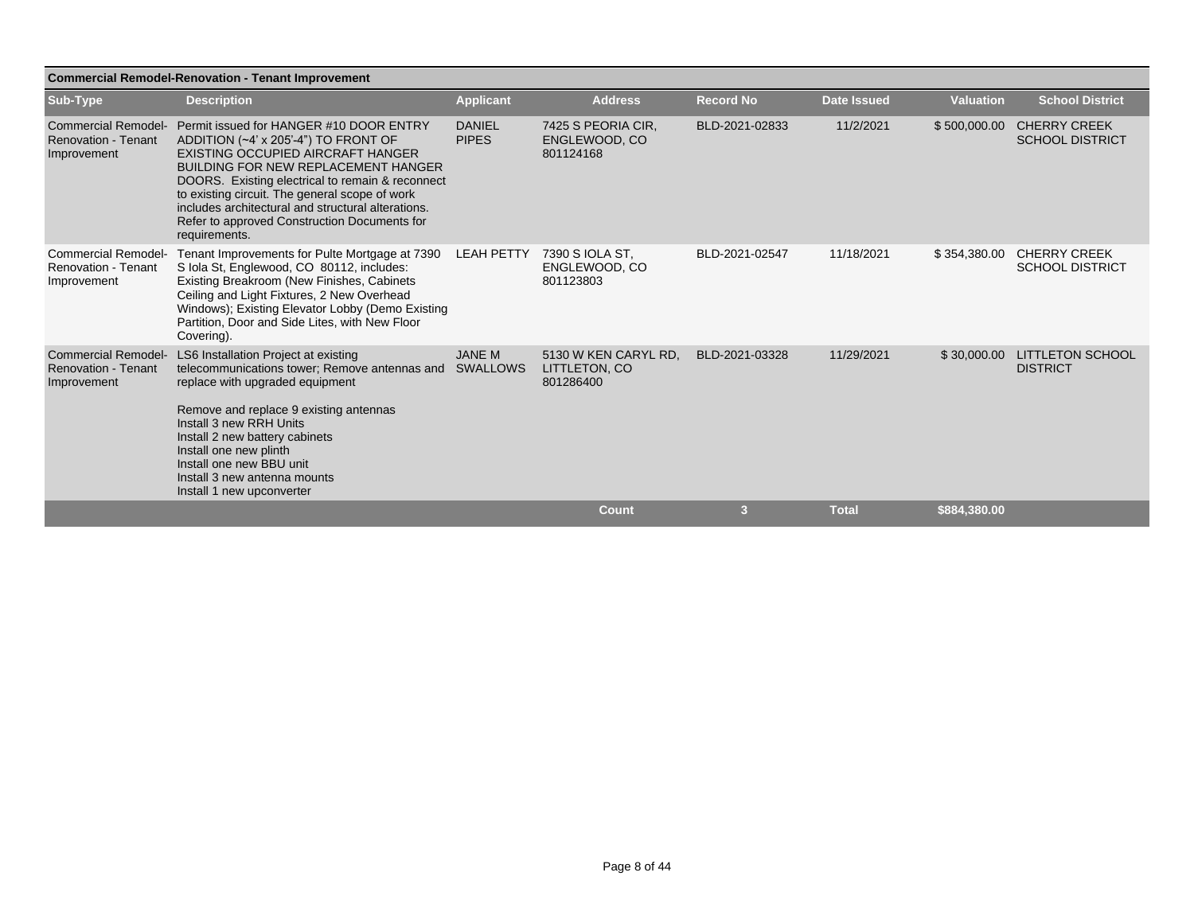## Commercial Remodel-Renovation - Tenant Improvement

| Sub-Type | Description | Applicant | Address | Record No | Date Issued | Valuation | School District |
|---|---|---|---|---|---|---|---|
| Commercial Remodel-Renovation - Tenant Improvement | Permit issued for HANGER #10 DOOR ENTRY ADDITION (~4' x 205'-4") TO FRONT OF EXISTING OCCUPIED AIRCRAFT HANGER BUILDING FOR NEW REPLACEMENT HANGER DOORS. Existing electrical to remain & reconnect to existing circuit. The general scope of work includes architectural and structural alterations. Refer to approved Construction Documents for requirements. | DANIEL PIPES | 7425 S PEORIA CIR, ENGLEWOOD, CO 801124168 | BLD-2021-02833 | 11/2/2021 | $ 500,000.00 | CHERRY CREEK SCHOOL DISTRICT |
| Commercial Remodel-Renovation - Tenant Improvement | Tenant Improvements for Pulte Mortgage at 7390 S Iola St, Englewood, CO 80112, includes: Existing Breakroom (New Finishes, Cabinets Ceiling and Light Fixtures, 2 New Overhead Windows); Existing Elevator Lobby (Demo Existing Partition, Door and Side Lites, with New Floor Covering). | LEAH PETTY | 7390 S IOLA ST, ENGLEWOOD, CO 801123803 | BLD-2021-02547 | 11/18/2021 | $ 354,380.00 | CHERRY CREEK SCHOOL DISTRICT |
| Commercial Remodel-Renovation - Tenant Improvement | LS6 Installation Project at existing telecommunications tower; Remove antennas and replace with upgraded equipment<br><br>Remove and replace 9 existing antennas<br>Install 3 new RRH Units<br>Install 2 new battery cabinets<br>Install one new plinth<br>Install one new BBU unit<br>Install 3 new antenna mounts<br>Install 1 new upconverter | JANE M SWALLOWS | 5130 W KEN CARYL RD, LITTLETON, CO 801286400 | BLD-2021-03328 | 11/29/2021 | $ 30,000.00 | LITTLETON SCHOOL DISTRICT |
| | | | **Count** | **3** | **Total** | **$884,380.00** | |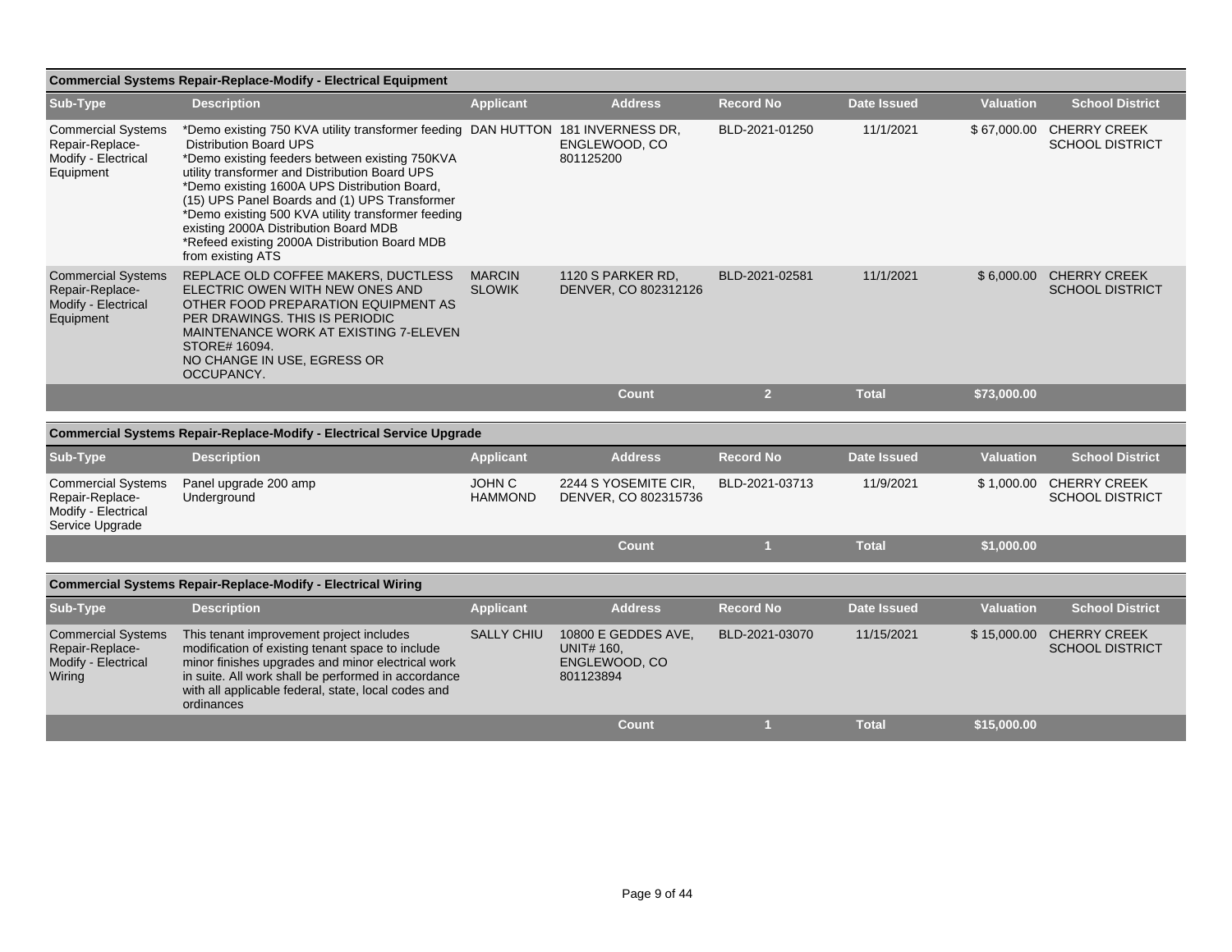### Commercial Systems Repair-Replace-Modify - Electrical Equipment

| Sub-Type | Description | Applicant | Address | Record No | Date Issued | Valuation | School District |
|---|---|---|---|---|---|---|---|
| Commercial Systems Repair-Replace-Modify - Electrical Equipment | *Demo existing 750 KVA utility transformer feeding Distribution Board UPS *Demo existing feeders between existing 750KVA utility transformer and Distribution Board UPS *Demo existing 1600A UPS Distribution Board, (15) UPS Panel Boards and (1) UPS Transformer *Demo existing 500 KVA utility transformer feeding existing 2000A Distribution Board MDB *Refeed existing 2000A Distribution Board MDB from existing ATS | DAN HUTTON | 181 INVERNESS DR, ENGLEWOOD, CO 801125200 | BLD-2021-01250 | 11/1/2021 | $ 67,000.00 | CHERRY CREEK SCHOOL DISTRICT |
| Commercial Systems Repair-Replace-Modify - Electrical Equipment | REPLACE OLD COFFEE MAKERS, DUCTLESS ELECTRIC OWEN WITH NEW ONES AND OTHER FOOD PREPARATION EQUIPMENT AS PER DRAWINGS. THIS IS PERIODIC MAINTENANCE WORK AT EXISTING 7-ELEVEN STORE# 16094. NO CHANGE IN USE, EGRESS OR OCCUPANCY. | MARCIN SLOWIK | 1120 S PARKER RD, DENVER, CO 802312126 | BLD-2021-02581 | 11/1/2021 | $ 6,000.00 | CHERRY CREEK SCHOOL DISTRICT |
| | | | **Count** | **2** | **Total** | **$73,000.00** | |

### Commercial Systems Repair-Replace-Modify - Electrical Service Upgrade

| Sub-Type | Description | Applicant | Address | Record No | Date Issued | Valuation | School District |
|---|---|---|---|---|---|---|---|
| Commercial Systems Repair-Replace-Modify - Electrical Service Upgrade | Panel upgrade 200 amp Underground | JOHN C HAMMOND | 2244 S YOSEMITE CIR, DENVER, CO 802315736 | BLD-2021-03713 | 11/9/2021 | $ 1,000.00 | CHERRY CREEK SCHOOL DISTRICT |
| | | | **Count** | **1** | **Total** | **$1,000.00** | |

### Commercial Systems Repair-Replace-Modify - Electrical Wiring

| Sub-Type | Description | Applicant | Address | Record No | Date Issued | Valuation | School District |
|---|---|---|---|---|---|---|---|
| Commercial Systems Repair-Replace-Modify - Electrical Wiring | This tenant improvement project includes modification of existing tenant space to include minor finishes upgrades and minor electrical work in suite. All work shall be performed in accordance with all applicable federal, state, local codes and ordinances | SALLY CHIU | 10800 E GEDDES AVE, UNIT# 160, ENGLEWOOD, CO 801123894 | BLD-2021-03070 | 11/15/2021 | $ 15,000.00 | CHERRY CREEK SCHOOL DISTRICT |
| | | | **Count** | **1** | **Total** | **$15,000.00** | |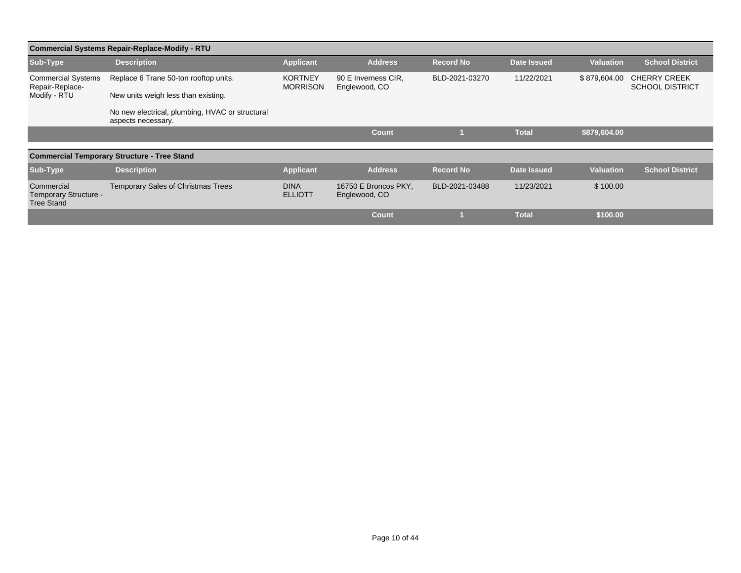## Commercial Systems Repair-Replace-Modify - RTU

| Sub-Type | Description | Applicant | Address | Record No | Date Issued | Valuation | School District |
|---|---|---|---|---|---|---|---|
| Commercial Systems Repair-Replace-Modify - RTU | Replace 6 Trane 50-ton rooftop units.<br><br>New units weigh less than existing.<br><br>No new electrical, plumbing, HVAC or structural aspects necessary. | KORTNEY MORRISON | 90 E Inverness CIR, Englewood, CO | BLD-2021-03270 | 11/22/2021 | $ 879,604.00 | CHERRY CREEK SCHOOL DISTRICT |
| | | | **Count** | **1** | **Total** | **$879,604.00** | |

## Commercial Temporary Structure - Tree Stand

| Sub-Type | Description | Applicant | Address | Record No | Date Issued | Valuation | School District |
|---|---|---|---|---|---|---|---|
| Commercial Temporary Structure - Tree Stand | Temporary Sales of Christmas Trees | DINA ELLIOTT | 16750 E Broncos PKY, Englewood, CO | BLD-2021-03488 | 11/23/2021 | $ 100.00 | |
| | | | **Count** | **1** | **Total** | **$100.00** | |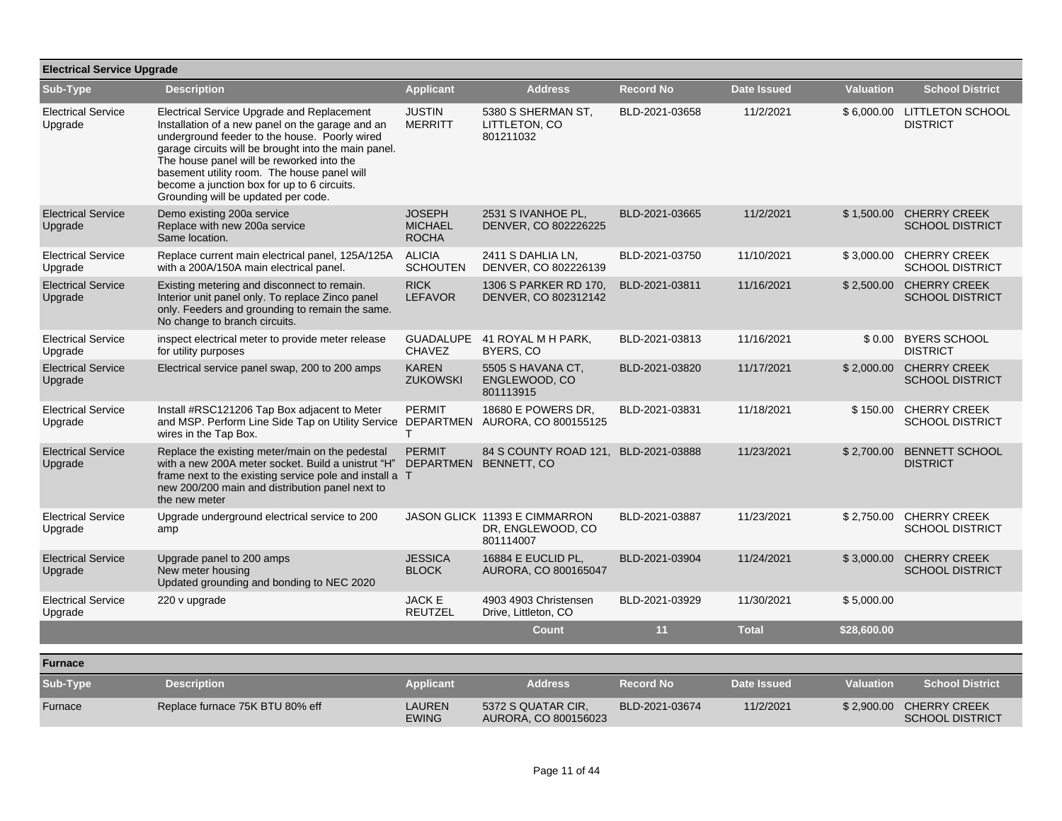## Electrical Service Upgrade

| Sub-Type | Description | Applicant | Address | Record No | Date Issued | Valuation | School District |
|---|---|---|---|---|---|---|---|
| Electrical Service Upgrade | Electrical Service Upgrade and Replacement Installation of a new panel on the garage and an underground feeder to the house. Poorly wired garage circuits will be brought into the main panel. The house panel will be reworked into the basement utility room. The house panel will become a junction box for up to 6 circuits. Grounding will be updated per code. | JUSTIN MERRITT | 5380 S SHERMAN ST, LITTLETON, CO 801211032 | BLD-2021-03658 | 11/2/2021 | $ 6,000.00 | LITTLETON SCHOOL DISTRICT |
| Electrical Service Upgrade | Demo existing 200a service Replace with new 200a service Same location. | JOSEPH MICHAEL ROCHA | 2531 S IVANHOE PL, DENVER, CO 802226225 | BLD-2021-03665 | 11/2/2021 | $ 1,500.00 | CHERRY CREEK SCHOOL DISTRICT |
| Electrical Service Upgrade | Replace current main electrical panel, 125A/125A with a 200A/150A main electrical panel. | ALICIA SCHOUTEN | 2411 S DAHLIA LN, DENVER, CO 802226139 | BLD-2021-03750 | 11/10/2021 | $ 3,000.00 | CHERRY CREEK SCHOOL DISTRICT |
| Electrical Service Upgrade | Existing metering and disconnect to remain. Interior unit panel only. To replace Zinco panel only. Feeders and grounding to remain the same. No change to branch circuits. | RICK LEFAVOR | 1306 S PARKER RD 170, DENVER, CO 802312142 | BLD-2021-03811 | 11/16/2021 | $ 2,500.00 | CHERRY CREEK SCHOOL DISTRICT |
| Electrical Service Upgrade | inspect electrical meter to provide meter release for utility purposes | GUADALUPE CHAVEZ | 41 ROYAL M H PARK, BYERS, CO | BLD-2021-03813 | 11/16/2021 | $ 0.00 | BYERS SCHOOL DISTRICT |
| Electrical Service Upgrade | Electrical service panel swap, 200 to 200 amps | KAREN ZUKOWSKI | 5505 S HAVANA CT, ENGLEWOOD, CO 801113915 | BLD-2021-03820 | 11/17/2021 | $ 2,000.00 | CHERRY CREEK SCHOOL DISTRICT |
| Electrical Service Upgrade | Install #RSC121206 Tap Box adjacent to Meter and MSP. Perform Line Side Tap on Utility Service wires in the Tap Box. | PERMIT DEPARTMENT | 18680 E POWERS DR, AURORA, CO 800155125 | BLD-2021-03831 | 11/18/2021 | $ 150.00 | CHERRY CREEK SCHOOL DISTRICT |
| Electrical Service Upgrade | Replace the existing meter/main on the pedestal with a new 200A meter socket. Build a unistrut "H" frame next to the existing service pole and install a new 200/200 main and distribution panel next to the new meter | PERMIT DEPARTMENT | 84 S COUNTY ROAD 121, BENNETT, CO | BLD-2021-03888 | 11/23/2021 | $ 2,700.00 | BENNETT SCHOOL DISTRICT |
| Electrical Service Upgrade | Upgrade underground electrical service to 200 amp | JASON GLICK | 11393 E CIMMARRON DR, ENGLEWOOD, CO 801114007 | BLD-2021-03887 | 11/23/2021 | $ 2,750.00 | CHERRY CREEK SCHOOL DISTRICT |
| Electrical Service Upgrade | Upgrade panel to 200 amps New meter housing Updated grounding and bonding to NEC 2020 | JESSICA BLOCK | 16884 E EUCLID PL, AURORA, CO 800165047 | BLD-2021-03904 | 11/24/2021 | $ 3,000.00 | CHERRY CREEK SCHOOL DISTRICT |
| Electrical Service Upgrade | 220 v upgrade | JACK E REUTZEL | 4903 4903 Christensen Drive, Littleton, CO | BLD-2021-03929 | 11/30/2021 | $ 5,000.00 | |
| | | | **Count** | **11** | **Total** | **$28,600.00** | |

## Furnace

| Sub-Type | Description | Applicant | Address | Record No | Date Issued | Valuation | School District |
|---|---|---|---|---|---|---|---|
| Furnace | Replace furnace 75K BTU 80% eff | LAUREN EWING | 5372 S QUATAR CIR, AURORA, CO 800156023 | BLD-2021-03674 | 11/2/2021 | $ 2,900.00 | CHERRY CREEK SCHOOL DISTRICT |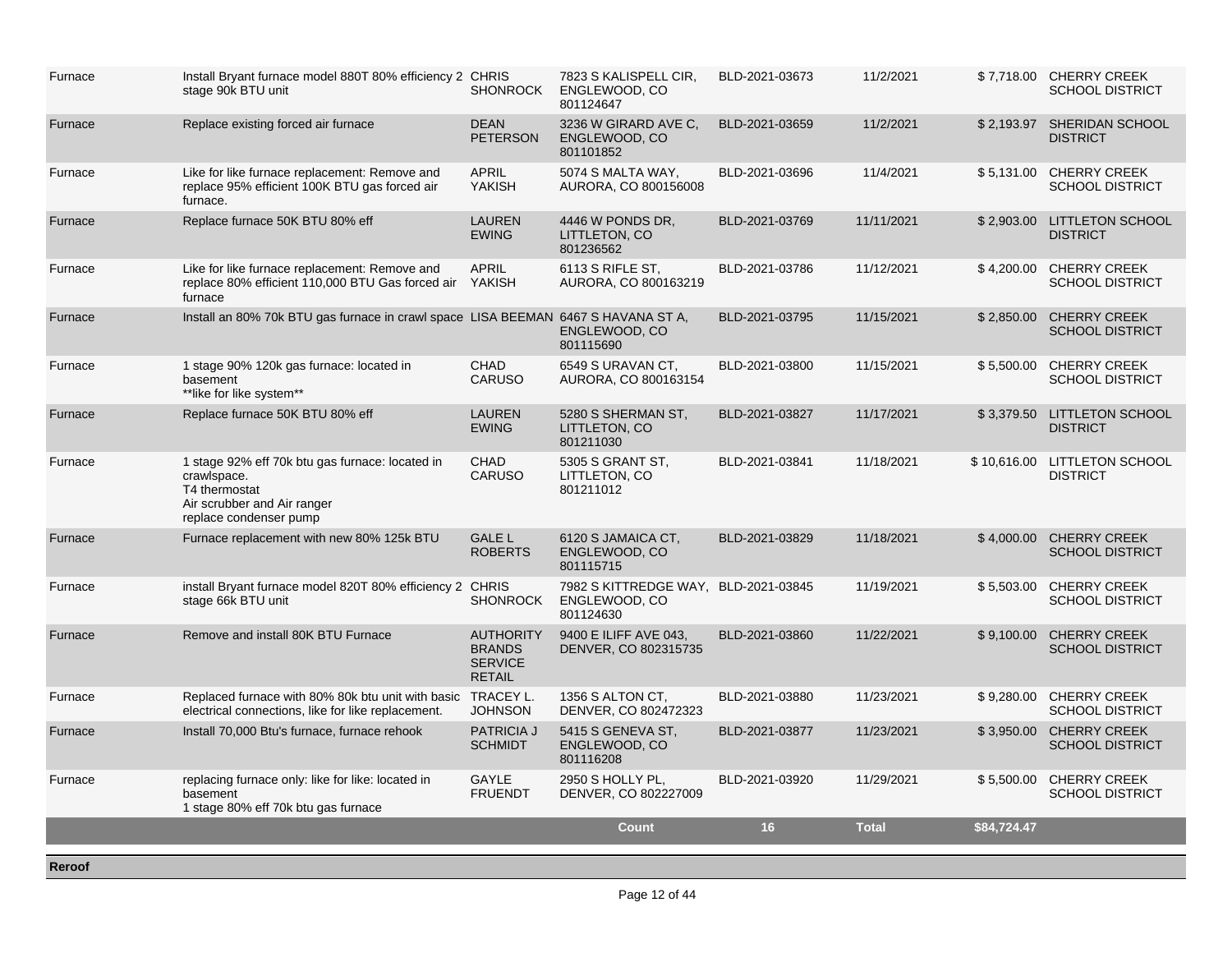| Furnace | Install Bryant furnace model 880T 80% efficiency 2 stage 90k BTU unit | CHRIS SHONROCK | 7823 S KALISPELL CIR, ENGLEWOOD, CO 801124647 | BLD-2021-03673 | 11/2/2021 | $ 7,718.00 | CHERRY CREEK SCHOOL DISTRICT |
|---|---|---|---|---|---|---|---|
| Furnace | Replace existing forced air furnace | DEAN PETERSON | 3236 W GIRARD AVE C, ENGLEWOOD, CO 801101852 | BLD-2021-03659 | 11/2/2021 | $ 2,193.97 | SHERIDAN SCHOOL DISTRICT |
| Furnace | Like for like furnace replacement: Remove and replace 95% efficient 100K BTU gas forced air furnace. | APRIL YAKISH | 5074 S MALTA WAY, AURORA, CO 800156008 | BLD-2021-03696 | 11/4/2021 | $ 5,131.00 | CHERRY CREEK SCHOOL DISTRICT |
| Furnace | Replace furnace 50K BTU 80% eff | LAUREN EWING | 4446 W PONDS DR, LITTLETON, CO 801236562 | BLD-2021-03769 | 11/11/2021 | $ 2,903.00 | LITTLETON SCHOOL DISTRICT |
| Furnace | Like for like furnace replacement: Remove and replace 80% efficient 110,000 BTU Gas forced air furnace | APRIL YAKISH | 6113 S RIFLE ST, AURORA, CO 800163219 | BLD-2021-03786 | 11/12/2021 | $ 4,200.00 | CHERRY CREEK SCHOOL DISTRICT |
| Furnace | Install an 80% 70k BTU gas furnace in crawl space | LISA BEEMAN | 6467 S HAVANA ST A, ENGLEWOOD, CO 801115690 | BLD-2021-03795 | 11/15/2021 | $ 2,850.00 | CHERRY CREEK SCHOOL DISTRICT |
| Furnace | 1 stage 90% 120k gas furnace: located in basement **like for like system** | CHAD CARUSO | 6549 S URAVAN CT, AURORA, CO 800163154 | BLD-2021-03800 | 11/15/2021 | $ 5,500.00 | CHERRY CREEK SCHOOL DISTRICT |
| Furnace | Replace furnace 50K BTU 80% eff | LAUREN EWING | 5280 S SHERMAN ST, LITTLETON, CO 801211030 | BLD-2021-03827 | 11/17/2021 | $ 3,379.50 | LITTLETON SCHOOL DISTRICT |
| Furnace | 1 stage 92% eff 70k btu gas furnace: located in crawlspace. T4 thermostat Air scrubber and Air ranger replace condenser pump | CHAD CARUSO | 5305 S GRANT ST, LITTLETON, CO 801211012 | BLD-2021-03841 | 11/18/2021 | $ 10,616.00 | LITTLETON SCHOOL DISTRICT |
| Furnace | Furnace replacement with new 80% 125k BTU | GALE L ROBERTS | 6120 S JAMAICA CT, ENGLEWOOD, CO 801115715 | BLD-2021-03829 | 11/18/2021 | $ 4,000.00 | CHERRY CREEK SCHOOL DISTRICT |
| Furnace | install Bryant furnace model 820T 80% efficiency 2 stage 66k BTU unit | CHRIS SHONROCK | 7982 S KITTREDGE WAY, ENGLEWOOD, CO 801124630 | BLD-2021-03845 | 11/19/2021 | $ 5,503.00 | CHERRY CREEK SCHOOL DISTRICT |
| Furnace | Remove and install 80K BTU Furnace | AUTHORITY BRANDS SERVICE RETAIL | 9400 E ILIFF AVE 043, DENVER, CO 802315735 | BLD-2021-03860 | 11/22/2021 | $ 9,100.00 | CHERRY CREEK SCHOOL DISTRICT |
| Furnace | Replaced furnace with 80% 80k btu unit with basic electrical connections, like for like replacement. | TRACEY L. JOHNSON | 1356 S ALTON CT, DENVER, CO 802472323 | BLD-2021-03880 | 11/23/2021 | $ 9,280.00 | CHERRY CREEK SCHOOL DISTRICT |
| Furnace | Install 70,000 Btu's furnace, furnace rehook | PATRICIA J SCHMIDT | 5415 S GENEVA ST, ENGLEWOOD, CO 801116208 | BLD-2021-03877 | 11/23/2021 | $ 3,950.00 | CHERRY CREEK SCHOOL DISTRICT |
| Furnace | replacing furnace only: like for like: located in basement 1 stage 80% eff 70k btu gas furnace | GAYLE FRUENDT | 2950 S HOLLY PL, DENVER, CO 802227009 | BLD-2021-03920 | 11/29/2021 | $ 5,500.00 | CHERRY CREEK SCHOOL DISTRICT |
| | | | **Count** | **16** | **Total** | **$84,724.47** | |

**Reroof**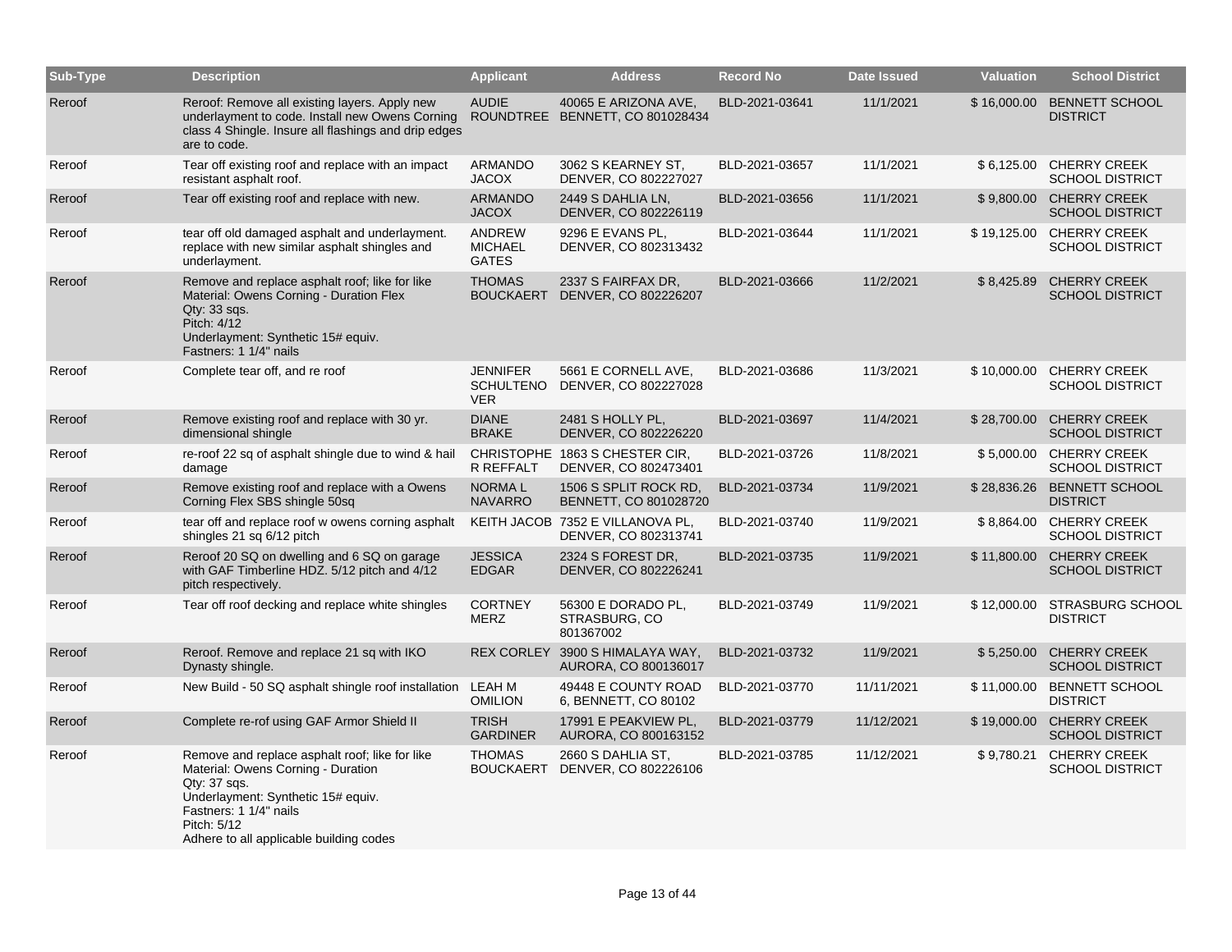| Sub-Type | Description | Applicant | Address | Record No | Date Issued | Valuation | School District |
|---|---|---|---|---|---|---|---|
| Reroof | Reroof: Remove all existing layers. Apply new underlayment to code. Install new Owens Corning class 4 Shingle. Insure all flashings and drip edges are to code. | AUDIE ROUNDTREE | 40065 E ARIZONA AVE, BENNETT, CO 801028434 | BLD-2021-03641 | 11/1/2021 | $ 16,000.00 | BENNETT SCHOOL DISTRICT |
| Reroof | Tear off existing roof and replace with an impact resistant asphalt roof. | ARMANDO JACOX | 3062 S KEARNEY ST, DENVER, CO 802227027 | BLD-2021-03657 | 11/1/2021 | $ 6,125.00 | CHERRY CREEK SCHOOL DISTRICT |
| Reroof | Tear off existing roof and replace with new. | ARMANDO JACOX | 2449 S DAHLIA LN, DENVER, CO 802226119 | BLD-2021-03656 | 11/1/2021 | $ 9,800.00 | CHERRY CREEK SCHOOL DISTRICT |
| Reroof | tear off old damaged asphalt and underlayment. replace with new similar asphalt shingles and underlayment. | ANDREW MICHAEL GATES | 9296 E EVANS PL, DENVER, CO 802313432 | BLD-2021-03644 | 11/1/2021 | $ 19,125.00 | CHERRY CREEK SCHOOL DISTRICT |
| Reroof | Remove and replace asphalt roof; like for like<br>Material: Owens Corning - Duration Flex<br>Qty: 33 sqs.<br>Pitch: 4/12<br>Underlayment: Synthetic 15# equiv.<br>Fastners: 1 1/4" nails | THOMAS BOUCKAERT | 2337 S FAIRFAX DR, DENVER, CO 802226207 | BLD-2021-03666 | 11/2/2021 | $ 8,425.89 | CHERRY CREEK SCHOOL DISTRICT |
| Reroof | Complete tear off, and re roof | JENNIFER SCHULTENOVER | 5661 E CORNELL AVE, DENVER, CO 802227028 | BLD-2021-03686 | 11/3/2021 | $ 10,000.00 | CHERRY CREEK SCHOOL DISTRICT |
| Reroof | Remove existing roof and replace with 30 yr. dimensional shingle | DIANE BRAKE | 2481 S HOLLY PL, DENVER, CO 802226220 | BLD-2021-03697 | 11/4/2021 | $ 28,700.00 | CHERRY CREEK SCHOOL DISTRICT |
| Reroof | re-roof 22 sq of asphalt shingle due to wind & hail damage | CHRISTOPHER REFFALT | 1863 S CHESTER CIR, DENVER, CO 802473401 | BLD-2021-03726 | 11/8/2021 | $ 5,000.00 | CHERRY CREEK SCHOOL DISTRICT |
| Reroof | Remove existing roof and replace with a Owens Corning Flex SBS shingle 50sq | NORMA L NAVARRO | 1506 S SPLIT ROCK RD, BENNETT, CO 801028720 | BLD-2021-03734 | 11/9/2021 | $ 28,836.26 | BENNETT SCHOOL DISTRICT |
| Reroof | tear off and replace roof w owens corning asphalt shingles 21 sq 6/12 pitch | KEITH JACOB | 7352 E VILLANOVA PL, DENVER, CO 802313741 | BLD-2021-03740 | 11/9/2021 | $ 8,864.00 | CHERRY CREEK SCHOOL DISTRICT |
| Reroof | Reroof 20 SQ on dwelling and 6 SQ on garage with GAF Timberline HDZ. 5/12 pitch and 4/12 pitch respectively. | JESSICA EDGAR | 2324 S FOREST DR, DENVER, CO 802226241 | BLD-2021-03735 | 11/9/2021 | $ 11,800.00 | CHERRY CREEK SCHOOL DISTRICT |
| Reroof | Tear off roof decking and replace white shingles | CORTNEY MERZ | 56300 E DORADO PL, STRASBURG, CO 801367002 | BLD-2021-03749 | 11/9/2021 | $ 12,000.00 | STRASBURG SCHOOL DISTRICT |
| Reroof | Reroof. Remove and replace 21 sq with IKO Dynasty shingle. | REX CORLEY | 3900 S HIMALAYA WAY, AURORA, CO 800136017 | BLD-2021-03732 | 11/9/2021 | $ 5,250.00 | CHERRY CREEK SCHOOL DISTRICT |
| Reroof | New Build - 50 SQ asphalt shingle roof installation | LEAH M OMILION | 49448 E COUNTY ROAD 6, BENNETT, CO 80102 | BLD-2021-03770 | 11/11/2021 | $ 11,000.00 | BENNETT SCHOOL DISTRICT |
| Reroof | Complete re-rof using GAF Armor Shield II | TRISH GARDINER | 17991 E PEAKVIEW PL, AURORA, CO 800163152 | BLD-2021-03779 | 11/12/2021 | $ 19,000.00 | CHERRY CREEK SCHOOL DISTRICT |
| Reroof | Remove and replace asphalt roof; like for like<br>Material: Owens Corning - Duration<br>Qty: 37 sqs.<br>Underlayment: Synthetic 15# equiv.<br>Fastners: 1 1/4" nails<br>Pitch: 5/12<br>Adhere to all applicable building codes | THOMAS BOUCKAERT | 2660 S DAHLIA ST, DENVER, CO 802226106 | BLD-2021-03785 | 11/12/2021 | $ 9,780.21 | CHERRY CREEK SCHOOL DISTRICT |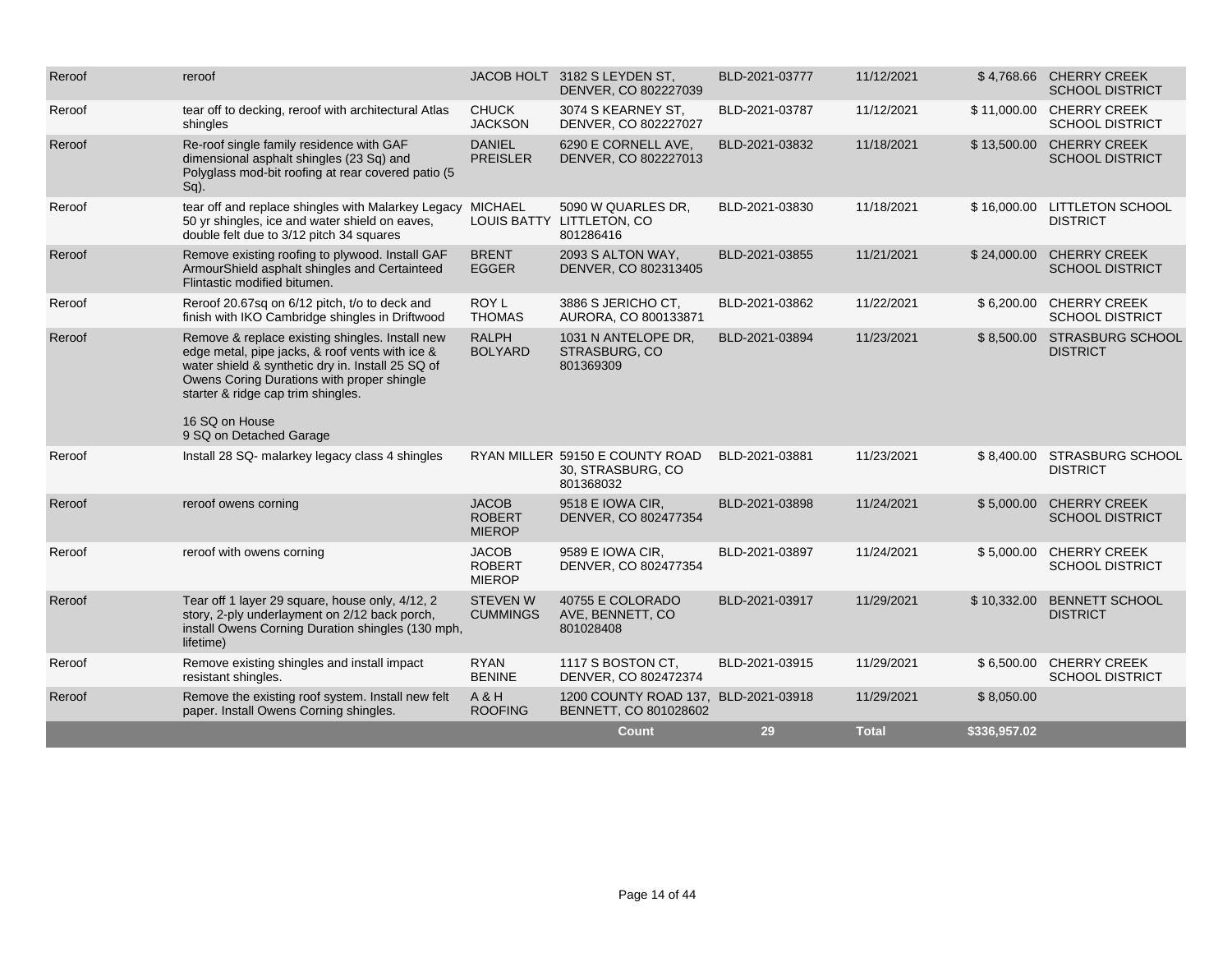| | | | | | | | |
|---|---|---|---|---|---|---|---|
| Reroof | reroof | JACOB HOLT | 3182 S LEYDEN ST, DENVER, CO 802227039 | BLD-2021-03777 | 11/12/2021 | $ 4,768.66 | CHERRY CREEK SCHOOL DISTRICT |
| Reroof | tear off to decking, reroof with architectural Atlas shingles | CHUCK JACKSON | 3074 S KEARNEY ST, DENVER, CO 802227027 | BLD-2021-03787 | 11/12/2021 | $ 11,000.00 | CHERRY CREEK SCHOOL DISTRICT |
| Reroof | Re-roof single family residence with GAF dimensional asphalt shingles (23 Sq) and Polyglass mod-bit roofing at rear covered patio (5 Sq). | DANIEL PREISLER | 6290 E CORNELL AVE, DENVER, CO 802227013 | BLD-2021-03832 | 11/18/2021 | $ 13,500.00 | CHERRY CREEK SCHOOL DISTRICT |
| Reroof | tear off and replace shingles with Malarkey Legacy 50 yr shingles, ice and water shield on eaves, double felt due to 3/12 pitch 34 squares | MICHAEL LOUIS BATTY | 5090 W QUARLES DR, LITTLETON, CO 801286416 | BLD-2021-03830 | 11/18/2021 | $ 16,000.00 | LITTLETON SCHOOL DISTRICT |
| Reroof | Remove existing roofing to plywood. Install GAF ArmourShield asphalt shingles and Certainteed Flintastic modified bitumen. | BRENT EGGER | 2093 S ALTON WAY, DENVER, CO 802313405 | BLD-2021-03855 | 11/21/2021 | $ 24,000.00 | CHERRY CREEK SCHOOL DISTRICT |
| Reroof | Reroof 20.67sq on 6/12 pitch, t/o to deck and finish with IKO Cambridge shingles in Driftwood | ROY L THOMAS | 3886 S JERICHO CT, AURORA, CO 800133871 | BLD-2021-03862 | 11/22/2021 | $ 6,200.00 | CHERRY CREEK SCHOOL DISTRICT |
| Reroof | Remove & replace existing shingles. Install new edge metal, pipe jacks, & roof vents with ice & water shield & synthetic dry in. Install 25 SQ of Owens Coring Durations with proper shingle starter & ridge cap trim shingles.<br><br>16 SQ on House<br>9 SQ on Detached Garage | RALPH BOLYARD | 1031 N ANTELOPE DR, STRASBURG, CO 801369309 | BLD-2021-03894 | 11/23/2021 | $ 8,500.00 | STRASBURG SCHOOL DISTRICT |
| Reroof | Install 28 SQ- malarkey legacy class 4 shingles | RYAN MILLER | 59150 E COUNTY ROAD 30, STRASBURG, CO 801368032 | BLD-2021-03881 | 11/23/2021 | $ 8,400.00 | STRASBURG SCHOOL DISTRICT |
| Reroof | reroof owens corning | JACOB ROBERT MIEROP | 9518 E IOWA CIR, DENVER, CO 802477354 | BLD-2021-03898 | 11/24/2021 | $ 5,000.00 | CHERRY CREEK SCHOOL DISTRICT |
| Reroof | reroof with owens corning | JACOB ROBERT MIEROP | 9589 E IOWA CIR, DENVER, CO 802477354 | BLD-2021-03897 | 11/24/2021 | $ 5,000.00 | CHERRY CREEK SCHOOL DISTRICT |
| Reroof | Tear off 1 layer 29 square, house only, 4/12, 2 story, 2-ply underlayment on 2/12 back porch, install Owens Corning Duration shingles (130 mph, lifetime) | STEVEN W CUMMINGS | 40755 E COLORADO AVE, BENNETT, CO 801028408 | BLD-2021-03917 | 11/29/2021 | $ 10,332.00 | BENNETT SCHOOL DISTRICT |
| Reroof | Remove existing shingles and install impact resistant shingles. | RYAN BENINE | 1117 S BOSTON CT, DENVER, CO 802472374 | BLD-2021-03915 | 11/29/2021 | $ 6,500.00 | CHERRY CREEK SCHOOL DISTRICT |
| Reroof | Remove the existing roof system. Install new felt paper. Install Owens Corning shingles. | A & H ROOFING | 1200 COUNTY ROAD 137, BENNETT, CO 801028602 | BLD-2021-03918 | 11/29/2021 | $ 8,050.00 | |
| | | | **Count** | **29** | **Total** | **$336,957.02** | |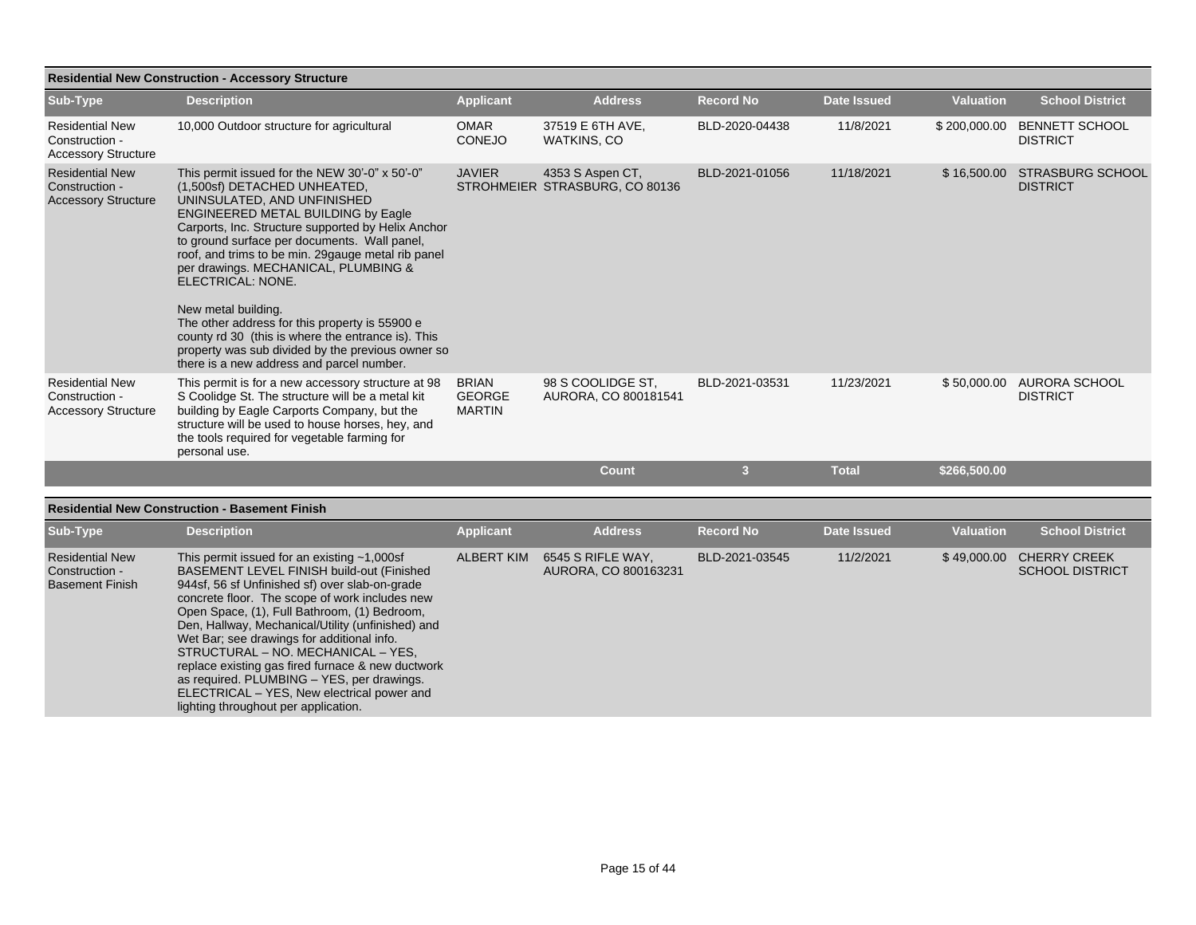## Residential New Construction - Accessory Structure

| Sub-Type | Description | Applicant | Address | Record No | Date Issued | Valuation | School District |
|---|---|---|---|---|---|---|---|
| Residential New Construction - Accessory Structure | 10,000 Outdoor structure for agricultural | OMAR CONEJO | 37519 E 6TH AVE, WATKINS, CO | BLD-2020-04438 | 11/8/2021 | $ 200,000.00 | BENNETT SCHOOL DISTRICT |
| Residential New Construction - Accessory Structure | This permit issued for the NEW 30'-0" x 50'-0" (1,500sf) DETACHED UNHEATED, UNINSULATED, AND UNFINISHED ENGINEERED METAL BUILDING by Eagle Carports, Inc. Structure supported by Helix Anchor to ground surface per documents. Wall panel, roof, and trims to be min. 29gauge metal rib panel per drawings. MECHANICAL, PLUMBING & ELECTRICAL: NONE.<br><br>New metal building.<br>The other address for this property is 55900 e county rd 30 (this is where the entrance is). This property was sub divided by the previous owner so there is a new address and parcel number. | JAVIER STROHMEIER | 4353 S Aspen CT, STRASBURG, CO 80136 | BLD-2021-01056 | 11/18/2021 | $ 16,500.00 | STRASBURG SCHOOL DISTRICT |
| Residential New Construction - Accessory Structure | This permit is for a new accessory structure at 98 S Coolidge St. The structure will be a metal kit building by Eagle Carports Company, but the structure will be used to house horses, hey, and the tools required for vegetable farming for personal use. | BRIAN GEORGE MARTIN | 98 S COOLIDGE ST, AURORA, CO 800181541 | BLD-2021-03531 | 11/23/2021 | $ 50,000.00 | AURORA SCHOOL DISTRICT |
| | | | Count | 3 | Total | $266,500.00 | |

## Residential New Construction - Basement Finish

| Sub-Type | Description | Applicant | Address | Record No | Date Issued | Valuation | School District |
|---|---|---|---|---|---|---|---|
| Residential New Construction - Basement Finish | This permit issued for an existing ~1,000sf BASEMENT LEVEL FINISH build-out (Finished 944sf, 56 sf Unfinished sf) over slab-on-grade concrete floor. The scope of work includes new Open Space, (1), Full Bathroom, (1) Bedroom, Den, Hallway, Mechanical/Utility (unfinished) and Wet Bar; see drawings for additional info. STRUCTURAL – NO. MECHANICAL – YES, replace existing gas fired furnace & new ductwork as required. PLUMBING – YES, per drawings. ELECTRICAL – YES, New electrical power and lighting throughout per application. | ALBERT KIM | 6545 S RIFLE WAY, AURORA, CO 800163231 | BLD-2021-03545 | 11/2/2021 | $ 49,000.00 | CHERRY CREEK SCHOOL DISTRICT |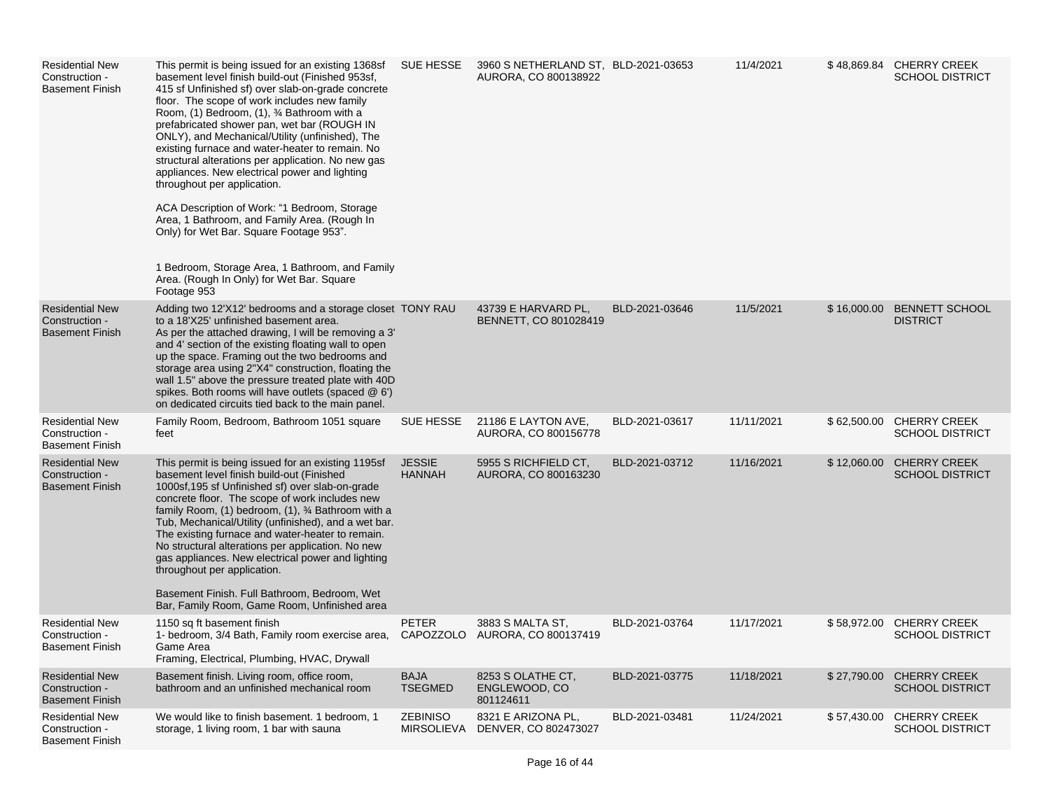| | | | | | | | |
|---|---|---|---|---|---|---|---|
| Residential New Construction - Basement Finish | This permit is being issued for an existing 1368sf basement level finish build-out (Finished 953sf, 415 sf Unfinished sf) over slab-on-grade concrete floor. The scope of work includes new family Room, (1) Bedroom, (1), ¾ Bathroom with a prefabricated shower pan, wet bar (ROUGH IN ONLY), and Mechanical/Utility (unfinished), The existing furnace and water-heater to remain. No structural alterations per application. No new gas appliances. New electrical power and lighting throughout per application.<br><br>ACA Description of Work: "1 Bedroom, Storage Area, 1 Bathroom, and Family Area. (Rough In Only) for Wet Bar. Square Footage 953".<br><br>1 Bedroom, Storage Area, 1 Bathroom, and Family Area. (Rough In Only) for Wet Bar. Square Footage 953 | SUE HESSE | 3960 S NETHERLAND ST, AURORA, CO 800138922 | BLD-2021-03653 | 11/4/2021 | $ 48,869.84 | CHERRY CREEK SCHOOL DISTRICT |
| Residential New Construction - Basement Finish | Adding two 12'X12' bedrooms and a storage closet to a 18'X25' unfinished basement area.<br>As per the attached drawing, I will be removing a 3' and 4' section of the existing floating wall to open up the space. Framing out the two bedrooms and storage area using 2"X4" construction, floating the wall 1.5" above the pressure treated plate with 40D spikes. Both rooms will have outlets (spaced @ 6') on dedicated circuits tied back to the main panel. | TONY RAU | 43739 E HARVARD PL, BENNETT, CO 801028419 | BLD-2021-03646 | 11/5/2021 | $ 16,000.00 | BENNETT SCHOOL DISTRICT |
| Residential New Construction - Basement Finish | Family Room, Bedroom, Bathroom 1051 square feet | SUE HESSE | 21186 E LAYTON AVE, AURORA, CO 800156778 | BLD-2021-03617 | 11/11/2021 | $ 62,500.00 | CHERRY CREEK SCHOOL DISTRICT |
| Residential New Construction - Basement Finish | This permit is being issued for an existing 1195sf basement level finish build-out (Finished 1000sf,195 sf Unfinished sf) over slab-on-grade concrete floor. The scope of work includes new family Room, (1) bedroom, (1), ¾ Bathroom with a Tub, Mechanical/Utility (unfinished), and a wet bar. The existing furnace and water-heater to remain. No structural alterations per application. No new gas appliances. New electrical power and lighting throughout per application.<br><br>Basement Finish. Full Bathroom, Bedroom, Wet Bar, Family Room, Game Room, Unfinished area | JESSIE HANNAH | 5955 S RICHFIELD CT, AURORA, CO 800163230 | BLD-2021-03712 | 11/16/2021 | $ 12,060.00 | CHERRY CREEK SCHOOL DISTRICT |
| Residential New Construction - Basement Finish | 1150 sq ft basement finish<br>1- bedroom, 3/4 Bath, Family room exercise area, Game Area<br>Framing, Electrical, Plumbing, HVAC, Drywall | PETER CAPOZZOLO | 3883 S MALTA ST, AURORA, CO 800137419 | BLD-2021-03764 | 11/17/2021 | $ 58,972.00 | CHERRY CREEK SCHOOL DISTRICT |
| Residential New Construction - Basement Finish | Basement finish. Living room, office room, bathroom and an unfinished mechanical room | BAJA TSEGMED | 8253 S OLATHE CT, ENGLEWOOD, CO 801124611 | BLD-2021-03775 | 11/18/2021 | $ 27,790.00 | CHERRY CREEK SCHOOL DISTRICT |
| Residential New Construction - Basement Finish | We would like to finish basement. 1 bedroom, 1 storage, 1 living room, 1 bar with sauna | ZEBINISO MIRSOLIEVA | 8321 E ARIZONA PL, DENVER, CO 802473027 | BLD-2021-03481 | 11/24/2021 | $ 57,430.00 | CHERRY CREEK SCHOOL DISTRICT |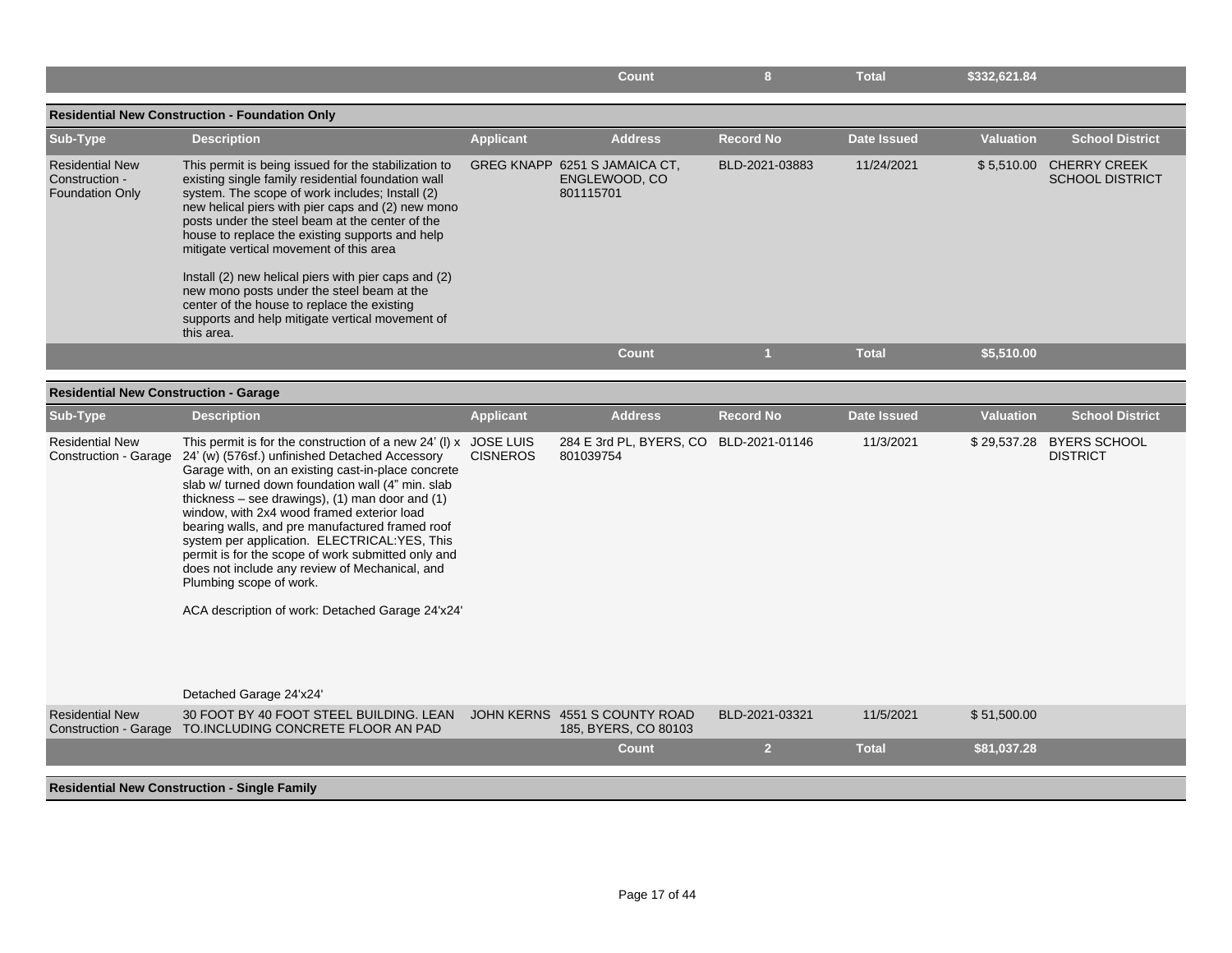| | | | Count | 8 | Total | $332,621.84 | |
|---|---|---|---|---|---|---|---|

**Residential New Construction - Foundation Only**

| Sub-Type | Description | Applicant | Address | Record No | Date Issued | Valuation | School District |
|---|---|---|---|---|---|---|---|
| Residential New Construction - Foundation Only | This permit is being issued for the stabilization to existing single family residential foundation wall system. The scope of work includes; Install (2) new helical piers with pier caps and (2) new mono posts under the steel beam at the center of the house to replace the existing supports and help mitigate vertical movement of this area<br><br>Install (2) new helical piers with pier caps and (2) new mono posts under the steel beam at the center of the house to replace the existing supports and help mitigate vertical movement of this area. | GREG KNAPP | 6251 S JAMAICA CT, ENGLEWOOD, CO 801115701 | BLD-2021-03883 | 11/24/2021 | $ 5,510.00 | CHERRY CREEK SCHOOL DISTRICT |
| | | | Count | 1 | Total | $5,510.00 | |

**Residential New Construction - Garage**

| Sub-Type | Description | Applicant | Address | Record No | Date Issued | Valuation | School District |
|---|---|---|---|---|---|---|---|
| Residential New Construction - Garage | This permit is for the construction of a new 24' (l) x 24' (w) (576sf.) unfinished Detached Accessory Garage with, on an existing cast-in-place concrete slab w/ turned down foundation wall (4" min. slab thickness – see drawings), (1) man door and (1) window, with 2x4 wood framed exterior load bearing walls, and pre manufactured framed roof system per application. ELECTRICAL:YES, This permit is for the scope of work submitted only and does not include any review of Mechanical, and Plumbing scope of work.<br><br>ACA description of work: Detached Garage 24'x24'<br><br>Detached Garage 24'x24' | JOSE LUIS CISNEROS | 284 E 3rd PL, BYERS, CO 801039754 | BLD-2021-01146 | 11/3/2021 | $ 29,537.28 | BYERS SCHOOL DISTRICT |
| Residential New Construction - Garage | 30 FOOT BY 40 FOOT STEEL BUILDING. LEAN TO.INCLUDING CONCRETE FLOOR AN PAD | JOHN KERNS | 4551 S COUNTY ROAD 185, BYERS, CO 80103 | BLD-2021-03321 | 11/5/2021 | $ 51,500.00 | |
| | | | Count | 2 | Total | $81,037.28 | |

**Residential New Construction - Single Family**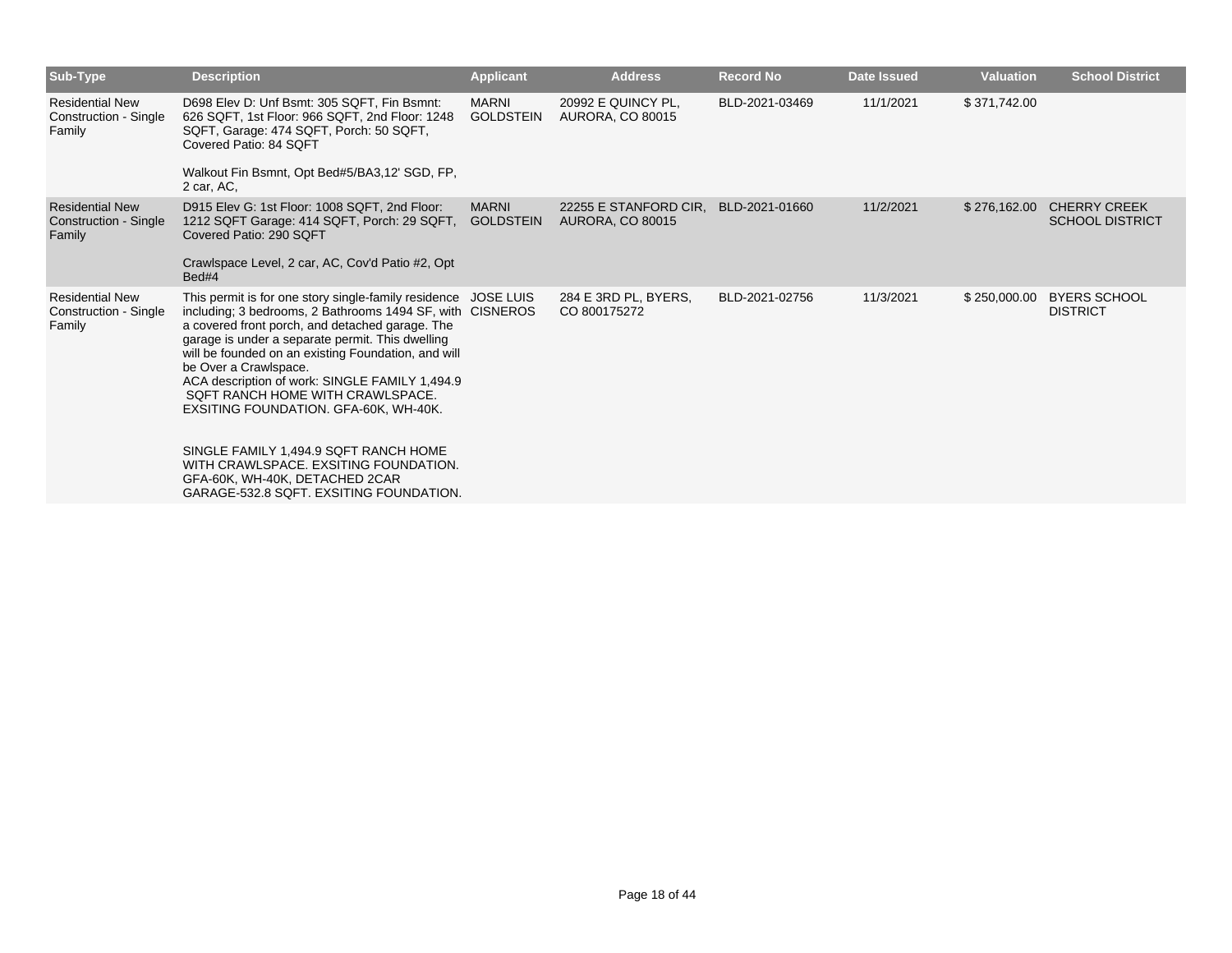| Sub-Type | Description | Applicant | Address | Record No | Date Issued | Valuation | School District |
|---|---|---|---|---|---|---|---|
| Residential New Construction - Single Family | D698 Elev D: Unf Bsmt: 305 SQFT, Fin Bsmnt: 626 SQFT, 1st Floor: 966 SQFT, 2nd Floor: 1248 SQFT, Garage: 474 SQFT, Porch: 50 SQFT, Covered Patio: 84 SQFT<br><br>Walkout Fin Bsmnt, Opt Bed#5/BA3,12' SGD, FP, 2 car, AC, | MARNI GOLDSTEIN | 20992 E QUINCY PL, AURORA, CO 80015 | BLD-2021-03469 | 11/1/2021 | $ 371,742.00 | |
| Residential New Construction - Single Family | D915 Elev G: 1st Floor: 1008 SQFT, 2nd Floor: 1212 SQFT Garage: 414 SQFT, Porch: 29 SQFT, Covered Patio: 290 SQFT<br><br>Crawlspace Level, 2 car, AC, Cov'd Patio #2, Opt Bed#4 | MARNI GOLDSTEIN | 22255 E STANFORD CIR, AURORA, CO 80015 | BLD-2021-01660 | 11/2/2021 | $ 276,162.00 | CHERRY CREEK SCHOOL DISTRICT |
| Residential New Construction - Single Family | This permit is for one story single-family residence including; 3 bedrooms, 2 Bathrooms 1494 SF, with a covered front porch, and detached garage. The garage is under a separate permit. This dwelling will be founded on an existing Foundation, and will be Over a Crawlspace.<br>ACA description of work: SINGLE FAMILY 1,494.9 SQFT RANCH HOME WITH CRAWLSPACE. EXSITING FOUNDATION. GFA-60K, WH-40K.<br><br>SINGLE FAMILY 1,494.9 SQFT RANCH HOME WITH CRAWLSPACE. EXSITING FOUNDATION. GFA-60K, WH-40K, DETACHED 2CAR GARAGE-532.8 SQFT. EXSITING FOUNDATION. | JOSE LUIS CISNEROS | 284 E 3RD PL, BYERS, CO 800175272 | BLD-2021-02756 | 11/3/2021 | $ 250,000.00 | BYERS SCHOOL DISTRICT |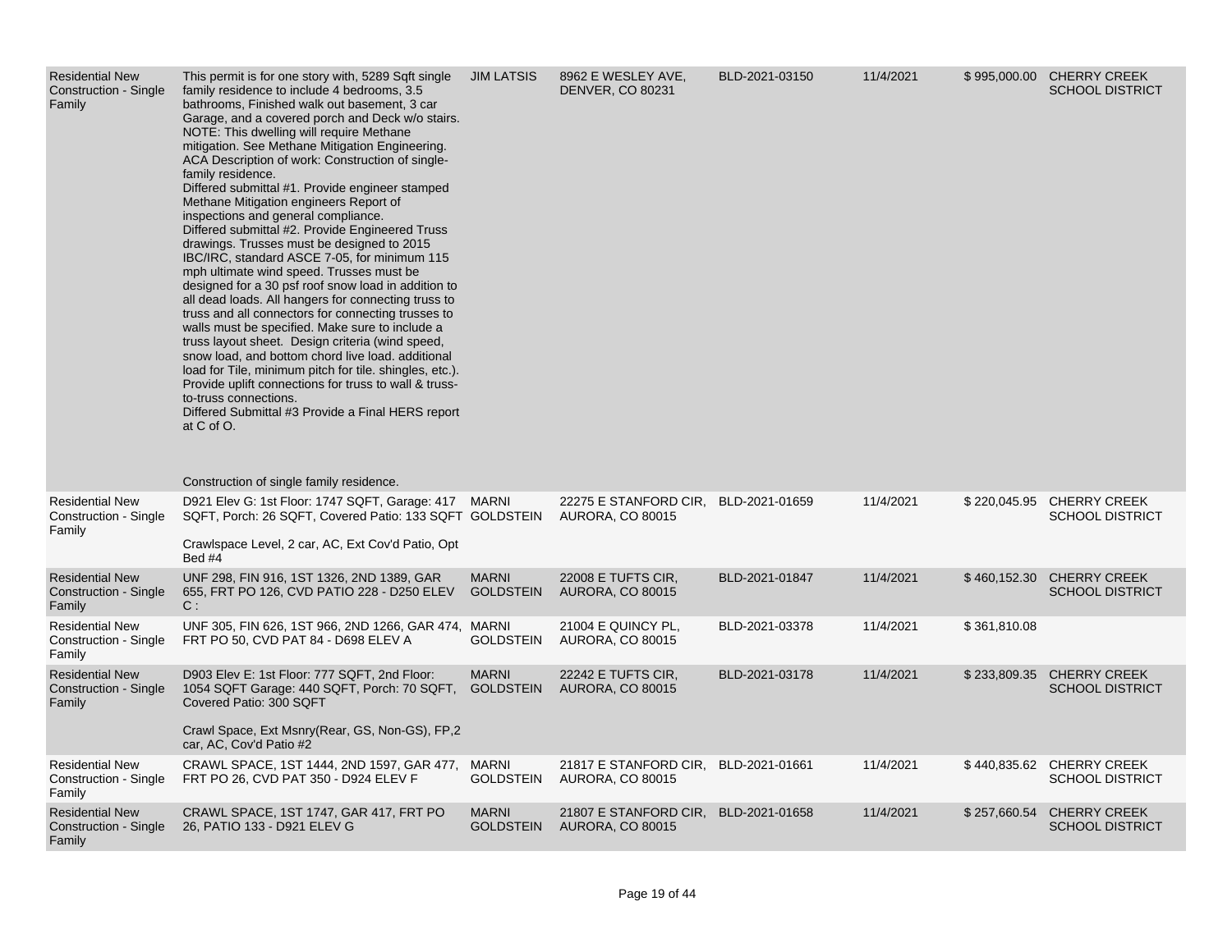| Residential New Construction - Single Family | This permit is for one story with, 5289 Sqft single family residence to include 4 bedrooms, 3.5 bathrooms, Finished walk out basement, 3 car Garage, and a covered porch and Deck w/o stairs. NOTE: This dwelling will require Methane mitigation. See Methane Mitigation Engineering. ACA Description of work: Construction of single-family residence.<br>Differed submittal #1. Provide engineer stamped Methane Mitigation engineers Report of inspections and general compliance.<br>Differed submittal #2. Provide Engineered Truss drawings. Trusses must be designed to 2015 IBC/IRC, standard ASCE 7-05, for minimum 115 mph ultimate wind speed. Trusses must be designed for a 30 psf roof snow load in addition to all dead loads. All hangers for connecting truss to truss and all connectors for connecting trusses to walls must be specified. Make sure to include a truss layout sheet. Design criteria (wind speed, snow load, and bottom chord live load. additional load for Tile, minimum pitch for tile. shingles, etc.). Provide uplift connections for truss to wall & truss-to-truss connections.<br>Differed Submittal #3 Provide a Final HERS report at C of O.<br><br>Construction of single family residence. | JIM LATSIS | 8962 E WESLEY AVE, DENVER, CO 80231 | BLD-2021-03150 | 11/4/2021 | $ 995,000.00 | CHERRY CREEK SCHOOL DISTRICT |
|---|---|---|---|---|---|---|---|
| Residential New Construction - Single Family | D921 Elev G: 1st Floor: 1747 SQFT, Garage: 417 SQFT, Porch: 26 SQFT, Covered Patio: 133 SQFT<br><br>Crawlspace Level, 2 car, AC, Ext Cov'd Patio, Opt Bed #4 | MARNI GOLDSTEIN | 22275 E STANFORD CIR, AURORA, CO 80015 | BLD-2021-01659 | 11/4/2021 | $ 220,045.95 | CHERRY CREEK SCHOOL DISTRICT |
| Residential New Construction - Single Family | UNF 298, FIN 916, 1ST 1326, 2ND 1389, GAR 655, FRT PO 126, CVD PATIO 228 - D250 ELEV C : | MARNI GOLDSTEIN | 22008 E TUFTS CIR, AURORA, CO 80015 | BLD-2021-01847 | 11/4/2021 | $ 460,152.30 | CHERRY CREEK SCHOOL DISTRICT |
| Residential New Construction - Single Family | UNF 305, FIN 626, 1ST 966, 2ND 1266, GAR 474, FRT PO 50, CVD PAT 84 - D698 ELEV A | MARNI GOLDSTEIN | 21004 E QUINCY PL, AURORA, CO 80015 | BLD-2021-03378 | 11/4/2021 | $ 361,810.08 | |
| Residential New Construction - Single Family | D903 Elev E: 1st Floor: 777 SQFT, 2nd Floor: 1054 SQFT Garage: 440 SQFT, Porch: 70 SQFT, Covered Patio: 300 SQFT<br><br>Crawl Space, Ext Msnry(Rear, GS, Non-GS), FP,2 car, AC, Cov'd Patio #2 | MARNI GOLDSTEIN | 22242 E TUFTS CIR, AURORA, CO 80015 | BLD-2021-03178 | 11/4/2021 | $ 233,809.35 | CHERRY CREEK SCHOOL DISTRICT |
| Residential New Construction - Single Family | CRAWL SPACE, 1ST 1444, 2ND 1597, GAR 477, FRT PO 26, CVD PAT 350 - D924 ELEV F | MARNI GOLDSTEIN | 21817 E STANFORD CIR, AURORA, CO 80015 | BLD-2021-01661 | 11/4/2021 | $ 440,835.62 | CHERRY CREEK SCHOOL DISTRICT |
| Residential New Construction - Single Family | CRAWL SPACE, 1ST 1747, GAR 417, FRT PO 26, PATIO 133 - D921 ELEV G | MARNI GOLDSTEIN | 21807 E STANFORD CIR, AURORA, CO 80015 | BLD-2021-01658 | 11/4/2021 | $ 257,660.54 | CHERRY CREEK SCHOOL DISTRICT |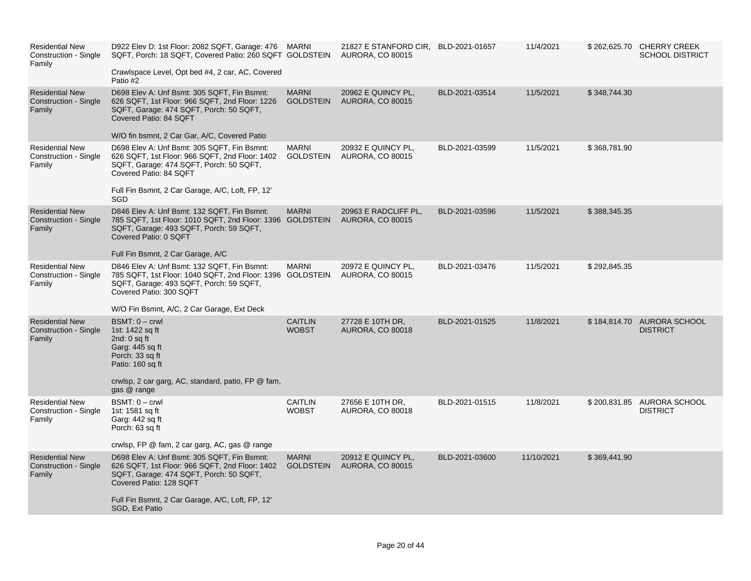| Residential New Construction - Single Family | D922 Elev D: 1st Floor: 2082 SQFT, Garage: 476 SQFT, Porch: 18 SQFT, Covered Patio: 260 SQFT<br><br>Crawlspace Level, Opt bed #4, 2 car, AC, Covered Patio #2 | MARNI GOLDSTEIN | 21827 E STANFORD CIR, AURORA, CO 80015 | BLD-2021-01657 | 11/4/2021 | $ 262,625.70 | CHERRY CREEK SCHOOL DISTRICT |
|---|---|---|---|---|---|---|---|
| Residential New Construction - Single Family | D698 Elev A: Unf Bsmt: 305 SQFT, Fin Bsmnt: 626 SQFT, 1st Floor: 966 SQFT, 2nd Floor: 1226 SQFT, Garage: 474 SQFT, Porch: 50 SQFT, Covered Patio: 84 SQFT<br><br>W/O fin bsmnt, 2 Car Gar, A/C, Covered Patio | MARNI GOLDSTEIN | 20962 E QUINCY PL, AURORA, CO 80015 | BLD-2021-03514 | 11/5/2021 | $ 348,744.30 | |
| Residential New Construction - Single Family | D698 Elev A: Unf Bsmt: 305 SQFT, Fin Bsmnt: 626 SQFT, 1st Floor: 966 SQFT, 2nd Floor: 1402 SQFT, Garage: 474 SQFT, Porch: 50 SQFT, Covered Patio: 84 SQFT<br><br>Full Fin Bsmnt, 2 Car Garage, A/C, Loft, FP, 12' SGD | MARNI GOLDSTEIN | 20932 E QUINCY PL, AURORA, CO 80015 | BLD-2021-03599 | 11/5/2021 | $ 368,781.90 | |
| Residential New Construction - Single Family | D846 Elev A: Unf Bsmt: 132 SQFT, Fin Bsmnt: 785 SQFT, 1st Floor: 1010 SQFT, 2nd Floor: 1396 SQFT, Garage: 493 SQFT, Porch: 59 SQFT, Covered Patio: 0 SQFT<br><br>Full Fin Bsmnt, 2 Car Garage, A/C | MARNI GOLDSTEIN | 20963 E RADCLIFF PL, AURORA, CO 80015 | BLD-2021-03596 | 11/5/2021 | $ 388,345.35 | |
| Residential New Construction - Single Family | D846 Elev A: Unf Bsmt: 132 SQFT, Fin Bsmnt: 785 SQFT, 1st Floor: 1040 SQFT, 2nd Floor: 1396 SQFT, Garage: 493 SQFT, Porch: 59 SQFT, Covered Patio: 300 SQFT<br><br>W/O Fin Bsmnt, A/C, 2 Car Garage, Ext Deck | MARNI GOLDSTEIN | 20972 E QUINCY PL, AURORA, CO 80015 | BLD-2021-03476 | 11/5/2021 | $ 292,845.35 | |
| Residential New Construction - Single Family | BSMT: 0 – crwl<br>1st: 1422 sq ft<br>2nd: 0 sq ft<br>Garg: 445 sq ft<br>Porch: 33 sq ft<br>Patio: 160 sq ft<br><br>crwlsp, 2 car garg, AC, standard, patio, FP @ fam, gas @ range | CAITLIN WOBST | 27728 E 10TH DR, AURORA, CO 80018 | BLD-2021-01525 | 11/8/2021 | $ 184,814.70 | AURORA SCHOOL DISTRICT |
| Residential New Construction - Single Family | BSMT: 0 – crwl<br>1st: 1581 sq ft<br>Garg: 442 sq ft<br>Porch: 63 sq ft<br><br>crwlsp, FP @ fam, 2 car garg, AC, gas @ range | CAITLIN WOBST | 27656 E 10TH DR, AURORA, CO 80018 | BLD-2021-01515 | 11/8/2021 | $ 200,831.85 | AURORA SCHOOL DISTRICT |
| Residential New Construction - Single Family | D698 Elev A: Unf Bsmt: 305 SQFT, Fin Bsmnt: 626 SQFT, 1st Floor: 966 SQFT, 2nd Floor: 1402 SQFT, Garage: 474 SQFT, Porch: 50 SQFT, Covered Patio: 128 SQFT<br><br>Full Fin Bsmnt, 2 Car Garage, A/C, Loft, FP, 12' SGD, Ext Patio | MARNI GOLDSTEIN | 20912 E QUINCY PL, AURORA, CO 80015 | BLD-2021-03600 | 11/10/2021 | $ 369,441.90 | |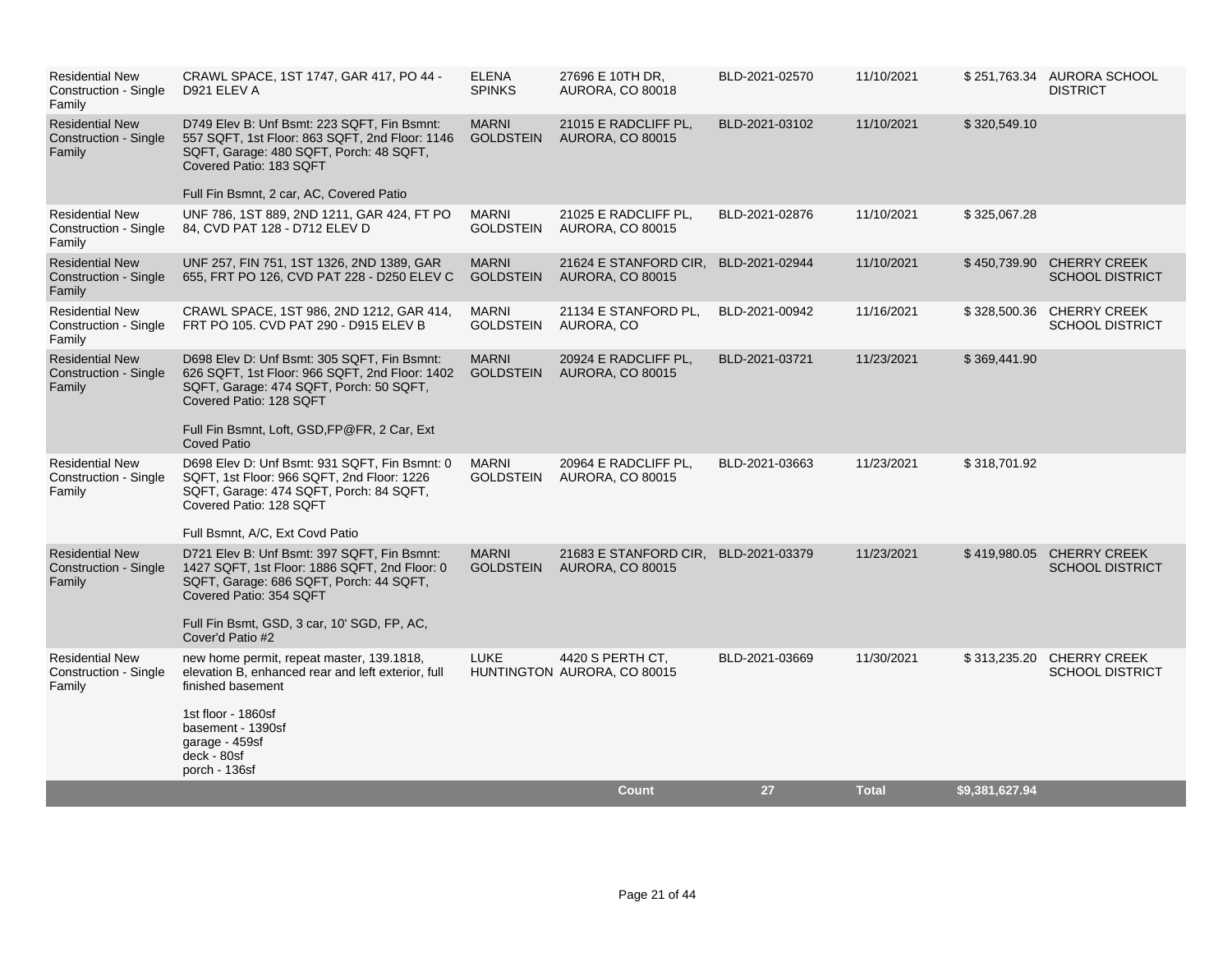| | | | | | | | |
|---|---|---|---|---|---|---|---|
| Residential New Construction - Single Family | CRAWL SPACE, 1ST 1747, GAR 417, PO 44 - D921 ELEV A | ELENA SPINKS | 27696 E 10TH DR, AURORA, CO 80018 | BLD-2021-02570 | 11/10/2021 | $ 251,763.34 | AURORA SCHOOL DISTRICT |
| Residential New Construction - Single Family | D749 Elev B: Unf Bsmt: 223 SQFT, Fin Bsmnt: 557 SQFT, 1st Floor: 863 SQFT, 2nd Floor: 1146 SQFT, Garage: 480 SQFT, Porch: 48 SQFT, Covered Patio: 183 SQFT<br><br>Full Fin Bsmnt, 2 car, AC, Covered Patio | MARNI GOLDSTEIN | 21015 E RADCLIFF PL, AURORA, CO 80015 | BLD-2021-03102 | 11/10/2021 | $ 320,549.10 | |
| Residential New Construction - Single Family | UNF 786, 1ST 889, 2ND 1211, GAR 424, FT PO 84, CVD PAT 128 - D712 ELEV D | MARNI GOLDSTEIN | 21025 E RADCLIFF PL, AURORA, CO 80015 | BLD-2021-02876 | 11/10/2021 | $ 325,067.28 | |
| Residential New Construction - Single Family | UNF 257, FIN 751, 1ST 1326, 2ND 1389, GAR 655, FRT PO 126, CVD PAT 228 - D250 ELEV C | MARNI GOLDSTEIN | 21624 E STANFORD CIR, AURORA, CO 80015 | BLD-2021-02944 | 11/10/2021 | $ 450,739.90 | CHERRY CREEK SCHOOL DISTRICT |
| Residential New Construction - Single Family | CRAWL SPACE, 1ST 986, 2ND 1212, GAR 414, FRT PO 105. CVD PAT 290 - D915 ELEV B | MARNI GOLDSTEIN | 21134 E STANFORD PL, AURORA, CO | BLD-2021-00942 | 11/16/2021 | $ 328,500.36 | CHERRY CREEK SCHOOL DISTRICT |
| Residential New Construction - Single Family | D698 Elev D: Unf Bsmt: 305 SQFT, Fin Bsmnt: 626 SQFT, 1st Floor: 966 SQFT, 2nd Floor: 1402 SQFT, Garage: 474 SQFT, Porch: 50 SQFT, Covered Patio: 128 SQFT<br><br>Full Fin Bsmnt, Loft, GSD,FP@FR, 2 Car, Ext Coved Patio | MARNI GOLDSTEIN | 20924 E RADCLIFF PL, AURORA, CO 80015 | BLD-2021-03721 | 11/23/2021 | $ 369,441.90 | |
| Residential New Construction - Single Family | D698 Elev D: Unf Bsmt: 931 SQFT, Fin Bsmnt: 0 SQFT, 1st Floor: 966 SQFT, 2nd Floor: 1226 SQFT, Garage: 474 SQFT, Porch: 84 SQFT, Covered Patio: 128 SQFT<br><br>Full Bsmnt, A/C, Ext Covd Patio | MARNI GOLDSTEIN | 20964 E RADCLIFF PL, AURORA, CO 80015 | BLD-2021-03663 | 11/23/2021 | $ 318,701.92 | |
| Residential New Construction - Single Family | D721 Elev B: Unf Bsmt: 397 SQFT, Fin Bsmnt: 1427 SQFT, 1st Floor: 1886 SQFT, 2nd Floor: 0 SQFT, Garage: 686 SQFT, Porch: 44 SQFT, Covered Patio: 354 SQFT<br><br>Full Fin Bsmt, GSD, 3 car, 10' SGD, FP, AC, Cover'd Patio #2 | MARNI GOLDSTEIN | 21683 E STANFORD CIR, AURORA, CO 80015 | BLD-2021-03379 | 11/23/2021 | $ 419,980.05 | CHERRY CREEK SCHOOL DISTRICT |
| Residential New Construction - Single Family | new home permit, repeat master, 139.1818, elevation B, enhanced rear and left exterior, full finished basement<br><br>1st floor - 1860sf<br>basement - 1390sf<br>garage - 459sf<br>deck - 80sf<br>porch - 136sf | LUKE HUNTINGTON | 4420 S PERTH CT, AURORA, CO 80015 | BLD-2021-03669 | 11/30/2021 | $ 313,235.20 | CHERRY CREEK SCHOOL DISTRICT |
| | | | **Count** | **27** | **Total** | **$9,381,627.94** | |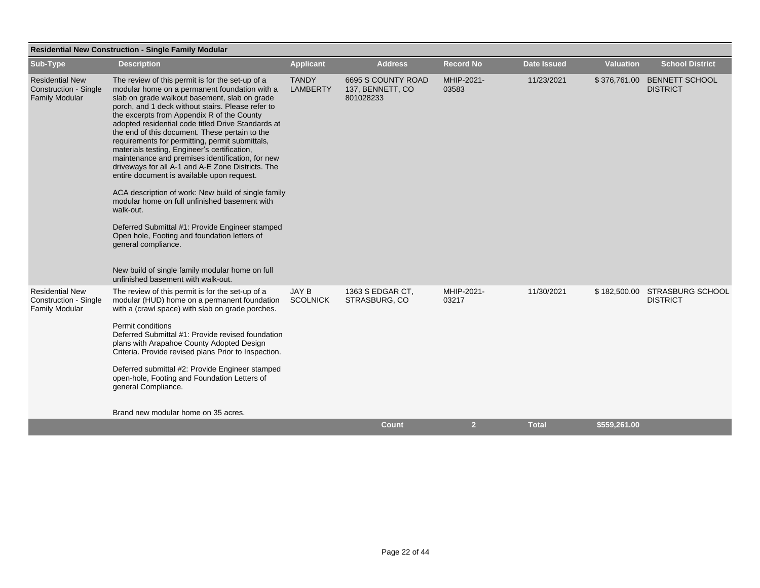## Residential New Construction - Single Family Modular

| Sub-Type | Description | Applicant | Address | Record No | Date Issued | Valuation | School District |
|---|---|---|---|---|---|---|---|
| Residential New Construction - Single Family Modular | The review of this permit is for the set-up of a modular home on a permanent foundation with a slab on grade walkout basement, slab on grade porch, and 1 deck without stairs. Please refer to the excerpts from Appendix R of the County adopted residential code titled Drive Standards at the end of this document. These pertain to the requirements for permitting, permit submittals, materials testing, Engineer's certification, maintenance and premises identification, for new driveways for all A-1 and A-E Zone Districts. The entire document is available upon request.<br><br>ACA description of work: New build of single family modular home on full unfinished basement with walk-out.<br><br>Deferred Submittal #1: Provide Engineer stamped Open hole, Footing and foundation letters of general compliance.<br><br>New build of single family modular home on full unfinished basement with walk-out. | TANDY LAMBERTY | 6695 S COUNTY ROAD 137, BENNETT, CO 801028233 | MHIP-2021-03583 | 11/23/2021 | $ 376,761.00 | BENNETT SCHOOL DISTRICT |
| Residential New Construction - Single Family Modular | The review of this permit is for the set-up of a modular (HUD) home on a permanent foundation with a (crawl space) with slab on grade porches.<br><br>Permit conditions<br>Deferred Submittal #1: Provide revised foundation plans with Arapahoe County Adopted Design Criteria. Provide revised plans Prior to Inspection.<br><br>Deferred submittal #2: Provide Engineer stamped open-hole, Footing and Foundation Letters of general Compliance.<br><br>Brand new modular home on 35 acres. | JAY B SCOLNICK | 1363 S EDGAR CT, STRASBURG, CO | MHIP-2021-03217 | 11/30/2021 | $ 182,500.00 | STRASBURG SCHOOL DISTRICT |
| | | | **Count** | **2** | **Total** | **$559,261.00** | |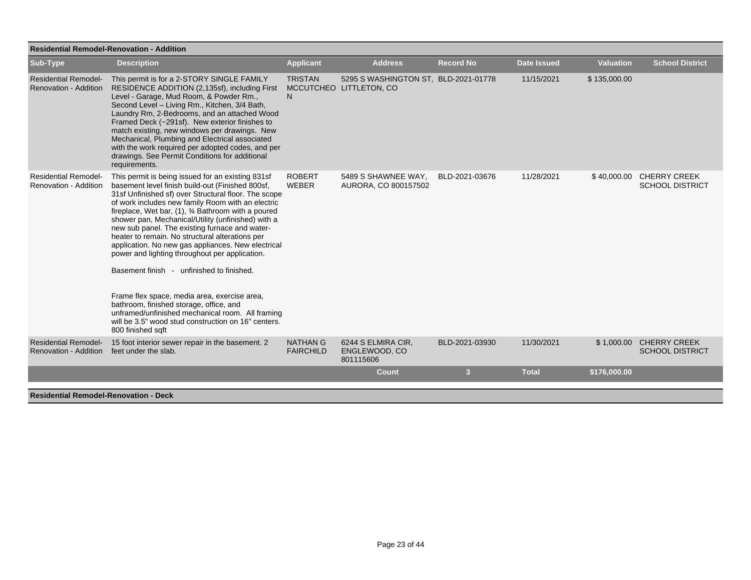## Residential Remodel-Renovation - Addition

| Sub-Type | Description | Applicant | Address | Record No | Date Issued | Valuation | School District |
|---|---|---|---|---|---|---|---|
| Residential Remodel-Renovation - Addition | This permit is for a 2-STORY SINGLE FAMILY RESIDENCE ADDITION (2,135sf), including First Level - Garage, Mud Room, & Powder Rm., Second Level – Living Rm., Kitchen, 3/4 Bath, Laundry Rm, 2-Bedrooms, and an attached Wood Framed Deck (~291sf). New exterior finishes to match existing, new windows per drawings. New Mechanical, Plumbing and Electrical associated with the work required per adopted codes, and per drawings. See Permit Conditions for additional requirements. | TRISTAN MCCUTCHEON | 5295 S WASHINGTON ST, LITTLETON, CO | BLD-2021-01778 | 11/15/2021 | $ 135,000.00 | |
| Residential Remodel-Renovation - Addition | This permit is being issued for an existing 831sf basement level finish build-out (Finished 800sf, 31sf Unfinished sf) over Structural floor. The scope of work includes new family Room with an electric fireplace, Wet bar, (1), ¾ Bathroom with a poured shower pan, Mechanical/Utility (unfinished) with a new sub panel. The existing furnace and water-heater to remain. No structural alterations per application. No new gas appliances. New electrical power and lighting throughout per application.<br><br>Basement finish - unfinished to finished.<br><br>Frame flex space, media area, exercise area, bathroom, finished storage, office, and unframed/unfinished mechanical room. All framing will be 3.5" wood stud construction on 16" centers. 800 finished sqft | ROBERT WEBER | 5489 S SHAWNEE WAY, AURORA, CO 800157502 | BLD-2021-03676 | 11/28/2021 | $ 40,000.00 | CHERRY CREEK SCHOOL DISTRICT |
| Residential Remodel-Renovation - Addition | 15 foot interior sewer repair in the basement. 2 feet under the slab. | NATHAN G FAIRCHILD | 6244 S ELMIRA CIR, ENGLEWOOD, CO 801115606 | BLD-2021-03930 | 11/30/2021 | $ 1,000.00 | CHERRY CREEK SCHOOL DISTRICT |
| | | | **Count** | **3** | **Total** | **$176,000.00** | |

## Residential Remodel-Renovation - Deck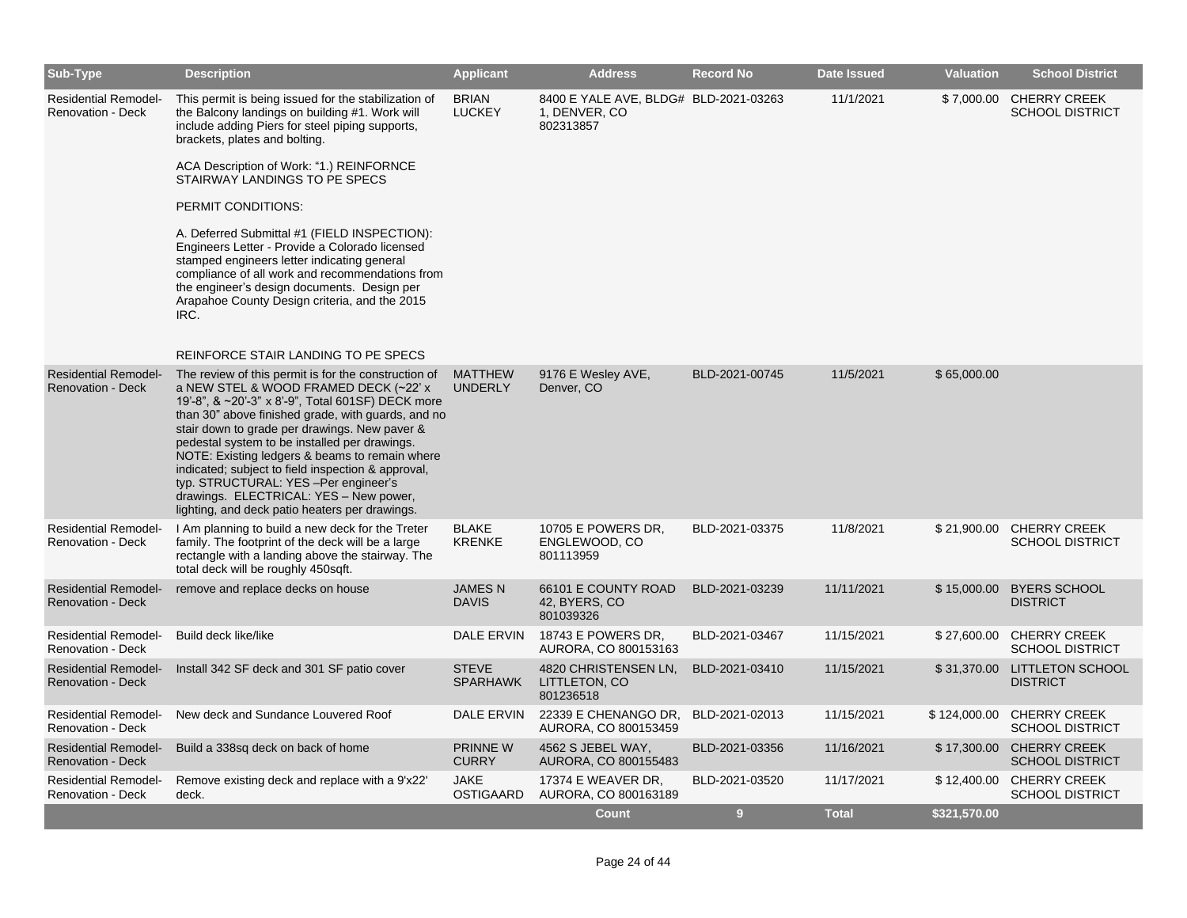| Sub-Type | Description | Applicant | Address | Record No | Date Issued | Valuation | School District |
|---|---|---|---|---|---|---|---|
| Residential Remodel-Renovation - Deck | This permit is being issued for the stabilization of the Balcony landings on building #1. Work will include adding Piers for steel piping supports, brackets, plates and bolting.<br><br>ACA Description of Work: "1.) REINFORNCE STAIRWAY LANDINGS TO PE SPECS<br><br>PERMIT CONDITIONS:<br><br>A. Deferred Submittal #1 (FIELD INSPECTION): Engineers Letter - Provide a Colorado licensed stamped engineers letter indicating general compliance of all work and recommendations from the engineer's design documents. Design per Arapahoe County Design criteria, and the 2015 IRC.<br><br>REINFORCE STAIR LANDING TO PE SPECS | BRIAN LUCKEY | 8400 E YALE AVE, BLDG# 1, DENVER, CO 802313857 | BLD-2021-03263 | 11/1/2021 | $ 7,000.00 | CHERRY CREEK SCHOOL DISTRICT |
| Residential Remodel-Renovation - Deck | The review of this permit is for the construction of a NEW STEL & WOOD FRAMED DECK (~22' x 19'-8", & ~20'-3" x 8'-9", Total 601SF) DECK more than 30" above finished grade, with guards, and no stair down to grade per drawings. New paver & pedestal system to be installed per drawings. NOTE: Existing ledgers & beams to remain where indicated; subject to field inspection & approval, typ. STRUCTURAL: YES –Per engineer's drawings. ELECTRICAL: YES – New power, lighting, and deck patio heaters per drawings. | MATTHEW UNDERLY | 9176 E Wesley AVE, Denver, CO | BLD-2021-00745 | 11/5/2021 | $ 65,000.00 | |
| Residential Remodel-Renovation - Deck | I Am planning to build a new deck for the Treter family. The footprint of the deck will be a large rectangle with a landing above the stairway. The total deck will be roughly 450sqft. | BLAKE KRENKE | 10705 E POWERS DR, ENGLEWOOD, CO 801113959 | BLD-2021-03375 | 11/8/2021 | $ 21,900.00 | CHERRY CREEK SCHOOL DISTRICT |
| Residential Remodel-Renovation - Deck | remove and replace decks on house | JAMES N DAVIS | 66101 E COUNTY ROAD 42, BYERS, CO 801039326 | BLD-2021-03239 | 11/11/2021 | $ 15,000.00 | BYERS SCHOOL DISTRICT |
| Residential Remodel-Renovation - Deck | Build deck like/like | DALE ERVIN | 18743 E POWERS DR, AURORA, CO 800153163 | BLD-2021-03467 | 11/15/2021 | $ 27,600.00 | CHERRY CREEK SCHOOL DISTRICT |
| Residential Remodel-Renovation - Deck | Install 342 SF deck and 301 SF patio cover | STEVE SPARHAWK | 4820 CHRISTENSEN LN, LITTLETON, CO 801236518 | BLD-2021-03410 | 11/15/2021 | $ 31,370.00 | LITTLETON SCHOOL DISTRICT |
| Residential Remodel-Renovation - Deck | New deck and Sundance Louvered Roof | DALE ERVIN | 22339 E CHENANGO DR, AURORA, CO 800153459 | BLD-2021-02013 | 11/15/2021 | $ 124,000.00 | CHERRY CREEK SCHOOL DISTRICT |
| Residential Remodel-Renovation - Deck | Build a 338sq deck on back of home | PRINNE W CURRY | 4562 S JEBEL WAY, AURORA, CO 800155483 | BLD-2021-03356 | 11/16/2021 | $ 17,300.00 | CHERRY CREEK SCHOOL DISTRICT |
| Residential Remodel-Renovation - Deck | Remove existing deck and replace with a 9'x22' deck. | JAKE OSTIGAARD | 17374 E WEAVER DR, AURORA, CO 800163189 | BLD-2021-03520 | 11/17/2021 | $ 12,400.00 | CHERRY CREEK SCHOOL DISTRICT |
| | | | **Count** | **9** | **Total** | **$321,570.00** | |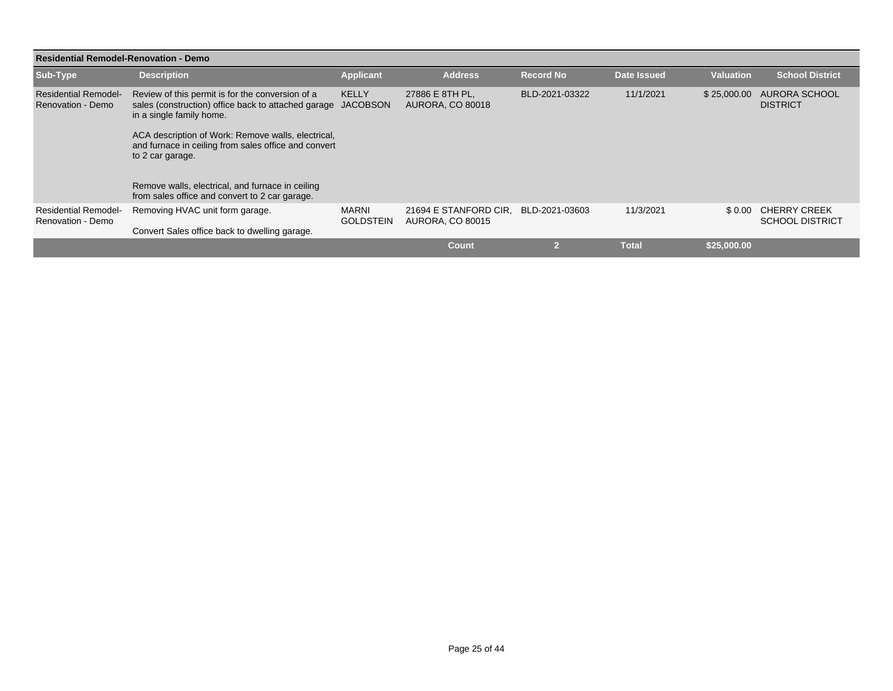## Residential Remodel-Renovation - Demo

| Sub-Type | Description | Applicant | Address | Record No | Date Issued | Valuation | School District |
|---|---|---|---|---|---|---|---|
| Residential Remodel-Renovation - Demo | Review of this permit is for the conversion of a sales (construction) office back to attached garage in a single family home.<br><br>ACA description of Work: Remove walls, electrical, and furnace in ceiling from sales office and convert to 2 car garage.<br><br>Remove walls, electrical, and furnace in ceiling from sales office and convert to 2 car garage. | KELLY JACOBSON | 27886 E 8TH PL, AURORA, CO 80018 | BLD-2021-03322 | 11/1/2021 | $ 25,000.00 | AURORA SCHOOL DISTRICT |
| Residential Remodel-Renovation - Demo | Removing HVAC unit form garage.<br><br>Convert Sales office back to dwelling garage. | MARNI GOLDSTEIN | 21694 E STANFORD CIR, AURORA, CO 80015 | BLD-2021-03603 | 11/3/2021 | $ 0.00 | CHERRY CREEK SCHOOL DISTRICT |
| | | | **Count** | **2** | **Total** | **$25,000.00** | |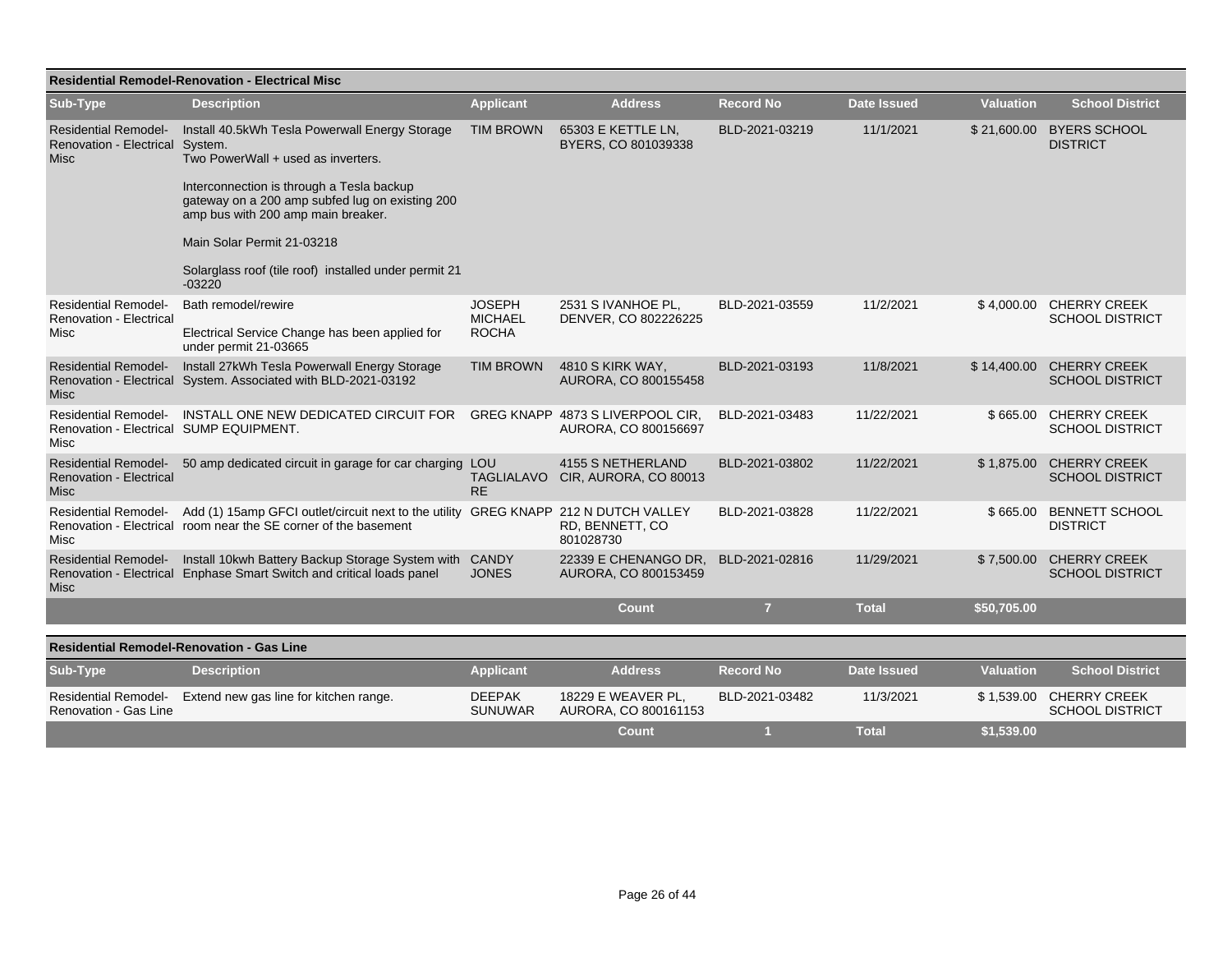## Residential Remodel-Renovation - Electrical Misc

| Sub-Type | Description | Applicant | Address | Record No | Date Issued | Valuation | School District |
|---|---|---|---|---|---|---|---|
| Residential Remodel-Renovation - Electrical Misc | Install 40.5kWh Tesla Powerwall Energy Storage System. Two PowerWall + used as inverters. Interconnection is through a Tesla backup gateway on a 200 amp subfed lug on existing 200 amp bus with 200 amp main breaker. Main Solar Permit 21-03218 Solarglass roof (tile roof) installed under permit 21 -03220 | TIM BROWN | 65303 E KETTLE LN, BYERS, CO 801039338 | BLD-2021-03219 | 11/1/2021 | $ 21,600.00 | BYERS SCHOOL DISTRICT |
| Residential Remodel-Renovation - Electrical Misc | Bath remodel/rewire Electrical Service Change has been applied for under permit 21-03665 | JOSEPH MICHAEL ROCHA | 2531 S IVANHOE PL, DENVER, CO 802226225 | BLD-2021-03559 | 11/2/2021 | $ 4,000.00 | CHERRY CREEK SCHOOL DISTRICT |
| Residential Remodel-Renovation - Electrical Misc | Install 27kWh Tesla Powerwall Energy Storage System. Associated with BLD-2021-03192 | TIM BROWN | 4810 S KIRK WAY, AURORA, CO 800155458 | BLD-2021-03193 | 11/8/2021 | $ 14,400.00 | CHERRY CREEK SCHOOL DISTRICT |
| Residential Remodel-Renovation - Electrical Misc | INSTALL ONE NEW DEDICATED CIRCUIT FOR SUMP EQUIPMENT. | GREG KNAPP | 4873 S LIVERPOOL CIR, AURORA, CO 800156697 | BLD-2021-03483 | 11/22/2021 | $ 665.00 | CHERRY CREEK SCHOOL DISTRICT |
| Residential Remodel-Renovation - Electrical Misc | 50 amp dedicated circuit in garage for car charging | LOU TAGLIALAVORE | 4155 S NETHERLAND CIR, AURORA, CO 80013 | BLD-2021-03802 | 11/22/2021 | $ 1,875.00 | CHERRY CREEK SCHOOL DISTRICT |
| Residential Remodel-Renovation - Electrical Misc | Add (1) 15amp GFCI outlet/circuit next to the utility room near the SE corner of the basement | GREG KNAPP | 212 N DUTCH VALLEY RD, BENNETT, CO 801028730 | BLD-2021-03828 | 11/22/2021 | $ 665.00 | BENNETT SCHOOL DISTRICT |
| Residential Remodel-Renovation - Electrical Misc | Install 10kwh Battery Backup Storage System with Enphase Smart Switch and critical loads panel | CANDY JONES | 22339 E CHENANGO DR, AURORA, CO 800153459 | BLD-2021-02816 | 11/29/2021 | $ 7,500.00 | CHERRY CREEK SCHOOL DISTRICT |
| | | | Count | 7 | Total | $50,705.00 | |

## Residential Remodel-Renovation - Gas Line

| Sub-Type | Description | Applicant | Address | Record No | Date Issued | Valuation | School District |
|---|---|---|---|---|---|---|---|
| Residential Remodel-Renovation - Gas Line | Extend new gas line for kitchen range. | DEEPAK SUNUWAR | 18229 E WEAVER PL, AURORA, CO 800161153 | BLD-2021-03482 | 11/3/2021 | $ 1,539.00 | CHERRY CREEK SCHOOL DISTRICT |
| | | | Count | 1 | Total | $1,539.00 | |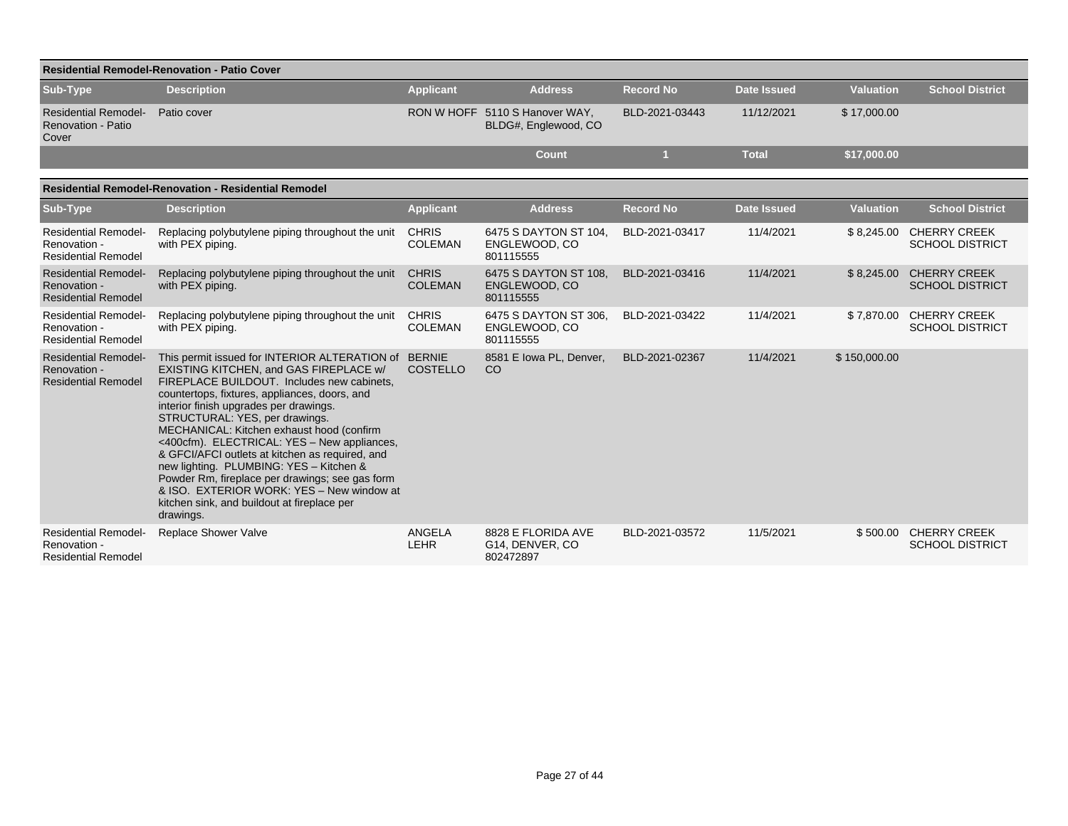## Residential Remodel-Renovation - Patio Cover

| Sub-Type | Description | Applicant | Address | Record No | Date Issued | Valuation | School District |
|---|---|---|---|---|---|---|---|
| Residential Remodel-Renovation - Patio Cover | Patio cover | RON W HOFF | 5110 S Hanover WAY, BLDG#, Englewood, CO | BLD-2021-03443 | 11/12/2021 | $ 17,000.00 | |
| | | | **Count** | **1** | **Total** | **$17,000.00** | |

## Residential Remodel-Renovation - Residential Remodel

| Sub-Type | Description | Applicant | Address | Record No | Date Issued | Valuation | School District |
|---|---|---|---|---|---|---|---|
| Residential Remodel-Renovation - Residential Remodel | Replacing polybutylene piping throughout the unit with PEX piping. | CHRIS COLEMAN | 6475 S DAYTON ST 104, ENGLEWOOD, CO 801115555 | BLD-2021-03417 | 11/4/2021 | $ 8,245.00 | CHERRY CREEK SCHOOL DISTRICT |
| Residential Remodel-Renovation - Residential Remodel | Replacing polybutylene piping throughout the unit with PEX piping. | CHRIS COLEMAN | 6475 S DAYTON ST 108, ENGLEWOOD, CO 801115555 | BLD-2021-03416 | 11/4/2021 | $ 8,245.00 | CHERRY CREEK SCHOOL DISTRICT |
| Residential Remodel-Renovation - Residential Remodel | Replacing polybutylene piping throughout the unit with PEX piping. | CHRIS COLEMAN | 6475 S DAYTON ST 306, ENGLEWOOD, CO 801115555 | BLD-2021-03422 | 11/4/2021 | $ 7,870.00 | CHERRY CREEK SCHOOL DISTRICT |
| Residential Remodel-Renovation - Residential Remodel | This permit issued for INTERIOR ALTERATION of EXISTING KITCHEN, and GAS FIREPLACE w/ FIREPLACE BUILDOUT. Includes new cabinets, countertops, fixtures, appliances, doors, and interior finish upgrades per drawings. STRUCTURAL: YES, per drawings. MECHANICAL: Kitchen exhaust hood (confirm <400cfm). ELECTRICAL: YES – New appliances, & GFCI/AFCI outlets at kitchen as required, and new lighting. PLUMBING: YES – Kitchen & Powder Rm, fireplace per drawings; see gas form & ISO. EXTERIOR WORK: YES – New window at kitchen sink, and buildout at fireplace per drawings. | BERNIE COSTELLO | 8581 E Iowa PL, Denver, CO | BLD-2021-02367 | 11/4/2021 | $ 150,000.00 | |
| Residential Remodel-Renovation - Residential Remodel | Replace Shower Valve | ANGELA LEHR | 8828 E FLORIDA AVE G14, DENVER, CO 802472897 | BLD-2021-03572 | 11/5/2021 | $ 500.00 | CHERRY CREEK SCHOOL DISTRICT |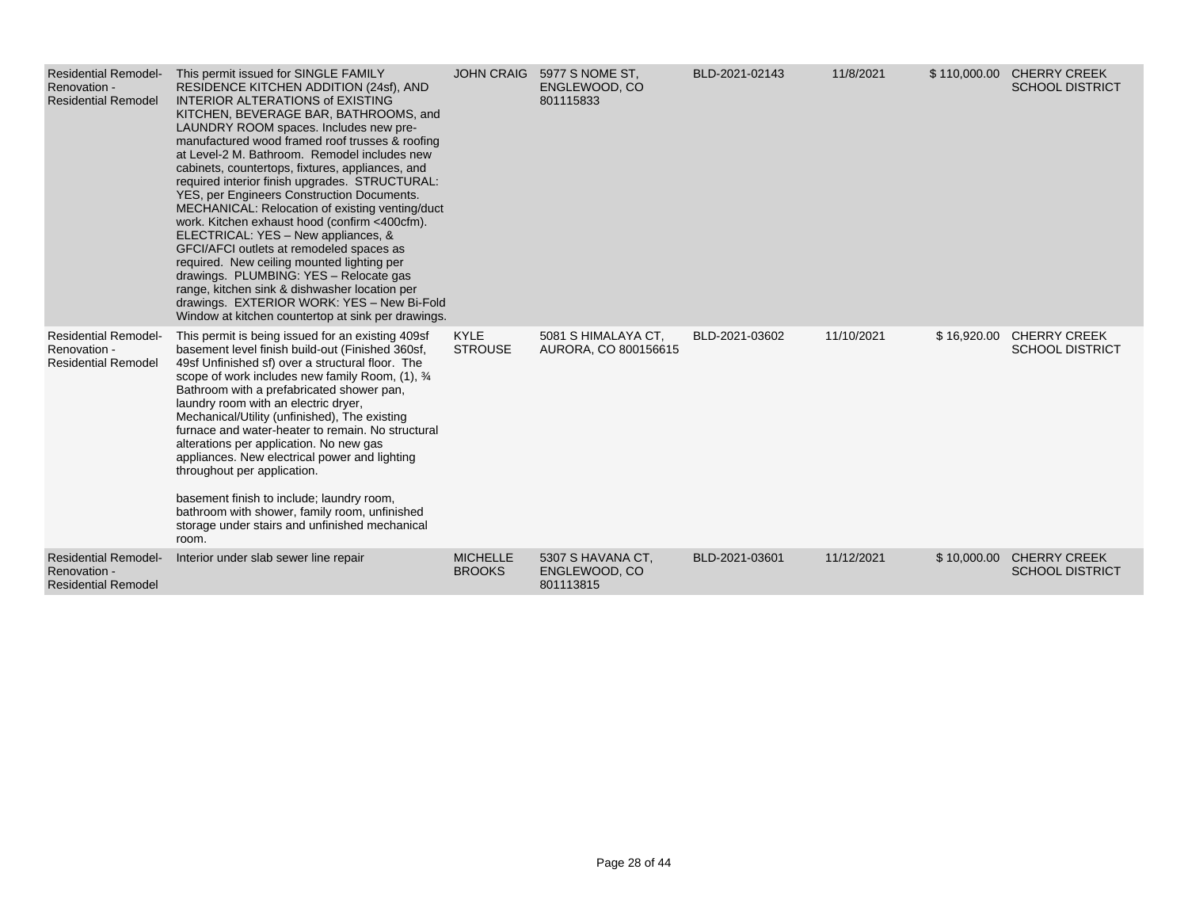| | | | | | | | |
|---|---|---|---|---|---|---|---|
| Residential Remodel-Renovation - Residential Remodel | This permit issued for SINGLE FAMILY RESIDENCE KITCHEN ADDITION (24sf), AND INTERIOR ALTERATIONS of EXISTING KITCHEN, BEVERAGE BAR, BATHROOMS, and LAUNDRY ROOM spaces. Includes new pre-manufactured wood framed roof trusses & roofing at Level-2 M. Bathroom. Remodel includes new cabinets, countertops, fixtures, appliances, and required interior finish upgrades. STRUCTURAL: YES, per Engineers Construction Documents. MECHANICAL: Relocation of existing venting/duct work. Kitchen exhaust hood (confirm <400cfm). ELECTRICAL: YES – New appliances, & GFCI/AFCI outlets at remodeled spaces as required. New ceiling mounted lighting per drawings. PLUMBING: YES – Relocate gas range, kitchen sink & dishwasher location per drawings. EXTERIOR WORK: YES – New Bi-Fold Window at kitchen countertop at sink per drawings. | JOHN CRAIG | 5977 S NOME ST, ENGLEWOOD, CO 801115833 | BLD-2021-02143 | 11/8/2021 | $ 110,000.00 | CHERRY CREEK SCHOOL DISTRICT |
| Residential Remodel-Renovation - Residential Remodel | This permit is being issued for an existing 409sf basement level finish build-out (Finished 360sf, 49sf Unfinished sf) over a structural floor. The scope of work includes new family Room, (1), ¾ Bathroom with a prefabricated shower pan, laundry room with an electric dryer, Mechanical/Utility (unfinished), The existing furnace and water-heater to remain. No structural alterations per application. No new gas appliances. New electrical power and lighting throughout per application.<br><br>basement finish to include; laundry room, bathroom with shower, family room, unfinished storage under stairs and unfinished mechanical room. | KYLE STROUSE | 5081 S HIMALAYA CT, AURORA, CO 800156615 | BLD-2021-03602 | 11/10/2021 | $ 16,920.00 | CHERRY CREEK SCHOOL DISTRICT |
| Residential Remodel-Renovation - Residential Remodel | Interior under slab sewer line repair | MICHELLE BROOKS | 5307 S HAVANA CT, ENGLEWOOD, CO 801113815 | BLD-2021-03601 | 11/12/2021 | $ 10,000.00 | CHERRY CREEK SCHOOL DISTRICT |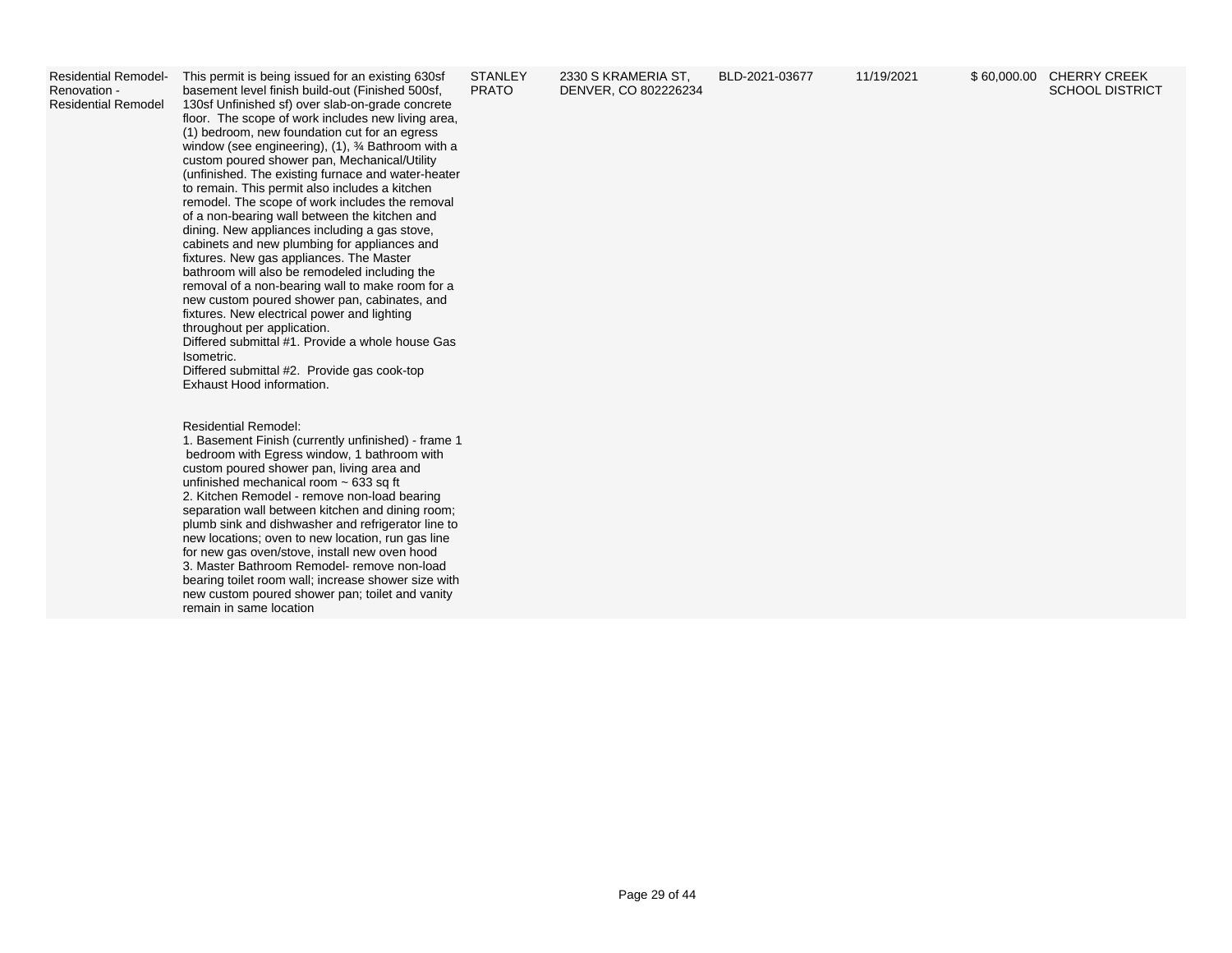| | | | | | | | |
|---|---|---|---|---|---|---|---|
| Residential Remodel-Renovation - Residential Remodel | This permit is being issued for an existing 630sf basement level finish build-out (Finished 500sf, 130sf Unfinished sf) over slab-on-grade concrete floor. The scope of work includes new living area, (1) bedroom, new foundation cut for an egress window (see engineering), (1), ¾ Bathroom with a custom poured shower pan, Mechanical/Utility (unfinished. The existing furnace and water-heater to remain. This permit also includes a kitchen remodel. The scope of work includes the removal of a non-bearing wall between the kitchen and dining. New appliances including a gas stove, cabinets and new plumbing for appliances and fixtures. New gas appliances. The Master bathroom will also be remodeled including the removal of a non-bearing wall to make room for a new custom poured shower pan, cabinets, and fixtures. New electrical power and lighting throughout per application.<br>Differed submittal #1. Provide a whole house Gas Isometric.<br>Differed submittal #2. Provide gas cook-top Exhaust Hood information.<br><br>Residential Remodel:<br>1. Basement Finish (currently unfinished) - frame 1 bedroom with Egress window, 1 bathroom with custom poured shower pan, living area and unfinished mechanical room ~ 633 sq ft<br>2. Kitchen Remodel - remove non-load bearing separation wall between kitchen and dining room; plumb sink and dishwasher and refrigerator line to new locations; oven to new location, run gas line for new gas oven/stove, install new oven hood<br>3. Master Bathroom Remodel- remove non-load bearing toilet room wall; increase shower size with new custom poured shower pan; toilet and vanity remain in same location | STANLEY PRATO | 2330 S KRAMERIA ST, DENVER, CO 802226234 | BLD-2021-03677 | 11/19/2021 | $ 60,000.00 | CHERRY CREEK SCHOOL DISTRICT |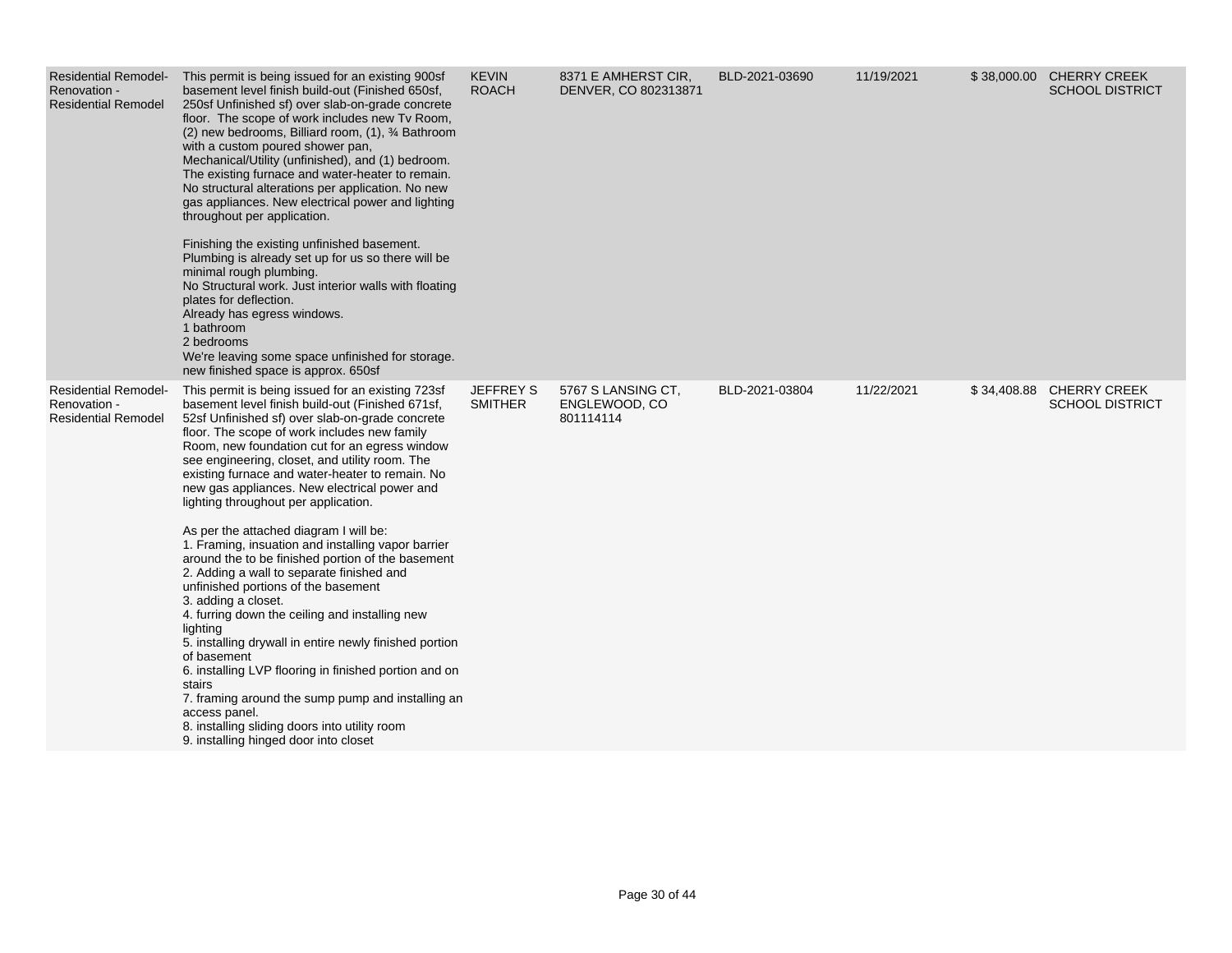| Residential Remodel-Renovation - Residential Remodel | This permit is being issued for an existing 900sf basement level finish build-out (Finished 650sf, 250sf Unfinished sf) over slab-on-grade concrete floor. The scope of work includes new Tv Room, (2) new bedrooms, Billiard room, (1), ¾ Bathroom with a custom poured shower pan, Mechanical/Utility (unfinished), and (1) bedroom. The existing furnace and water-heater to remain. No structural alterations per application. No new gas appliances. New electrical power and lighting throughout per application.<br><br>Finishing the existing unfinished basement.<br>Plumbing is already set up for us so there will be minimal rough plumbing.<br>No Structural work. Just interior walls with floating plates for deflection.<br>Already has egress windows.<br>1 bathroom<br>2 bedrooms<br>We're leaving some space unfinished for storage. new finished space is approx. 650sf | KEVIN ROACH | 8371 E AMHERST CIR, DENVER, CO 802313871 | BLD-2021-03690 | 11/19/2021 | $ 38,000.00 | CHERRY CREEK SCHOOL DISTRICT |
|---|---|---|---|---|---|---|---|
| Residential Remodel-Renovation - Residential Remodel | This permit is being issued for an existing 723sf basement level finish build-out (Finished 671sf, 52sf Unfinished sf) over slab-on-grade concrete floor. The scope of work includes new family Room, new foundation cut for an egress window see engineering, closet, and utility room. The existing furnace and water-heater to remain. No new gas appliances. New electrical power and lighting throughout per application.<br><br>As per the attached diagram I will be:<br>1. Framing, insuation and installing vapor barrier around the to be finished portion of the basement<br>2. Adding a wall to separate finished and unfinished portions of the basement<br>3. adding a closet.<br>4. furring down the ceiling and installing new lighting<br>5. installing drywall in entire newly finished portion of basement<br>6. installing LVP flooring in finished portion and on stairs<br>7. framing around the sump pump and installing an access panel.<br>8. installing sliding doors into utility room<br>9. installing hinged door into closet | JEFFREY S SMITHER | 5767 S LANSING CT, ENGLEWOOD, CO 801114114 | BLD-2021-03804 | 11/22/2021 | $ 34,408.88 | CHERRY CREEK SCHOOL DISTRICT |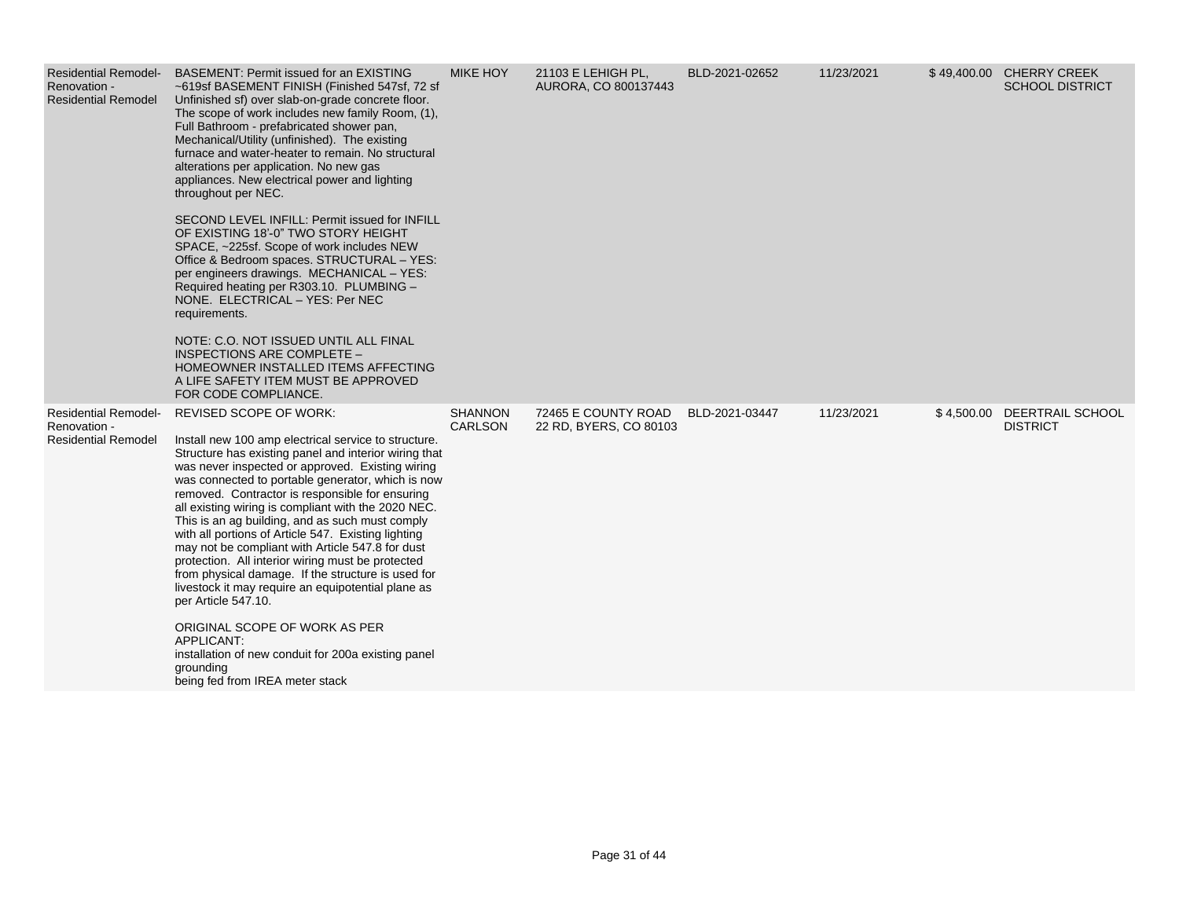| | | | | | | | |
|---|---|---|---|---|---|---|---|
| Residential Remodel-Renovation - Residential Remodel | BASEMENT: Permit issued for an EXISTING ~619sf BASEMENT FINISH (Finished 547sf, 72 sf Unfinished sf) over slab-on-grade concrete floor. The scope of work includes new family Room, (1), Full Bathroom - prefabricated shower pan, Mechanical/Utility (unfinished). The existing furnace and water-heater to remain. No structural alterations per application. No new gas appliances. New electrical power and lighting throughout per NEC.<br><br>SECOND LEVEL INFILL: Permit issued for INFILL OF EXISTING 18'-0" TWO STORY HEIGHT SPACE, ~225sf. Scope of work includes NEW Office & Bedroom spaces. STRUCTURAL – YES: per engineers drawings. MECHANICAL – YES: Required heating per R303.10. PLUMBING – NONE. ELECTRICAL – YES: Per NEC requirements.<br><br>NOTE: C.O. NOT ISSUED UNTIL ALL FINAL INSPECTIONS ARE COMPLETE – HOMEOWNER INSTALLED ITEMS AFFECTING A LIFE SAFETY ITEM MUST BE APPROVED FOR CODE COMPLIANCE. | MIKE HOY | 21103 E LEHIGH PL, AURORA, CO 800137443 | BLD-2021-02652 | 11/23/2021 | $ 49,400.00 | CHERRY CREEK SCHOOL DISTRICT |
| Residential Remodel-Renovation - Residential Remodel | REVISED SCOPE OF WORK:<br><br>Install new 100 amp electrical service to structure. Structure has existing panel and interior wiring that was never inspected or approved. Existing wiring was connected to portable generator, which is now removed. Contractor is responsible for ensuring all existing wiring is compliant with the 2020 NEC. This is an ag building, and as such must comply with all portions of Article 547. Existing lighting may not be compliant with Article 547.8 for dust protection. All interior wiring must be protected from physical damage. If the structure is used for livestock it may require an equipotential plane as per Article 547.10.<br><br>ORIGINAL SCOPE OF WORK AS PER APPLICANT:<br>installation of new conduit for 200a existing panel grounding<br>being fed from IREA meter stack | SHANNON CARLSON | 72465 E COUNTY ROAD 22 RD, BYERS, CO 80103 | BLD-2021-03447 | 11/23/2021 | $ 4,500.00 | DEERTRAIL SCHOOL DISTRICT |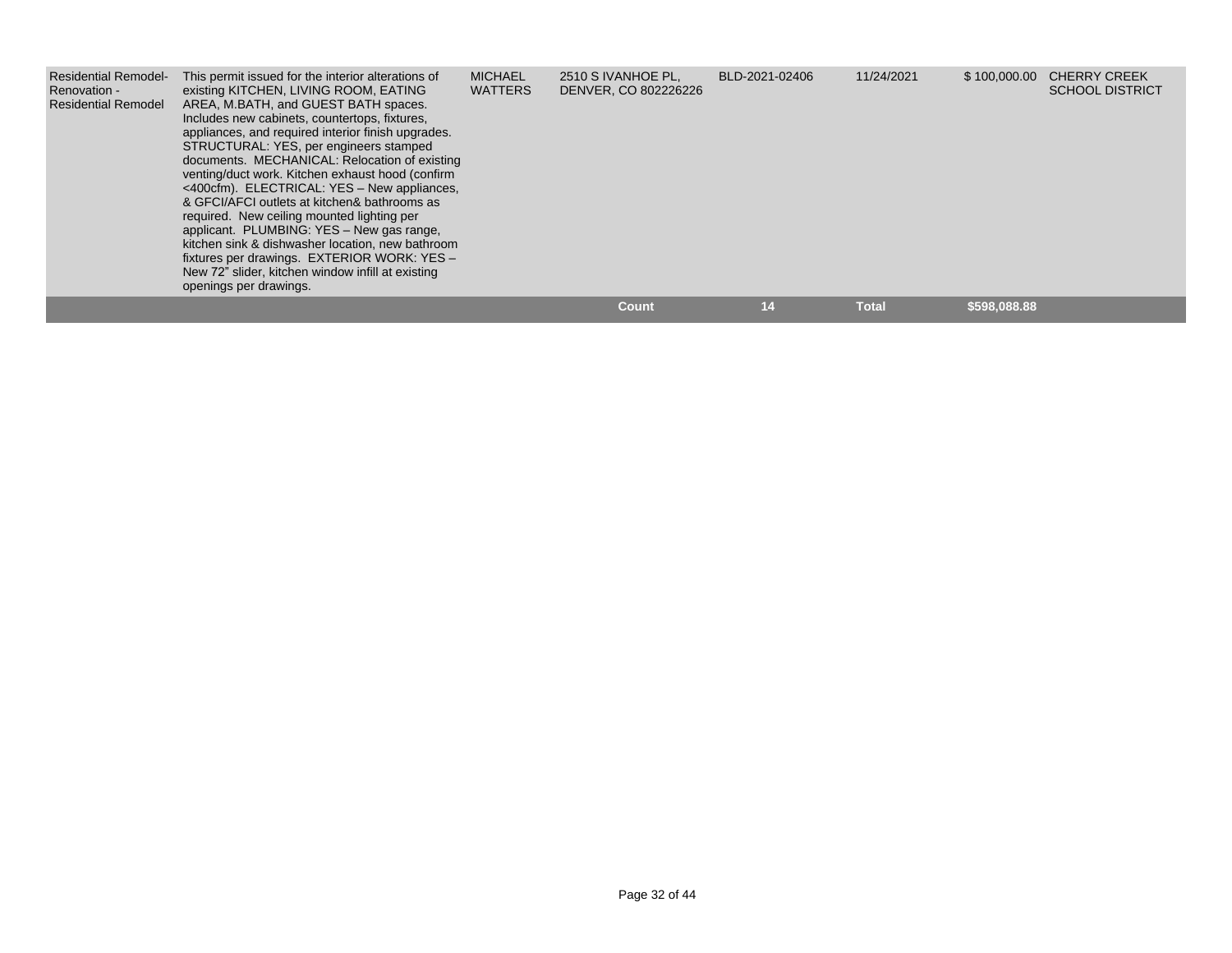| | | | | | | | |
|---|---|---|---|---|---|---|---|
| Residential Remodel-Renovation - Residential Remodel | This permit issued for the interior alterations of existing KITCHEN, LIVING ROOM, EATING AREA, M.BATH, and GUEST BATH spaces. Includes new cabinets, countertops, fixtures, appliances, and required interior finish upgrades. STRUCTURAL: YES, per engineers stamped documents. MECHANICAL: Relocation of existing venting/duct work. Kitchen exhaust hood (confirm <400cfm). ELECTRICAL: YES – New appliances, & GFCI/AFCI outlets at kitchen& bathrooms as required. New ceiling mounted lighting per applicant. PLUMBING: YES – New gas range, kitchen sink & dishwasher location, new bathroom fixtures per drawings. EXTERIOR WORK: YES – New 72" slider, kitchen window infill at existing openings per drawings. | MICHAEL WATTERS | 2510 S IVANHOE PL, DENVER, CO 802226226 | BLD-2021-02406 | 11/24/2021 | $ 100,000.00 | CHERRY CREEK SCHOOL DISTRICT |
| | | | **Count** | **14** | **Total** | **$598,088.88** | |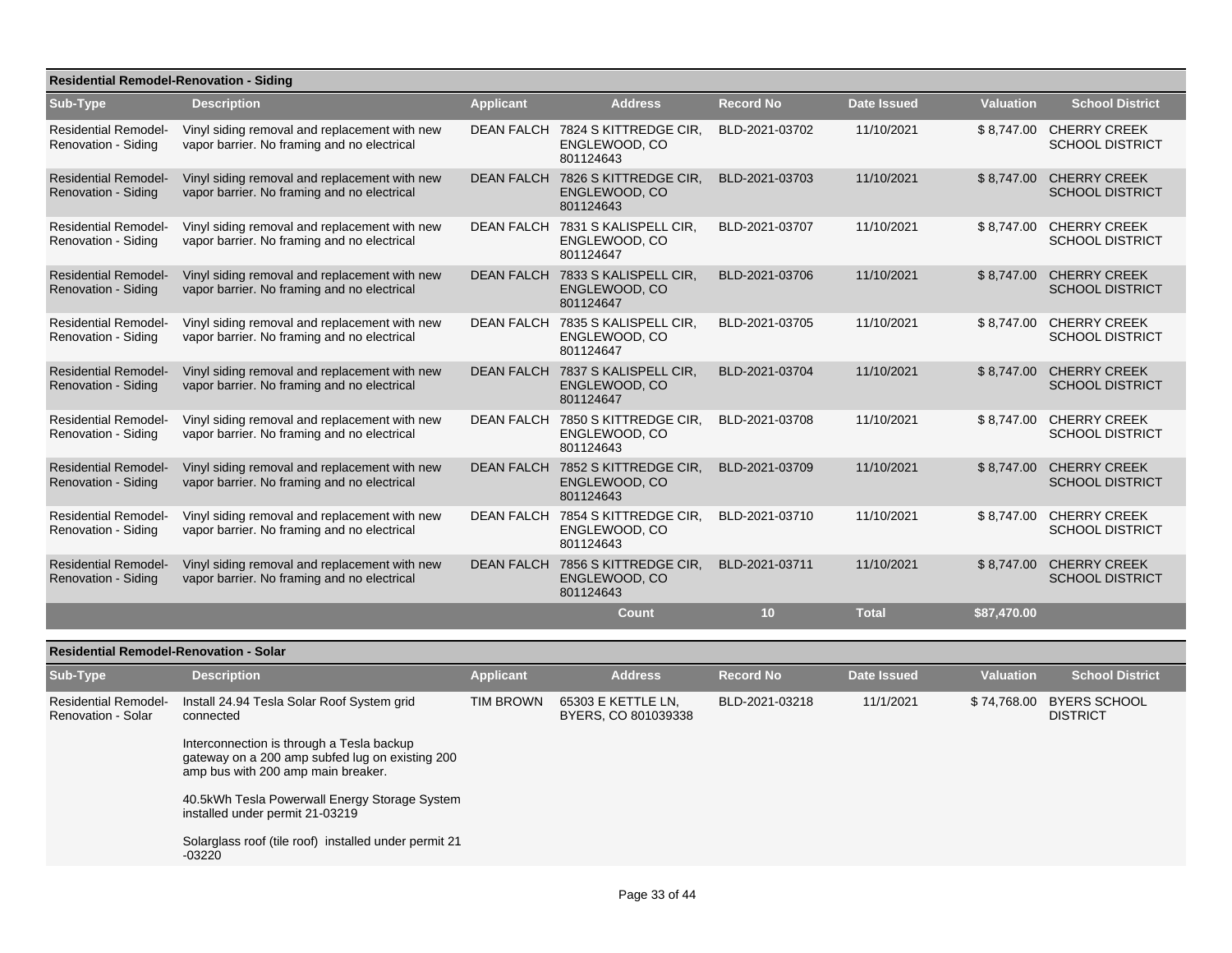## Residential Remodel-Renovation - Siding

| Sub-Type | Description | Applicant | Address | Record No | Date Issued | Valuation | School District |
|---|---|---|---|---|---|---|---|
| Residential Remodel-Renovation - Siding | Vinyl siding removal and replacement with new vapor barrier. No framing and no electrical | DEAN FALCH | 7824 S KITTREDGE CIR, ENGLEWOOD, CO 801124643 | BLD-2021-03702 | 11/10/2021 | $ 8,747.00 | CHERRY CREEK SCHOOL DISTRICT |
| Residential Remodel-Renovation - Siding | Vinyl siding removal and replacement with new vapor barrier. No framing and no electrical | DEAN FALCH | 7826 S KITTREDGE CIR, ENGLEWOOD, CO 801124643 | BLD-2021-03703 | 11/10/2021 | $ 8,747.00 | CHERRY CREEK SCHOOL DISTRICT |
| Residential Remodel-Renovation - Siding | Vinyl siding removal and replacement with new vapor barrier. No framing and no electrical | DEAN FALCH | 7831 S KALISPELL CIR, ENGLEWOOD, CO 801124647 | BLD-2021-03707 | 11/10/2021 | $ 8,747.00 | CHERRY CREEK SCHOOL DISTRICT |
| Residential Remodel-Renovation - Siding | Vinyl siding removal and replacement with new vapor barrier. No framing and no electrical | DEAN FALCH | 7833 S KALISPELL CIR, ENGLEWOOD, CO 801124647 | BLD-2021-03706 | 11/10/2021 | $ 8,747.00 | CHERRY CREEK SCHOOL DISTRICT |
| Residential Remodel-Renovation - Siding | Vinyl siding removal and replacement with new vapor barrier. No framing and no electrical | DEAN FALCH | 7835 S KALISPELL CIR, ENGLEWOOD, CO 801124647 | BLD-2021-03705 | 11/10/2021 | $ 8,747.00 | CHERRY CREEK SCHOOL DISTRICT |
| Residential Remodel-Renovation - Siding | Vinyl siding removal and replacement with new vapor barrier. No framing and no electrical | DEAN FALCH | 7837 S KALISPELL CIR, ENGLEWOOD, CO 801124647 | BLD-2021-03704 | 11/10/2021 | $ 8,747.00 | CHERRY CREEK SCHOOL DISTRICT |
| Residential Remodel-Renovation - Siding | Vinyl siding removal and replacement with new vapor barrier. No framing and no electrical | DEAN FALCH | 7850 S KITTREDGE CIR, ENGLEWOOD, CO 801124643 | BLD-2021-03708 | 11/10/2021 | $ 8,747.00 | CHERRY CREEK SCHOOL DISTRICT |
| Residential Remodel-Renovation - Siding | Vinyl siding removal and replacement with new vapor barrier. No framing and no electrical | DEAN FALCH | 7852 S KITTREDGE CIR, ENGLEWOOD, CO 801124643 | BLD-2021-03709 | 11/10/2021 | $ 8,747.00 | CHERRY CREEK SCHOOL DISTRICT |
| Residential Remodel-Renovation - Siding | Vinyl siding removal and replacement with new vapor barrier. No framing and no electrical | DEAN FALCH | 7854 S KITTREDGE CIR, ENGLEWOOD, CO 801124643 | BLD-2021-03710 | 11/10/2021 | $ 8,747.00 | CHERRY CREEK SCHOOL DISTRICT |
| Residential Remodel-Renovation - Siding | Vinyl siding removal and replacement with new vapor barrier. No framing and no electrical | DEAN FALCH | 7856 S KITTREDGE CIR, ENGLEWOOD, CO 801124643 | BLD-2021-03711 | 11/10/2021 | $ 8,747.00 | CHERRY CREEK SCHOOL DISTRICT |
| | | | **Count** | **10** | **Total** | **$87,470.00** | |

## Residential Remodel-Renovation - Solar

| Sub-Type | Description | Applicant | Address | Record No | Date Issued | Valuation | School District |
|---|---|---|---|---|---|---|---|
| Residential Remodel-Renovation - Solar | Install 24.94 Tesla Solar Roof System grid connected<br><br>Interconnection is through a Tesla backup gateway on a 200 amp subfed lug on existing 200 amp bus with 200 amp main breaker.<br><br>40.5kWh Tesla Powerwall Energy Storage System installed under permit 21-03219<br><br>Solarglass roof (tile roof) installed under permit 21-03220 | TIM BROWN | 65303 E KETTLE LN, BYERS, CO 801039338 | BLD-2021-03218 | 11/1/2021 | $ 74,768.00 | BYERS SCHOOL DISTRICT |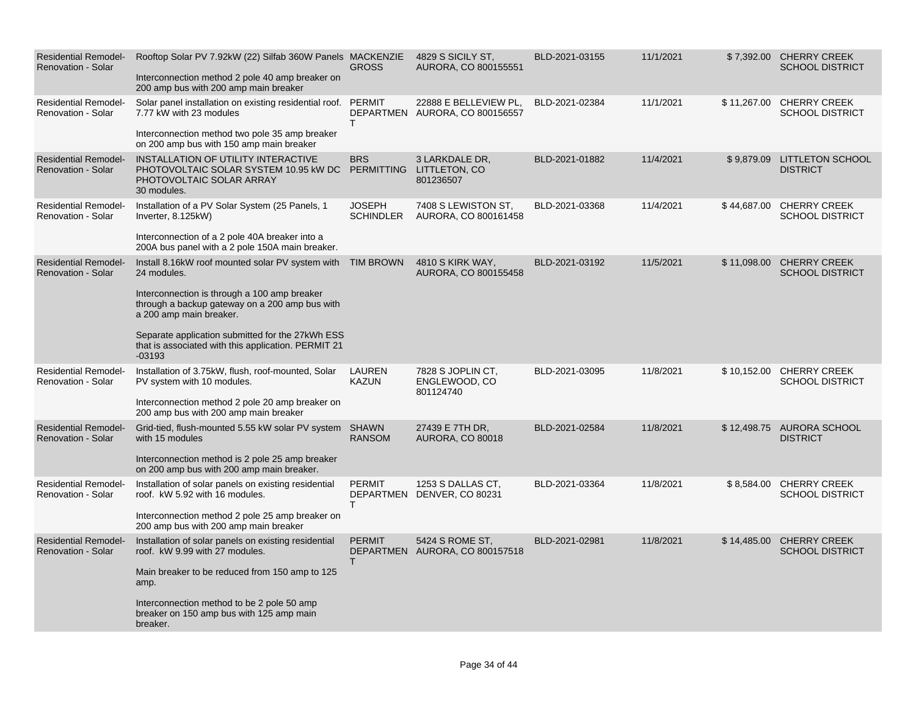| | | | | | | | |
|---|---|---|---|---|---|---|---|
| Residential Remodel-Renovation - Solar | Rooftop Solar PV 7.92kW (22) Silfab 360W Panels<br><br>Interconnection method 2 pole 40 amp breaker on 200 amp bus with 200 amp main breaker | MACKENZIE GROSS | 4829 S SICILY ST, AURORA, CO 800155551 | BLD-2021-03155 | 11/1/2021 | $ 7,392.00 | CHERRY CREEK SCHOOL DISTRICT |
| Residential Remodel-Renovation - Solar | Solar panel installation on existing residential roof. 7.77 kW with 23 modules<br><br>Interconnection method two pole 35 amp breaker on 200 amp bus with 150 amp main breaker | PERMIT DEPARTMENT | 22888 E BELLEVIEW PL, AURORA, CO 800156557 | BLD-2021-02384 | 11/1/2021 | $ 11,267.00 | CHERRY CREEK SCHOOL DISTRICT |
| Residential Remodel-Renovation - Solar | INSTALLATION OF UTILITY INTERACTIVE PHOTOVOLTAIC SOLAR SYSTEM 10.95 kW DC PHOTOVOLTAIC SOLAR ARRAY<br>30 modules. | BRS PERMITTING | 3 LARKDALE DR, LITTLETON, CO 801236507 | BLD-2021-01882 | 11/4/2021 | $ 9,879.09 | LITTLETON SCHOOL DISTRICT |
| Residential Remodel-Renovation - Solar | Installation of a PV Solar System (25 Panels, 1 Inverter, 8.125kW)<br><br>Interconnection of a 2 pole 40A breaker into a 200A bus panel with a 2 pole 150A main breaker. | JOSEPH SCHINDLER | 7408 S LEWISTON ST, AURORA, CO 800161458 | BLD-2021-03368 | 11/4/2021 | $ 44,687.00 | CHERRY CREEK SCHOOL DISTRICT |
| Residential Remodel-Renovation - Solar | Install 8.16kW roof mounted solar PV system with 24 modules.<br><br>Interconnection is through a 100 amp breaker through a backup gateway on a 200 amp bus with a 200 amp main breaker.<br><br>Separate application submitted for the 27kWh ESS that is associated with this application. PERMIT 21 -03193 | TIM BROWN | 4810 S KIRK WAY, AURORA, CO 800155458 | BLD-2021-03192 | 11/5/2021 | $ 11,098.00 | CHERRY CREEK SCHOOL DISTRICT |
| Residential Remodel-Renovation - Solar | Installation of 3.75kW, flush, roof-mounted, Solar PV system with 10 modules.<br><br>Interconnection method 2 pole 20 amp breaker on 200 amp bus with 200 amp main breaker | LAUREN KAZUN | 7828 S JOPLIN CT, ENGLEWOOD, CO 801124740 | BLD-2021-03095 | 11/8/2021 | $ 10,152.00 | CHERRY CREEK SCHOOL DISTRICT |
| Residential Remodel-Renovation - Solar | Grid-tied, flush-mounted 5.55 kW solar PV system with 15 modules<br><br>Interconnection method is 2 pole 25 amp breaker on 200 amp bus with 200 amp main breaker. | SHAWN RANSOM | 27439 E 7TH DR, AURORA, CO 80018 | BLD-2021-02584 | 11/8/2021 | $ 12,498.75 | AURORA SCHOOL DISTRICT |
| Residential Remodel-Renovation - Solar | Installation of solar panels on existing residential roof. kW 5.92 with 16 modules.<br><br>Interconnection method 2 pole 25 amp breaker on 200 amp bus with 200 amp main breaker | PERMIT DEPARTMENT | 1253 S DALLAS CT, DENVER, CO 80231 | BLD-2021-03364 | 11/8/2021 | $ 8,584.00 | CHERRY CREEK SCHOOL DISTRICT |
| Residential Remodel-Renovation - Solar | Installation of solar panels on existing residential roof. kW 9.99 with 27 modules.<br><br>Main breaker to be reduced from 150 amp to 125 amp.<br><br>Interconnection method to be 2 pole 50 amp breaker on 150 amp bus with 125 amp main breaker. | PERMIT DEPARTMENT | 5424 S ROME ST, AURORA, CO 800157518 | BLD-2021-02981 | 11/8/2021 | $ 14,485.00 | CHERRY CREEK SCHOOL DISTRICT |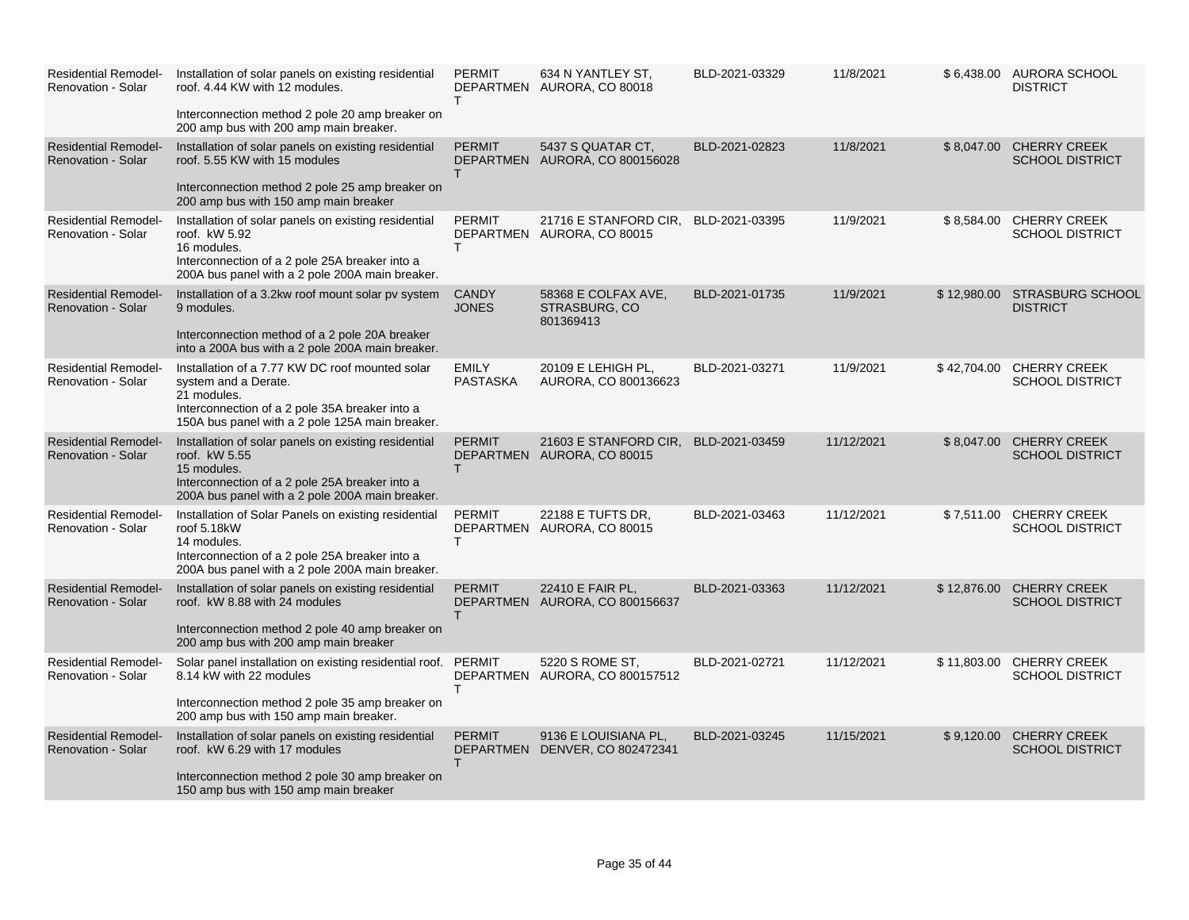| Residential Remodel-Renovation - Solar | Installation of solar panels on existing residential roof. 4.44 KW with 12 modules.<br><br>Interconnection method 2 pole 20 amp breaker on 200 amp bus with 200 amp main breaker. | PERMIT DEPARTMENT | 634 N YANTLEY ST, AURORA, CO 80018 | BLD-2021-03329 | 11/8/2021 | $ 6,438.00 | AURORA SCHOOL DISTRICT |
|---|---|---|---|---|---|---|---|
| Residential Remodel-Renovation - Solar | Installation of solar panels on existing residential roof. 5.55 KW with 15 modules<br><br>Interconnection method 2 pole 25 amp breaker on 200 amp bus with 150 amp main breaker | PERMIT DEPARTMENT | 5437 S QUATAR CT, AURORA, CO 800156028 | BLD-2021-02823 | 11/8/2021 | $ 8,047.00 | CHERRY CREEK SCHOOL DISTRICT |
| Residential Remodel-Renovation - Solar | Installation of solar panels on existing residential roof. kW 5.92<br>16 modules.<br>Interconnection of a 2 pole 25A breaker into a 200A bus panel with a 2 pole 200A main breaker. | PERMIT DEPARTMENT | 21716 E STANFORD CIR, AURORA, CO 80015 | BLD-2021-03395 | 11/9/2021 | $ 8,584.00 | CHERRY CREEK SCHOOL DISTRICT |
| Residential Remodel-Renovation - Solar | Installation of a 3.2kw roof mount solar pv system 9 modules.<br><br>Interconnection method of a 2 pole 20A breaker into a 200A bus with a 2 pole 200A main breaker. | CANDY JONES | 58368 E COLFAX AVE, STRASBURG, CO 801369413 | BLD-2021-01735 | 11/9/2021 | $ 12,980.00 | STRASBURG SCHOOL DISTRICT |
| Residential Remodel-Renovation - Solar | Installation of a 7.77 KW DC roof mounted solar system and a Derate.<br>21 modules.<br>Interconnection of a 2 pole 35A breaker into a 150A bus panel with a 2 pole 125A main breaker. | EMILY PASTASKA | 20109 E LEHIGH PL, AURORA, CO 800136623 | BLD-2021-03271 | 11/9/2021 | $ 42,704.00 | CHERRY CREEK SCHOOL DISTRICT |
| Residential Remodel-Renovation - Solar | Installation of solar panels on existing residential roof. kW 5.55<br>15 modules.<br>Interconnection of a 2 pole 25A breaker into a 200A bus panel with a 2 pole 200A main breaker. | PERMIT DEPARTMENT | 21603 E STANFORD CIR, AURORA, CO 80015 | BLD-2021-03459 | 11/12/2021 | $ 8,047.00 | CHERRY CREEK SCHOOL DISTRICT |
| Residential Remodel-Renovation - Solar | Installation of Solar Panels on existing residential roof 5.18kW<br>14 modules.<br>Interconnection of a 2 pole 25A breaker into a 200A bus panel with a 2 pole 200A main breaker. | PERMIT DEPARTMENT | 22188 E TUFTS DR, AURORA, CO 80015 | BLD-2021-03463 | 11/12/2021 | $ 7,511.00 | CHERRY CREEK SCHOOL DISTRICT |
| Residential Remodel-Renovation - Solar | Installation of solar panels on existing residential roof. kW 8.88 with 24 modules<br><br>Interconnection method 2 pole 40 amp breaker on 200 amp bus with 200 amp main breaker | PERMIT DEPARTMENT | 22410 E FAIR PL, AURORA, CO 800156637 | BLD-2021-03363 | 11/12/2021 | $ 12,876.00 | CHERRY CREEK SCHOOL DISTRICT |
| Residential Remodel-Renovation - Solar | Solar panel installation on existing residential roof. 8.14 kW with 22 modules<br><br>Interconnection method 2 pole 35 amp breaker on 200 amp bus with 150 amp main breaker. | PERMIT DEPARTMENT | 5220 S ROME ST, AURORA, CO 800157512 | BLD-2021-02721 | 11/12/2021 | $ 11,803.00 | CHERRY CREEK SCHOOL DISTRICT |
| Residential Remodel-Renovation - Solar | Installation of solar panels on existing residential roof. kW 6.29 with 17 modules<br><br>Interconnection method 2 pole 30 amp breaker on 150 amp bus with 150 amp main breaker | PERMIT DEPARTMENT | 9136 E LOUISIANA PL, DENVER, CO 802472341 | BLD-2021-03245 | 11/15/2021 | $ 9,120.00 | CHERRY CREEK SCHOOL DISTRICT |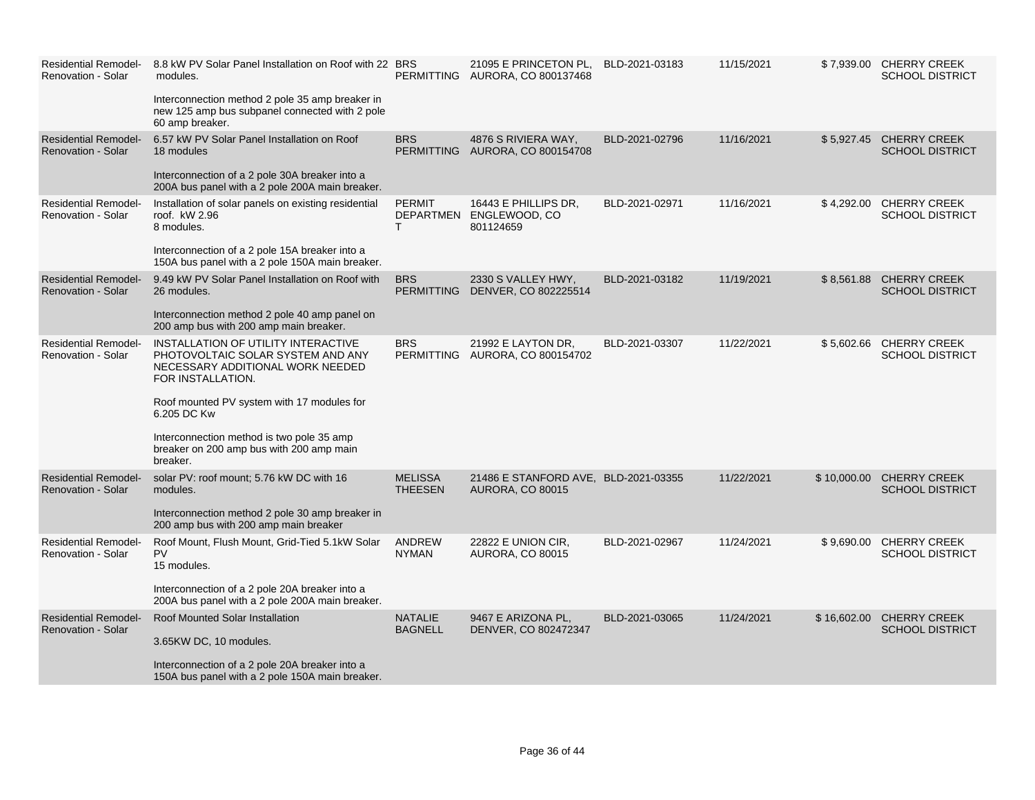| | | | | | | | |
|---|---|---|---|---|---|---|---|
| Residential Remodel-Renovation - Solar | 8.8 kW PV Solar Panel Installation on Roof with 22 modules.<br><br>Interconnection method 2 pole 35 amp breaker in new 125 amp bus subpanel connected with 2 pole 60 amp breaker. | BRS PERMITTING | 21095 E PRINCETON PL, AURORA, CO 800137468 | BLD-2021-03183 | 11/15/2021 | $ 7,939.00 | CHERRY CREEK SCHOOL DISTRICT |
| Residential Remodel-Renovation - Solar | 6.57 kW PV Solar Panel Installation on Roof 18 modules<br><br>Interconnection of a 2 pole 30A breaker into a 200A bus panel with a 2 pole 200A main breaker. | BRS PERMITTING | 4876 S RIVIERA WAY, AURORA, CO 800154708 | BLD-2021-02796 | 11/16/2021 | $ 5,927.45 | CHERRY CREEK SCHOOL DISTRICT |
| Residential Remodel-Renovation - Solar | Installation of solar panels on existing residential roof. kW 2.96<br>8 modules.<br><br>Interconnection of a 2 pole 15A breaker into a 150A bus panel with a 2 pole 150A main breaker. | PERMIT DEPARTMENT | 16443 E PHILLIPS DR, ENGLEWOOD, CO 801124659 | BLD-2021-02971 | 11/16/2021 | $ 4,292.00 | CHERRY CREEK SCHOOL DISTRICT |
| Residential Remodel-Renovation - Solar | 9.49 kW PV Solar Panel Installation on Roof with 26 modules.<br><br>Interconnection method 2 pole 40 amp panel on 200 amp bus with 200 amp main breaker. | BRS PERMITTING | 2330 S VALLEY HWY, DENVER, CO 802225514 | BLD-2021-03182 | 11/19/2021 | $ 8,561.88 | CHERRY CREEK SCHOOL DISTRICT |
| Residential Remodel-Renovation - Solar | INSTALLATION OF UTILITY INTERACTIVE PHOTOVOLTAIC SOLAR SYSTEM AND ANY NECESSARY ADDITIONAL WORK NEEDED FOR INSTALLATION.<br><br>Roof mounted PV system with 17 modules for 6.205 DC Kw<br><br>Interconnection method is two pole 35 amp breaker on 200 amp bus with 200 amp main breaker. | BRS PERMITTING | 21992 E LAYTON DR, AURORA, CO 800154702 | BLD-2021-03307 | 11/22/2021 | $ 5,602.66 | CHERRY CREEK SCHOOL DISTRICT |
| Residential Remodel-Renovation - Solar | solar PV: roof mount; 5.76 kW DC with 16 modules.<br><br>Interconnection method 2 pole 30 amp breaker in 200 amp bus with 200 amp main breaker | MELISSA THEESEN | 21486 E STANFORD AVE, AURORA, CO 80015 | BLD-2021-03355 | 11/22/2021 | $ 10,000.00 | CHERRY CREEK SCHOOL DISTRICT |
| Residential Remodel-Renovation - Solar | Roof Mount, Flush Mount, Grid-Tied 5.1kW Solar PV<br>15 modules.<br><br>Interconnection of a 2 pole 20A breaker into a 200A bus panel with a 2 pole 200A main breaker. | ANDREW NYMAN | 22822 E UNION CIR, AURORA, CO 80015 | BLD-2021-02967 | 11/24/2021 | $ 9,690.00 | CHERRY CREEK SCHOOL DISTRICT |
| Residential Remodel-Renovation - Solar | Roof Mounted Solar Installation<br><br>3.65KW DC, 10 modules.<br><br>Interconnection of a 2 pole 20A breaker into a 150A bus panel with a 2 pole 150A main breaker. | NATALIE BAGNELL | 9467 E ARIZONA PL, DENVER, CO 802472347 | BLD-2021-03065 | 11/24/2021 | $ 16,602.00 | CHERRY CREEK SCHOOL DISTRICT |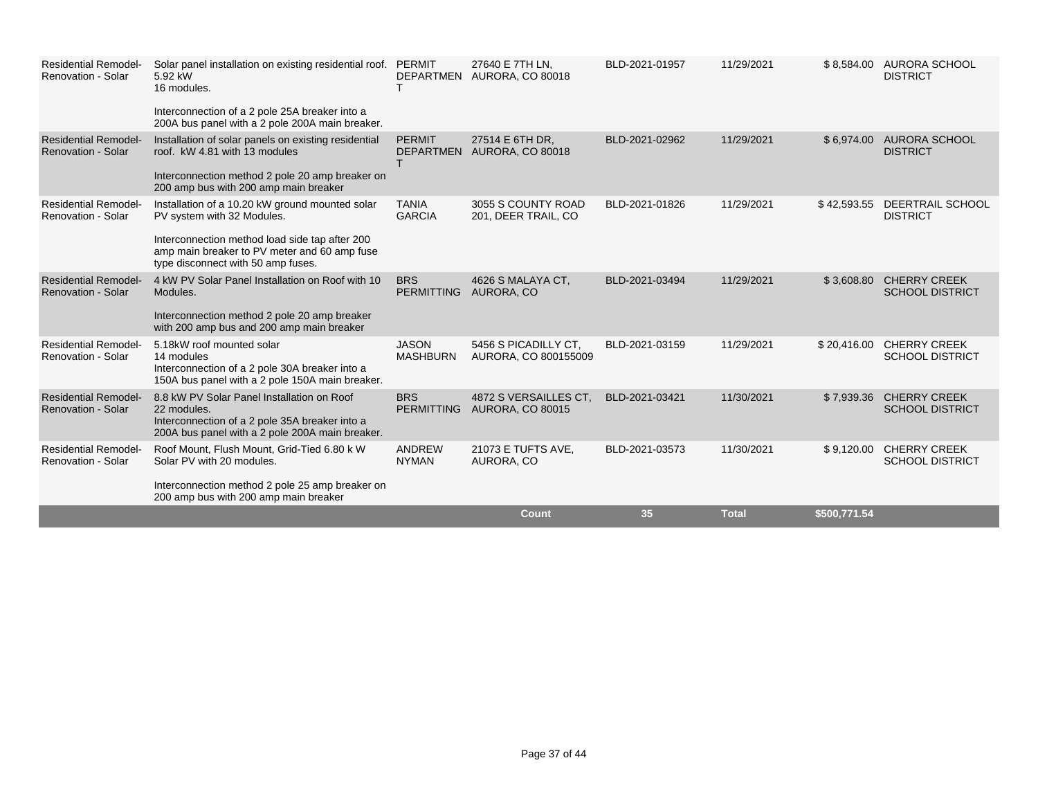| Residential Remodel-Renovation - Solar | Solar panel installation on existing residential roof. 5.92 kW 16 modules. Interconnection of a 2 pole 25A breaker into a 200A bus panel with a 2 pole 200A main breaker. | PERMIT DEPARTMENT | 27640 E 7TH LN, AURORA, CO 80018 | BLD-2021-01957 | 11/29/2021 | $ 8,584.00 | AURORA SCHOOL DISTRICT |
|---|---|---|---|---|---|---|---|
| Residential Remodel-Renovation - Solar | Installation of solar panels on existing residential roof. kW 4.81 with 13 modules Interconnection method 2 pole 20 amp breaker on 200 amp bus with 200 amp main breaker | PERMIT DEPARTMENT | 27514 E 6TH DR, AURORA, CO 80018 | BLD-2021-02962 | 11/29/2021 | $ 6,974.00 | AURORA SCHOOL DISTRICT |
| Residential Remodel-Renovation - Solar | Installation of a 10.20 kW ground mounted solar PV system with 32 Modules. Interconnection method load side tap after 200 amp main breaker to PV meter and 60 amp fuse type disconnect with 50 amp fuses. | TANIA GARCIA | 3055 S COUNTY ROAD 201, DEER TRAIL, CO | BLD-2021-01826 | 11/29/2021 | $ 42,593.55 | DEERTRAIL SCHOOL DISTRICT |
| Residential Remodel-Renovation - Solar | 4 kW PV Solar Panel Installation on Roof with 10 Modules. Interconnection method 2 pole 20 amp breaker with 200 amp bus and 200 amp main breaker | BRS PERMITTING | 4626 S MALAYA CT, AURORA, CO | BLD-2021-03494 | 11/29/2021 | $ 3,608.80 | CHERRY CREEK SCHOOL DISTRICT |
| Residential Remodel-Renovation - Solar | 5.18kW roof mounted solar 14 modules Interconnection of a 2 pole 30A breaker into a 150A bus panel with a 2 pole 150A main breaker. | JASON MASHBURN | 5456 S PICADILLY CT, AURORA, CO 800155009 | BLD-2021-03159 | 11/29/2021 | $ 20,416.00 | CHERRY CREEK SCHOOL DISTRICT |
| Residential Remodel-Renovation - Solar | 8.8 kW PV Solar Panel Installation on Roof 22 modules. Interconnection of a 2 pole 35A breaker into a 200A bus panel with a 2 pole 200A main breaker. | BRS PERMITTING | 4872 S VERSAILLES CT, AURORA, CO 80015 | BLD-2021-03421 | 11/30/2021 | $ 7,939.36 | CHERRY CREEK SCHOOL DISTRICT |
| Residential Remodel-Renovation - Solar | Roof Mount, Flush Mount, Grid-Tied 6.80 k W Solar PV with 20 modules. Interconnection method 2 pole 25 amp breaker on 200 amp bus with 200 amp main breaker | ANDREW NYMAN | 21073 E TUFTS AVE, AURORA, CO | BLD-2021-03573 | 11/30/2021 | $ 9,120.00 | CHERRY CREEK SCHOOL DISTRICT |
| | | | **Count** | **35** | **Total** | **$500,771.54** | |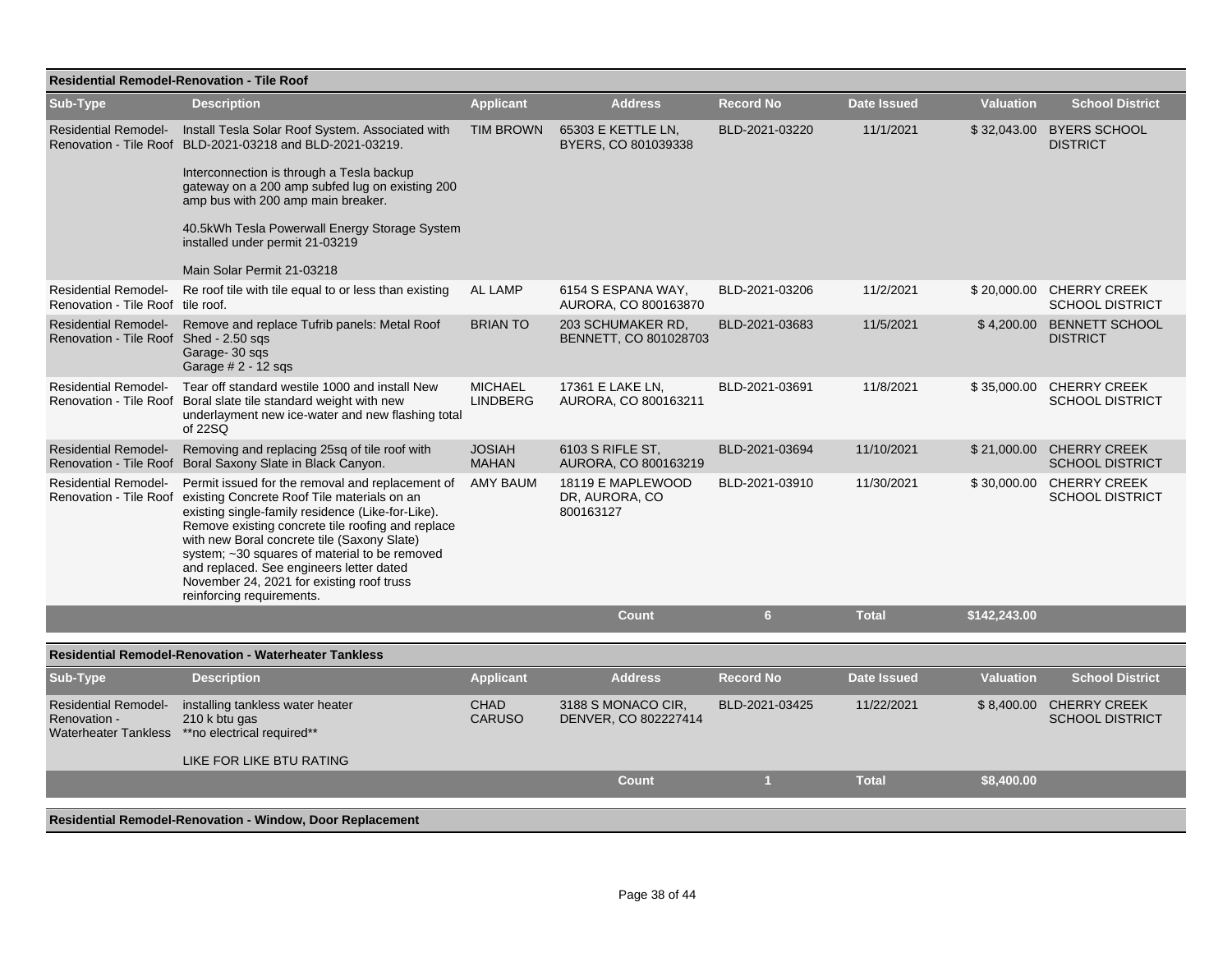### Residential Remodel-Renovation - Tile Roof

| Sub-Type | Description | Applicant | Address | Record No | Date Issued | Valuation | School District |
|---|---|---|---|---|---|---|---|
| Residential Remodel-Renovation - Tile Roof | Install Tesla Solar Roof System. Associated with BLD-2021-03218 and BLD-2021-03219. Interconnection is through a Tesla backup gateway on a 200 amp subfed lug on existing 200 amp bus with 200 amp main breaker. 40.5kWh Tesla Powerwall Energy Storage System installed under permit 21-03219 Main Solar Permit 21-03218 | TIM BROWN | 65303 E KETTLE LN, BYERS, CO 801039338 | BLD-2021-03220 | 11/1/2021 | $ 32,043.00 | BYERS SCHOOL DISTRICT |
| Residential Remodel-Renovation - Tile Roof | Re roof tile with tile equal to or less than existing tile roof. | AL LAMP | 6154 S ESPANA WAY, AURORA, CO 800163870 | BLD-2021-03206 | 11/2/2021 | $ 20,000.00 | CHERRY CREEK SCHOOL DISTRICT |
| Residential Remodel-Renovation - Tile Roof | Remove and replace Tufrib panels: Metal Roof Shed - 2.50 sqs Garage- 30 sqs Garage # 2 - 12 sqs | BRIAN TO | 203 SCHUMAKER RD, BENNETT, CO 801028703 | BLD-2021-03683 | 11/5/2021 | $ 4,200.00 | BENNETT SCHOOL DISTRICT |
| Residential Remodel-Renovation - Tile Roof | Tear off standard westile 1000 and install New Boral slate tile standard weight with new underlayment new ice-water and new flashing total of 22SQ | MICHAEL LINDBERG | 17361 E LAKE LN, AURORA, CO 800163211 | BLD-2021-03691 | 11/8/2021 | $ 35,000.00 | CHERRY CREEK SCHOOL DISTRICT |
| Residential Remodel-Renovation - Tile Roof | Removing and replacing 25sq of tile roof with Boral Saxony Slate in Black Canyon. | JOSIAH MAHAN | 6103 S RIFLE ST, AURORA, CO 800163219 | BLD-2021-03694 | 11/10/2021 | $ 21,000.00 | CHERRY CREEK SCHOOL DISTRICT |
| Residential Remodel-Renovation - Tile Roof | Permit issued for the removal and replacement of existing Concrete Roof Tile materials on an existing single-family residence (Like-for-Like). Remove existing concrete tile roofing and replace with new Boral concrete tile (Saxony Slate) system; ~30 squares of material to be removed and replaced. See engineers letter dated November 24, 2021 for existing roof truss reinforcing requirements. | AMY BAUM | 18119 E MAPLEWOOD DR, AURORA, CO 800163127 | BLD-2021-03910 | 11/30/2021 | $ 30,000.00 | CHERRY CREEK SCHOOL DISTRICT |
| | | | **Count** | **6** | **Total** | **$142,243.00** | |

### Residential Remodel-Renovation - Waterheater Tankless

| Sub-Type | Description | Applicant | Address | Record No | Date Issued | Valuation | School District |
|---|---|---|---|---|---|---|---|
| Residential Remodel-Renovation - Waterheater Tankless | installing tankless water heater 210 k btu gas **no electrical required** LIKE FOR LIKE BTU RATING | CHAD CARUSO | 3188 S MONACO CIR, DENVER, CO 802227414 | BLD-2021-03425 | 11/22/2021 | $ 8,400.00 | CHERRY CREEK SCHOOL DISTRICT |
| | | | **Count** | **1** | **Total** | **$8,400.00** | |

### Residential Remodel-Renovation - Window, Door Replacement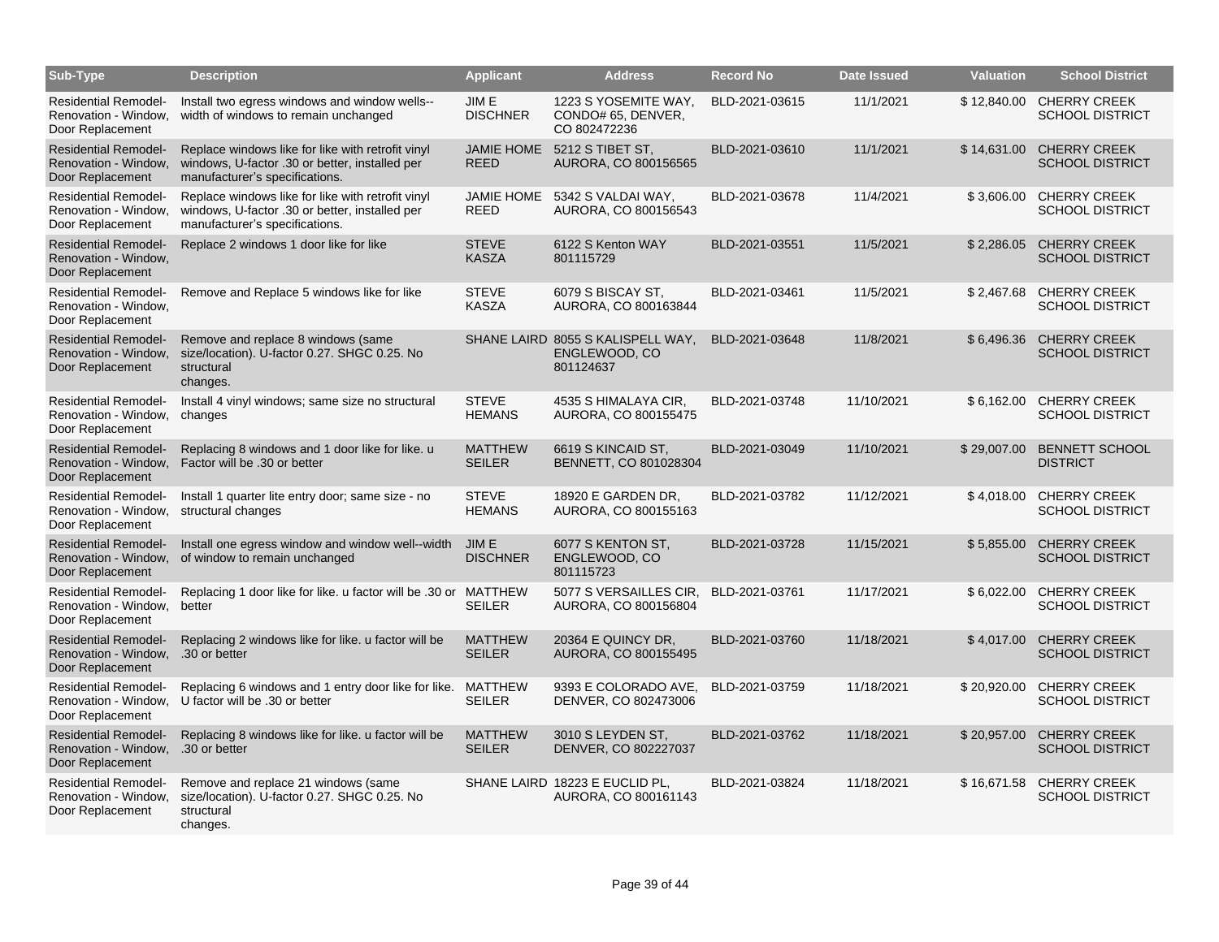| Sub-Type | Description | Applicant | Address | Record No | Date Issued | Valuation | School District |
|---|---|---|---|---|---|---|---|
| Residential Remodel-Renovation - Window, Door Replacement | Install two egress windows and window wells--width of windows to remain unchanged | JIM E DISCHNER | 1223 S YOSEMITE WAY, CONDO# 65, DENVER, CO 802472236 | BLD-2021-03615 | 11/1/2021 | $ 12,840.00 | CHERRY CREEK SCHOOL DISTRICT |
| Residential Remodel-Renovation - Window, Door Replacement | Replace windows like for like with retrofit vinyl windows, U-factor .30 or better, installed per manufacturer's specifications. | JAMIE HOME REED | 5212 S TIBET ST, AURORA, CO 800156565 | BLD-2021-03610 | 11/1/2021 | $ 14,631.00 | CHERRY CREEK SCHOOL DISTRICT |
| Residential Remodel-Renovation - Window, Door Replacement | Replace windows like for like with retrofit vinyl windows, U-factor .30 or better, installed per manufacturer's specifications. | JAMIE HOME REED | 5342 S VALDAI WAY, AURORA, CO 800156543 | BLD-2021-03678 | 11/4/2021 | $ 3,606.00 | CHERRY CREEK SCHOOL DISTRICT |
| Residential Remodel-Renovation - Window, Door Replacement | Replace 2 windows 1 door like for like | STEVE KASZA | 6122 S Kenton WAY 801115729 | BLD-2021-03551 | 11/5/2021 | $ 2,286.05 | CHERRY CREEK SCHOOL DISTRICT |
| Residential Remodel-Renovation - Window, Door Replacement | Remove and Replace 5 windows like for like | STEVE KASZA | 6079 S BISCAY ST, AURORA, CO 800163844 | BLD-2021-03461 | 11/5/2021 | $ 2,467.68 | CHERRY CREEK SCHOOL DISTRICT |
| Residential Remodel-Renovation - Window, Door Replacement | Remove and replace 8 windows (same size/location). U-factor 0.27. SHGC 0.25. No structural changes. | SHANE LAIRD | 8055 S KALISPELL WAY, ENGLEWOOD, CO 801124637 | BLD-2021-03648 | 11/8/2021 | $ 6,496.36 | CHERRY CREEK SCHOOL DISTRICT |
| Residential Remodel-Renovation - Window, Door Replacement | Install 4 vinyl windows; same size no structural changes | STEVE HEMANS | 4535 S HIMALAYA CIR, AURORA, CO 800155475 | BLD-2021-03748 | 11/10/2021 | $ 6,162.00 | CHERRY CREEK SCHOOL DISTRICT |
| Residential Remodel-Renovation - Window, Door Replacement | Replacing 8 windows and 1 door like for like. u Factor will be .30 or better | MATTHEW SEILER | 6619 S KINCAID ST, BENNETT, CO 801028304 | BLD-2021-03049 | 11/10/2021 | $ 29,007.00 | BENNETT SCHOOL DISTRICT |
| Residential Remodel-Renovation - Window, Door Replacement | Install 1 quarter lite entry door; same size - no structural changes | STEVE HEMANS | 18920 E GARDEN DR, AURORA, CO 800155163 | BLD-2021-03782 | 11/12/2021 | $ 4,018.00 | CHERRY CREEK SCHOOL DISTRICT |
| Residential Remodel-Renovation - Window, Door Replacement | Install one egress window and window well--width of window to remain unchanged | JIM E DISCHNER | 6077 S KENTON ST, ENGLEWOOD, CO 801115723 | BLD-2021-03728 | 11/15/2021 | $ 5,855.00 | CHERRY CREEK SCHOOL DISTRICT |
| Residential Remodel-Renovation - Window, Door Replacement | Replacing 1 door like for like. u factor will be .30 or better | MATTHEW SEILER | 5077 S VERSAILLES CIR, AURORA, CO 800156804 | BLD-2021-03761 | 11/17/2021 | $ 6,022.00 | CHERRY CREEK SCHOOL DISTRICT |
| Residential Remodel-Renovation - Window, Door Replacement | Replacing 2 windows like for like. u factor will be .30 or better | MATTHEW SEILER | 20364 E QUINCY DR, AURORA, CO 800155495 | BLD-2021-03760 | 11/18/2021 | $ 4,017.00 | CHERRY CREEK SCHOOL DISTRICT |
| Residential Remodel-Renovation - Window, Door Replacement | Replacing 6 windows and 1 entry door like for like. U factor will be .30 or better | MATTHEW SEILER | 9393 E COLORADO AVE, DENVER, CO 802473006 | BLD-2021-03759 | 11/18/2021 | $ 20,920.00 | CHERRY CREEK SCHOOL DISTRICT |
| Residential Remodel-Renovation - Window, Door Replacement | Replacing 8 windows like for like. u factor will be .30 or better | MATTHEW SEILER | 3010 S LEYDEN ST, DENVER, CO 802227037 | BLD-2021-03762 | 11/18/2021 | $ 20,957.00 | CHERRY CREEK SCHOOL DISTRICT |
| Residential Remodel-Renovation - Window, Door Replacement | Remove and replace 21 windows (same size/location). U-factor 0.27. SHGC 0.25. No structural changes. | SHANE LAIRD | 18223 E EUCLID PL, AURORA, CO 800161143 | BLD-2021-03824 | 11/18/2021 | $ 16,671.58 | CHERRY CREEK SCHOOL DISTRICT |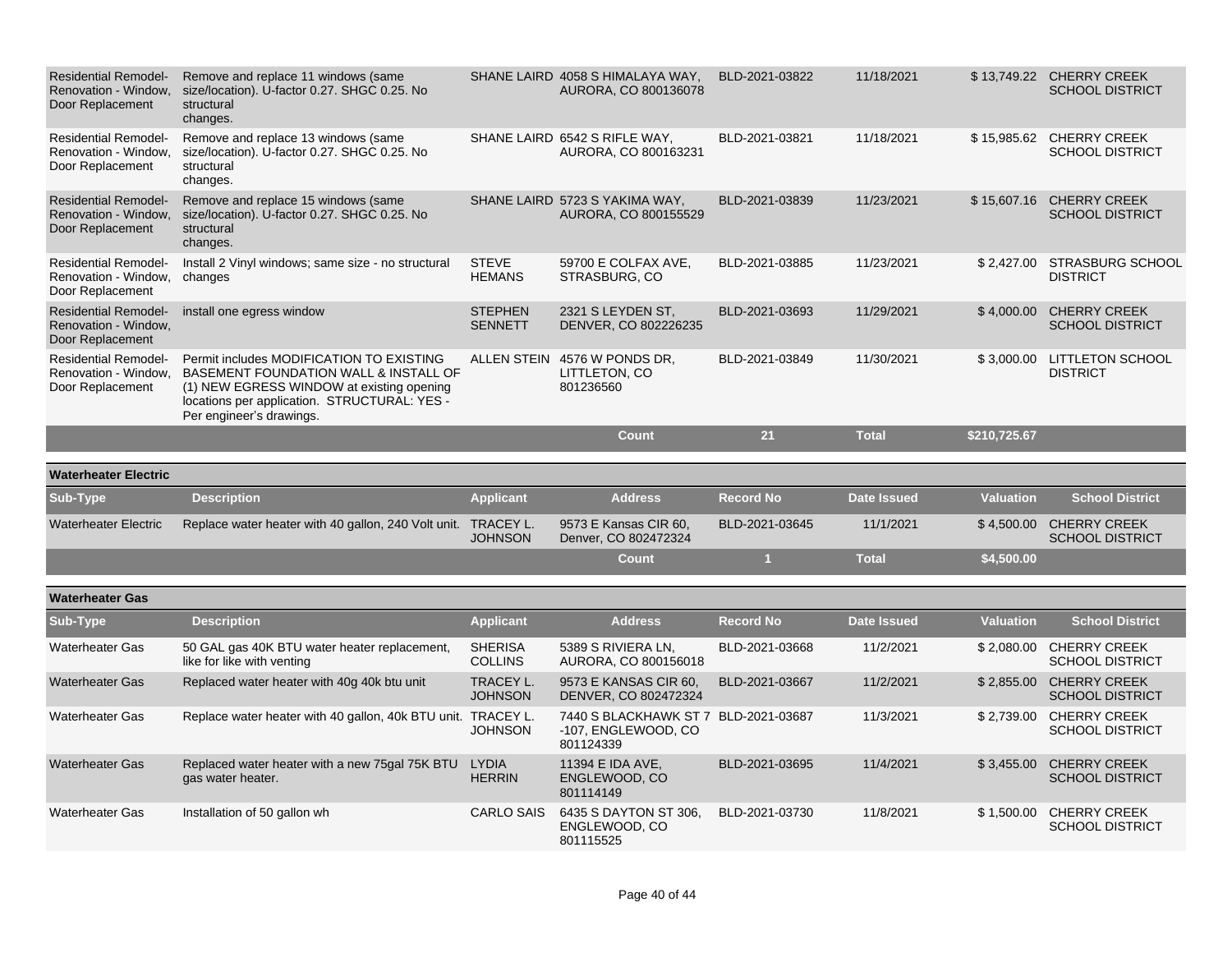| Sub-Type | Description | Applicant | Address | Record No | Date Issued | Valuation | School District |
|---|---|---|---|---|---|---|---|
| Residential Remodel-Renovation - Window, Door Replacement | Remove and replace 11 windows (same size/location). U-factor 0.27. SHGC 0.25. No structural changes. | SHANE LAIRD | 4058 S HIMALAYA WAY, AURORA, CO 800136078 | BLD-2021-03822 | 11/18/2021 | $ 13,749.22 | CHERRY CREEK SCHOOL DISTRICT |
| Residential Remodel-Renovation - Window, Door Replacement | Remove and replace 13 windows (same size/location). U-factor 0.27. SHGC 0.25. No structural changes. | SHANE LAIRD | 6542 S RIFLE WAY, AURORA, CO 800163231 | BLD-2021-03821 | 11/18/2021 | $ 15,985.62 | CHERRY CREEK SCHOOL DISTRICT |
| Residential Remodel-Renovation - Window, Door Replacement | Remove and replace 15 windows (same size/location). U-factor 0.27. SHGC 0.25. No structural changes. | SHANE LAIRD | 5723 S YAKIMA WAY, AURORA, CO 800155529 | BLD-2021-03839 | 11/23/2021 | $ 15,607.16 | CHERRY CREEK SCHOOL DISTRICT |
| Residential Remodel-Renovation - Window, Door Replacement | Install 2 Vinyl windows; same size - no structural changes | STEVE HEMANS | 59700 E COLFAX AVE, STRASBURG, CO | BLD-2021-03885 | 11/23/2021 | $ 2,427.00 | STRASBURG SCHOOL DISTRICT |
| Residential Remodel-Renovation - Window, Door Replacement | install one egress window | STEPHEN SENNETT | 2321 S LEYDEN ST, DENVER, CO 802226235 | BLD-2021-03693 | 11/29/2021 | $ 4,000.00 | CHERRY CREEK SCHOOL DISTRICT |
| Residential Remodel-Renovation - Window, Door Replacement | Permit includes MODIFICATION TO EXISTING BASEMENT FOUNDATION WALL & INSTALL OF (1) NEW EGRESS WINDOW at existing opening locations per application. STRUCTURAL: YES - Per engineer's drawings. | ALLEN STEIN | 4576 W PONDS DR, LITTLETON, CO 801236560 | BLD-2021-03849 | 11/30/2021 | $ 3,000.00 | LITTLETON SCHOOL DISTRICT |
| | | | Count | 21 | Total | $210,725.67 | |

## Waterheater Electric

| Sub-Type | Description | Applicant | Address | Record No | Date Issued | Valuation | School District |
|---|---|---|---|---|---|---|---|
| Waterheater Electric | Replace water heater with 40 gallon, 240 Volt unit. | TRACEY L. JOHNSON | 9573 E Kansas CIR 60, Denver, CO 802472324 | BLD-2021-03645 | 11/1/2021 | $ 4,500.00 | CHERRY CREEK SCHOOL DISTRICT |
| | | | Count | 1 | Total | $4,500.00 | |

## Waterheater Gas

| Sub-Type | Description | Applicant | Address | Record No | Date Issued | Valuation | School District |
|---|---|---|---|---|---|---|---|
| Waterheater Gas | 50 GAL gas 40K BTU water heater replacement, like for like with venting | SHERISA COLLINS | 5389 S RIVIERA LN, AURORA, CO 800156018 | BLD-2021-03668 | 11/2/2021 | $ 2,080.00 | CHERRY CREEK SCHOOL DISTRICT |
| Waterheater Gas | Replaced water heater with 40g 40k btu unit | TRACEY L. JOHNSON | 9573 E KANSAS CIR 60, DENVER, CO 802472324 | BLD-2021-03667 | 11/2/2021 | $ 2,855.00 | CHERRY CREEK SCHOOL DISTRICT |
| Waterheater Gas | Replace water heater with 40 gallon, 40k BTU unit. | TRACEY L. JOHNSON | 7440 S BLACKHAWK ST 7 -107, ENGLEWOOD, CO 801124339 | BLD-2021-03687 | 11/3/2021 | $ 2,739.00 | CHERRY CREEK SCHOOL DISTRICT |
| Waterheater Gas | Replaced water heater with a new 75gal 75K BTU gas water heater. | LYDIA HERRIN | 11394 E IDA AVE, ENGLEWOOD, CO 801114149 | BLD-2021-03695 | 11/4/2021 | $ 3,455.00 | CHERRY CREEK SCHOOL DISTRICT |
| Waterheater Gas | Installation of 50 gallon wh | CARLO SAIS | 6435 S DAYTON ST 306, ENGLEWOOD, CO 801115525 | BLD-2021-03730 | 11/8/2021 | $ 1,500.00 | CHERRY CREEK SCHOOL DISTRICT |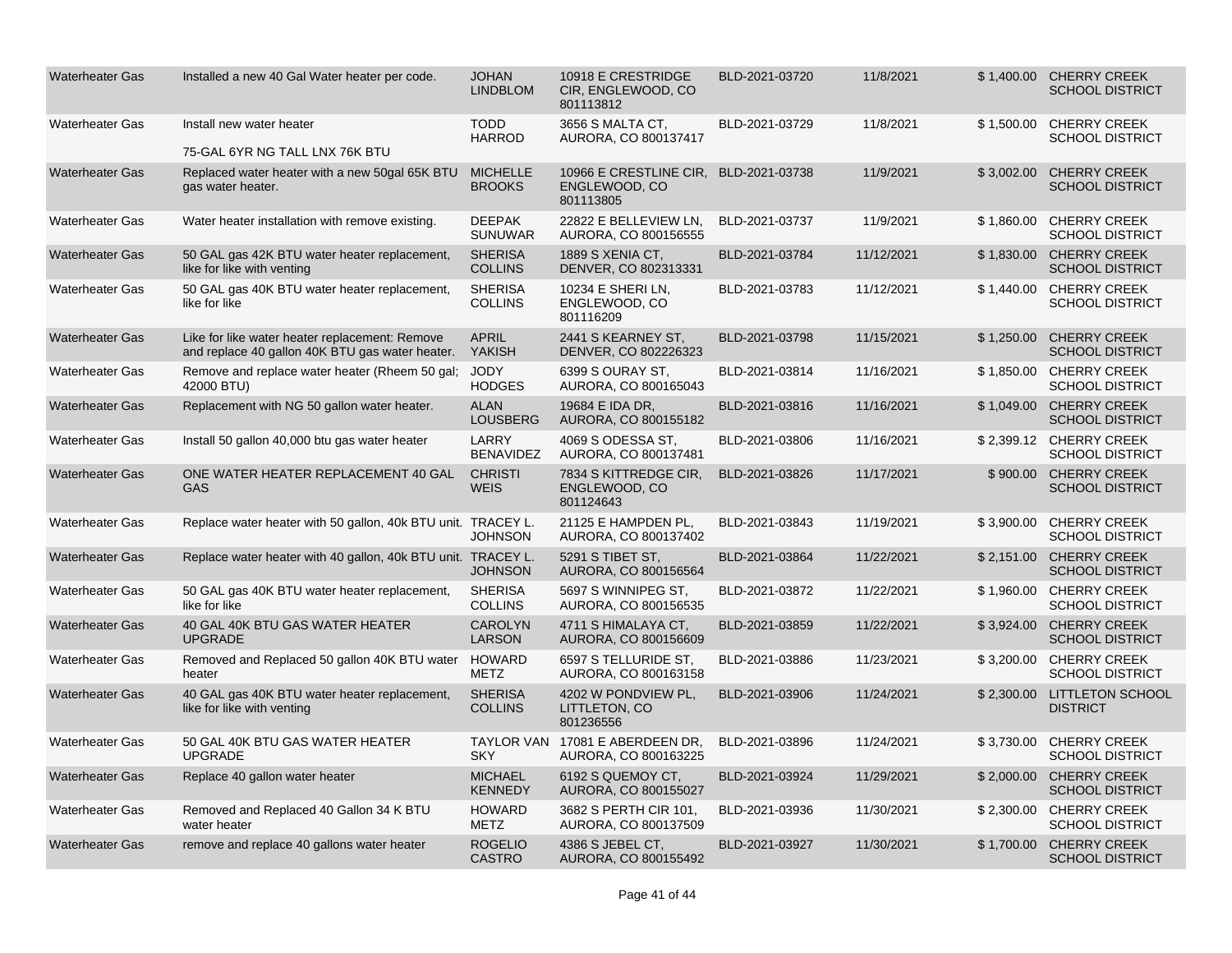| | | | | | | | |
|---|---|---|---|---|---|---|---|
| Waterheater Gas | Installed a new 40 Gal Water heater per code. | JOHAN LINDBLOM | 10918 E CRESTRIDGE CIR, ENGLEWOOD, CO 801113812 | BLD-2021-03720 | 11/8/2021 | $ 1,400.00 | CHERRY CREEK SCHOOL DISTRICT |
| Waterheater Gas | Install new water heater<br><br>75-GAL 6YR NG TALL LNX 76K BTU | TODD HARROD | 3656 S MALTA CT, AURORA, CO 800137417 | BLD-2021-03729 | 11/8/2021 | $ 1,500.00 | CHERRY CREEK SCHOOL DISTRICT |
| Waterheater Gas | Replaced water heater with a new 50gal 65K BTU gas water heater. | MICHELLE BROOKS | 10966 E CRESTLINE CIR, ENGLEWOOD, CO 801113805 | BLD-2021-03738 | 11/9/2021 | $ 3,002.00 | CHERRY CREEK SCHOOL DISTRICT |
| Waterheater Gas | Water heater installation with remove existing. | DEEPAK SUNUWAR | 22822 E BELLEVIEW LN, AURORA, CO 800156555 | BLD-2021-03737 | 11/9/2021 | $ 1,860.00 | CHERRY CREEK SCHOOL DISTRICT |
| Waterheater Gas | 50 GAL gas 42K BTU water heater replacement, like for like with venting | SHERISA COLLINS | 1889 S XENIA CT, DENVER, CO 802313331 | BLD-2021-03784 | 11/12/2021 | $ 1,830.00 | CHERRY CREEK SCHOOL DISTRICT |
| Waterheater Gas | 50 GAL gas 40K BTU water heater replacement, like for like | SHERISA COLLINS | 10234 E SHERI LN, ENGLEWOOD, CO 801116209 | BLD-2021-03783 | 11/12/2021 | $ 1,440.00 | CHERRY CREEK SCHOOL DISTRICT |
| Waterheater Gas | Like for like water heater replacement: Remove and replace 40 gallon 40K BTU gas water heater. | APRIL YAKISH | 2441 S KEARNEY ST, DENVER, CO 802226323 | BLD-2021-03798 | 11/15/2021 | $ 1,250.00 | CHERRY CREEK SCHOOL DISTRICT |
| Waterheater Gas | Remove and replace water heater (Rheem 50 gal; 42000 BTU) | JODY HODGES | 6399 S OURAY ST, AURORA, CO 800165043 | BLD-2021-03814 | 11/16/2021 | $ 1,850.00 | CHERRY CREEK SCHOOL DISTRICT |
| Waterheater Gas | Replacement with NG 50 gallon water heater. | ALAN LOUSBERG | 19684 E IDA DR, AURORA, CO 800155182 | BLD-2021-03816 | 11/16/2021 | $ 1,049.00 | CHERRY CREEK SCHOOL DISTRICT |
| Waterheater Gas | Install 50 gallon 40,000 btu gas water heater | LARRY BENAVIDEZ | 4069 S ODESSA ST, AURORA, CO 800137481 | BLD-2021-03806 | 11/16/2021 | $ 2,399.12 | CHERRY CREEK SCHOOL DISTRICT |
| Waterheater Gas | ONE WATER HEATER REPLACEMENT 40 GAL GAS | CHRISTI WEIS | 7834 S KITTREDGE CIR, ENGLEWOOD, CO 801124643 | BLD-2021-03826 | 11/17/2021 | $ 900.00 | CHERRY CREEK SCHOOL DISTRICT |
| Waterheater Gas | Replace water heater with 50 gallon, 40k BTU unit. | TRACEY L. JOHNSON | 21125 E HAMPDEN PL, AURORA, CO 800137402 | BLD-2021-03843 | 11/19/2021 | $ 3,900.00 | CHERRY CREEK SCHOOL DISTRICT |
| Waterheater Gas | Replace water heater with 40 gallon, 40k BTU unit. | TRACEY L. JOHNSON | 5291 S TIBET ST, AURORA, CO 800156564 | BLD-2021-03864 | 11/22/2021 | $ 2,151.00 | CHERRY CREEK SCHOOL DISTRICT |
| Waterheater Gas | 50 GAL gas 40K BTU water heater replacement, like for like | SHERISA COLLINS | 5697 S WINNIPEG ST, AURORA, CO 800156535 | BLD-2021-03872 | 11/22/2021 | $ 1,960.00 | CHERRY CREEK SCHOOL DISTRICT |
| Waterheater Gas | 40 GAL 40K BTU GAS WATER HEATER UPGRADE | CAROLYN LARSON | 4711 S HIMALAYA CT, AURORA, CO 800156609 | BLD-2021-03859 | 11/22/2021 | $ 3,924.00 | CHERRY CREEK SCHOOL DISTRICT |
| Waterheater Gas | Removed and Replaced 50 gallon 40K BTU water heater | HOWARD METZ | 6597 S TELLURIDE ST, AURORA, CO 800163158 | BLD-2021-03886 | 11/23/2021 | $ 3,200.00 | CHERRY CREEK SCHOOL DISTRICT |
| Waterheater Gas | 40 GAL gas 40K BTU water heater replacement, like for like with venting | SHERISA COLLINS | 4202 W PONDVIEW PL, LITTLETON, CO 801236556 | BLD-2021-03906 | 11/24/2021 | $ 2,300.00 | LITTLETON SCHOOL DISTRICT |
| Waterheater Gas | 50 GAL 40K BTU GAS WATER HEATER UPGRADE | TAYLOR VAN SKY | 17081 E ABERDEEN DR, AURORA, CO 800163225 | BLD-2021-03896 | 11/24/2021 | $ 3,730.00 | CHERRY CREEK SCHOOL DISTRICT |
| Waterheater Gas | Replace 40 gallon water heater | MICHAEL KENNEDY | 6192 S QUEMOY CT, AURORA, CO 800155027 | BLD-2021-03924 | 11/29/2021 | $ 2,000.00 | CHERRY CREEK SCHOOL DISTRICT |
| Waterheater Gas | Removed and Replaced 40 Gallon 34 K BTU water heater | HOWARD METZ | 3682 S PERTH CIR 101, AURORA, CO 800137509 | BLD-2021-03936 | 11/30/2021 | $ 2,300.00 | CHERRY CREEK SCHOOL DISTRICT |
| Waterheater Gas | remove and replace 40 gallons water heater | ROGELIO CASTRO | 4386 S JEBEL CT, AURORA, CO 800155492 | BLD-2021-03927 | 11/30/2021 | $ 1,700.00 | CHERRY CREEK SCHOOL DISTRICT |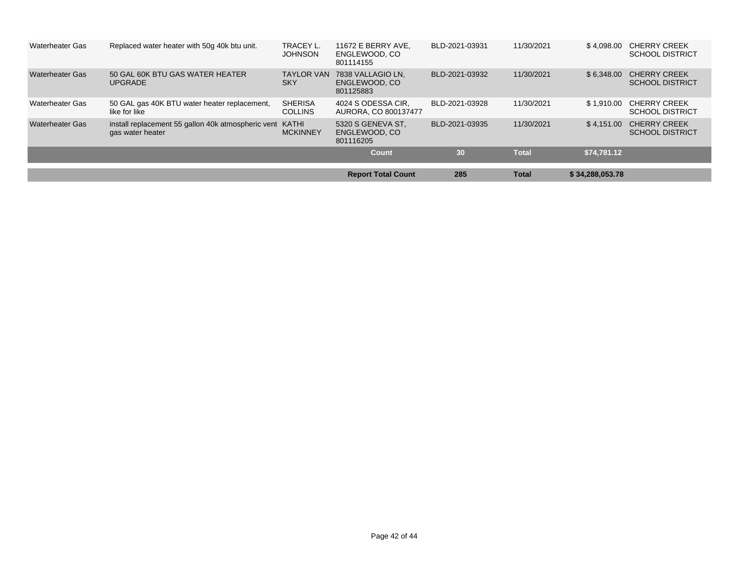| | | | | | | | |
|---|---|---|---|---|---|---|---|
| Waterheater Gas | Replaced water heater with 50g 40k btu unit. | TRACEY L. JOHNSON | 11672 E BERRY AVE, ENGLEWOOD, CO 801114155 | BLD-2021-03931 | 11/30/2021 | $ 4,098.00 | CHERRY CREEK SCHOOL DISTRICT |
| Waterheater Gas | 50 GAL 60K BTU GAS WATER HEATER UPGRADE | TAYLOR VAN SKY | 7838 VALLAGIO LN, ENGLEWOOD, CO 801125883 | BLD-2021-03932 | 11/30/2021 | $ 6,348.00 | CHERRY CREEK SCHOOL DISTRICT |
| Waterheater Gas | 50 GAL gas 40K BTU water heater replacement, like for like | SHERISA COLLINS | 4024 S ODESSA CIR, AURORA, CO 800137477 | BLD-2021-03928 | 11/30/2021 | $ 1,910.00 | CHERRY CREEK SCHOOL DISTRICT |
| Waterheater Gas | install replacement 55 gallon 40k atmospheric vent gas water heater | KATHI MCKINNEY | 5320 S GENEVA ST, ENGLEWOOD, CO 801116205 | BLD-2021-03935 | 11/30/2021 | $ 4,151.00 | CHERRY CREEK SCHOOL DISTRICT |
| | | | **Count** | **30** | **Total** | **$74,781.12** | |
| | | | **Report Total Count** | **285** | **Total** | **$ 34,288,053.78** | |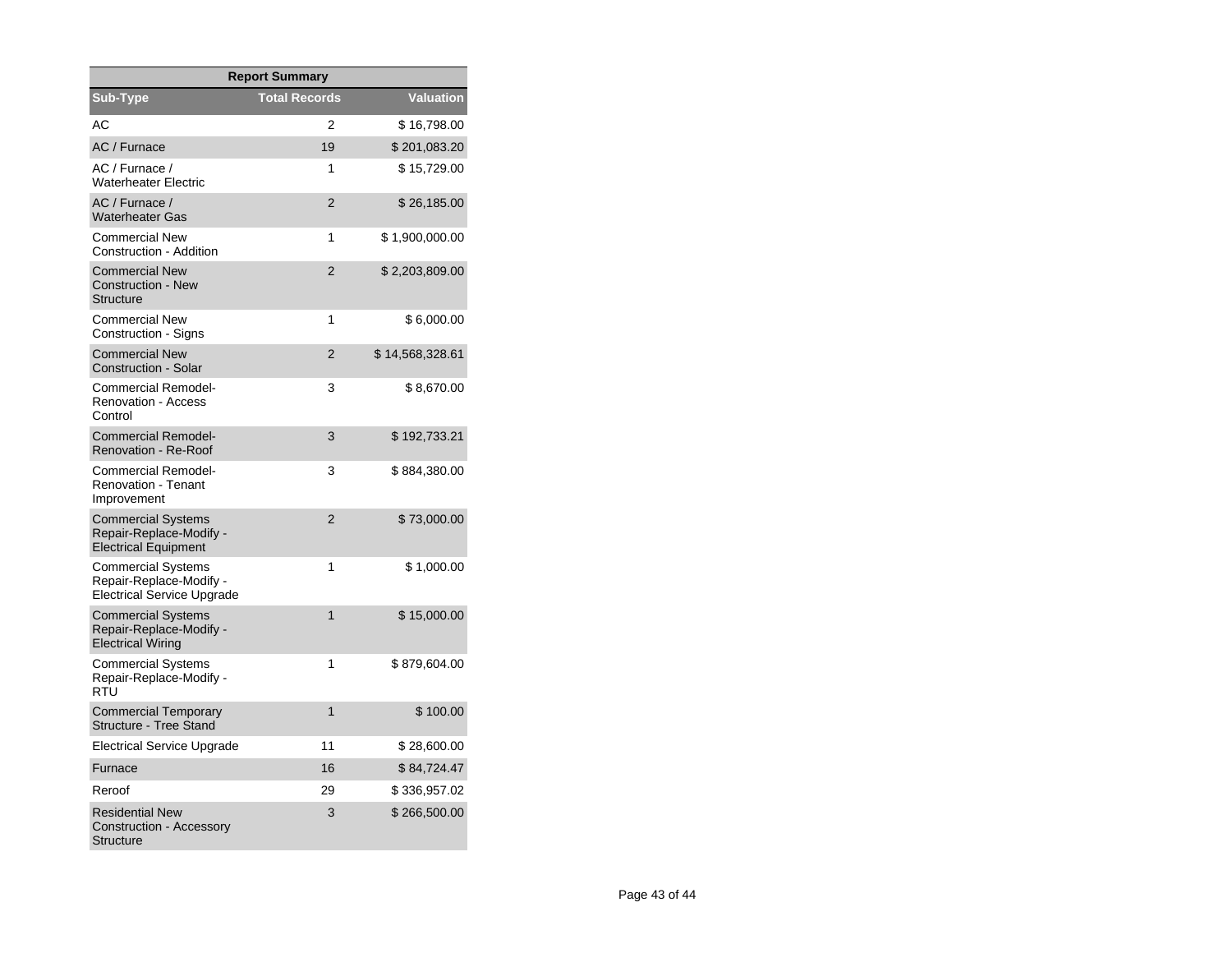| Report Summary | | |
|---|---|---|
| Sub-Type | Total Records | Valuation |
| AC | 2 | $ 16,798.00 |
| AC / Furnace | 19 | $ 201,083.20 |
| AC / Furnace / Waterheater Electric | 1 | $ 15,729.00 |
| AC / Furnace / Waterheater Gas | 2 | $ 26,185.00 |
| Commercial New Construction - Addition | 1 | $ 1,900,000.00 |
| Commercial New Construction - New Structure | 2 | $ 2,203,809.00 |
| Commercial New Construction - Signs | 1 | $ 6,000.00 |
| Commercial New Construction - Solar | 2 | $ 14,568,328.61 |
| Commercial Remodel-Renovation - Access Control | 3 | $ 8,670.00 |
| Commercial Remodel-Renovation - Re-Roof | 3 | $ 192,733.21 |
| Commercial Remodel-Renovation - Tenant Improvement | 3 | $ 884,380.00 |
| Commercial Systems Repair-Replace-Modify - Electrical Equipment | 2 | $ 73,000.00 |
| Commercial Systems Repair-Replace-Modify - Electrical Service Upgrade | 1 | $ 1,000.00 |
| Commercial Systems Repair-Replace-Modify - Electrical Wiring | 1 | $ 15,000.00 |
| Commercial Systems Repair-Replace-Modify - RTU | 1 | $ 879,604.00 |
| Commercial Temporary Structure - Tree Stand | 1 | $ 100.00 |
| Electrical Service Upgrade | 11 | $ 28,600.00 |
| Furnace | 16 | $ 84,724.47 |
| Reroof | 29 | $ 336,957.02 |
| Residential New Construction - Accessory Structure | 3 | $ 266,500.00 |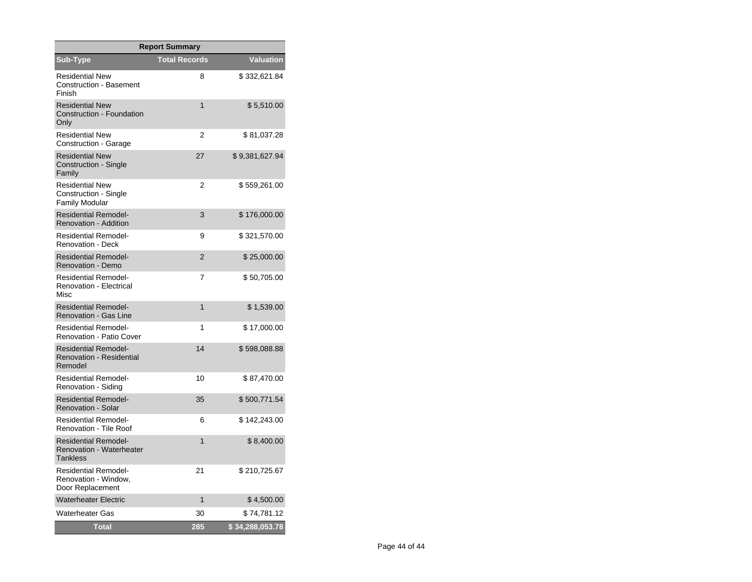| Report Summary | | |
|---|---|---|
| Sub-Type | Total Records | Valuation |
| Residential New Construction - Basement Finish | 8 | $ 332,621.84 |
| Residential New Construction - Foundation Only | 1 | $ 5,510.00 |
| Residential New Construction - Garage | 2 | $ 81,037.28 |
| Residential New Construction - Single Family | 27 | $ 9,381,627.94 |
| Residential New Construction - Single Family Modular | 2 | $ 559,261.00 |
| Residential Remodel-Renovation - Addition | 3 | $ 176,000.00 |
| Residential Remodel-Renovation - Deck | 9 | $ 321,570.00 |
| Residential Remodel-Renovation - Demo | 2 | $ 25,000.00 |
| Residential Remodel-Renovation - Electrical Misc | 7 | $ 50,705.00 |
| Residential Remodel-Renovation - Gas Line | 1 | $ 1,539.00 |
| Residential Remodel-Renovation - Patio Cover | 1 | $ 17,000.00 |
| Residential Remodel-Renovation - Residential Remodel | 14 | $ 598,088.88 |
| Residential Remodel-Renovation - Siding | 10 | $ 87,470.00 |
| Residential Remodel-Renovation - Solar | 35 | $ 500,771.54 |
| Residential Remodel-Renovation - Tile Roof | 6 | $ 142,243.00 |
| Residential Remodel-Renovation - Waterheater Tankless | 1 | $ 8,400.00 |
| Residential Remodel-Renovation - Window, Door Replacement | 21 | $ 210,725.67 |
| Waterheater Electric | 1 | $ 4,500.00 |
| Waterheater Gas | 30 | $ 74,781.12 |
| **Total** | **285** | **$ 34,288,053.78** |